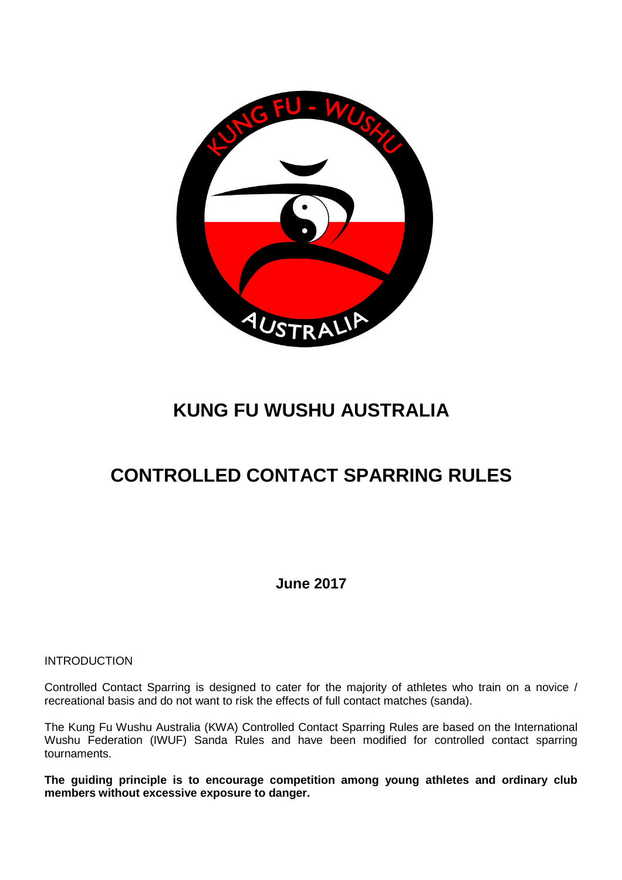# KUNG FU WUSHU AUSTRALIA

# CONTROLLED CONTACT SPARRING RULES

**June 2017**

INTRODUCTION

Controlled Contact Sparring is designed to cater for the majority of athletes who train on a novice / recreational basis and do not want to risk the effects of full contact matches (sanda).

The Kung Fu Wushu Australia (KWA) Controlled Contact Sparring Rules are based on the International Wushu Federation (IWUF) Sanda Rules and have been modified for controlled contact sparring tournaments.

**The guiding principle is to encourage competition among young athletes and ordinary club members without excessive exposure to danger.**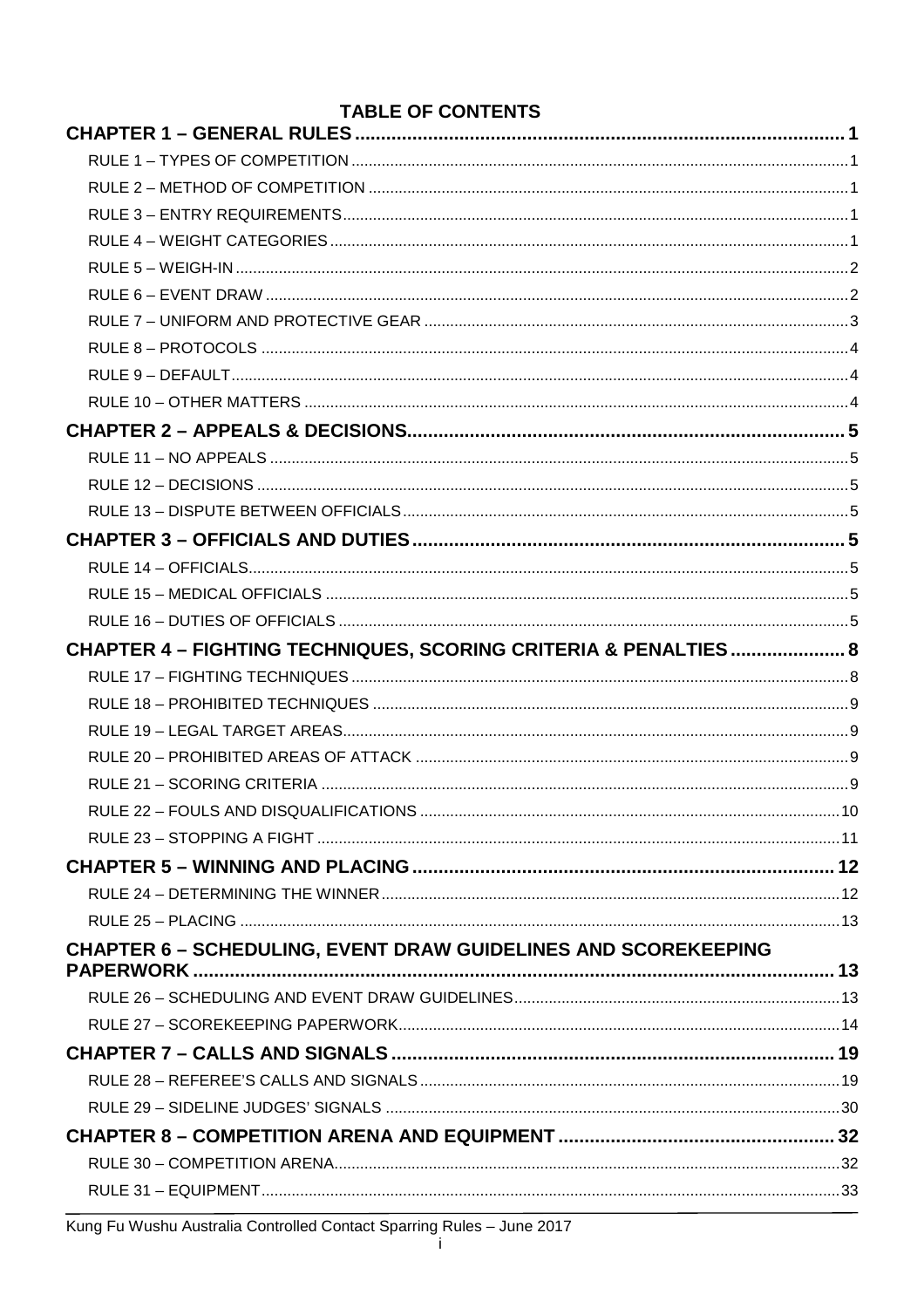# TABLE OF CONTENTS

**CHAPTER 1 – GENERAL RULES** ..... 1

RULE 1 – TYPES OF COMPETITION ..... 1

RULE 2 – METHOD OF COMPETITION ..... 1

RULE 3 – ENTRY REQUIREMENTS ..... 1

RULE 4 – WEIGHT CATEGORIES ..... 1

RULE 5 – WEIGH-IN ..... 2

RULE 6 – EVENT DRAW ..... 2

RULE 7 – UNIFORM AND PROTECTIVE GEAR ..... 3

RULE 8 – PROTOCOLS ..... 4

RULE 9 – DEFAULT ..... 4

RULE 10 – OTHER MATTERS ..... 4

**CHAPTER 2 – APPEALS & DECISIONS** ..... 5

RULE 11 – NO APPEALS ..... 5

RULE 12 – DECISIONS ..... 5

RULE 13 – DISPUTE BETWEEN OFFICIALS ..... 5

**CHAPTER 3 – OFFICIALS AND DUTIES** ..... 5

RULE 14 – OFFICIALS ..... 5

RULE 15 – MEDICAL OFFICIALS ..... 5

RULE 16 – DUTIES OF OFFICIALS ..... 5

**CHAPTER 4 – FIGHTING TECHNIQUES, SCORING CRITERIA & PENALTIES** ..... 8

RULE 17 – FIGHTING TECHNIQUES ..... 8

RULE 18 – PROHIBITED TECHNIQUES ..... 9

RULE 19 – LEGAL TARGET AREAS ..... 9

RULE 20 – PROHIBITED AREAS OF ATTACK ..... 9

RULE 21 – SCORING CRITERIA ..... 9

RULE 22 – FOULS AND DISQUALIFICATIONS ..... 10

RULE 23 – STOPPING A FIGHT ..... 11

**CHAPTER 5 – WINNING AND PLACING** ..... 12

RULE 24 – DETERMINING THE WINNER ..... 12

RULE 25 – PLACING ..... 13

**CHAPTER 6 – SCHEDULING, EVENT DRAW GUIDELINES AND SCOREKEEPING PAPERWORK** ..... 13

RULE 26 – SCHEDULING AND EVENT DRAW GUIDELINES ..... 13

RULE 27 – SCOREKEEPING PAPERWORK ..... 14

**CHAPTER 7 – CALLS AND SIGNALS** ..... 19

RULE 28 – REFEREE'S CALLS AND SIGNALS ..... 19

RULE 29 – SIDELINE JUDGES' SIGNALS ..... 30

**CHAPTER 8 – COMPETITION ARENA AND EQUIPMENT** ..... 32

RULE 30 – COMPETITION ARENA ..... 32

RULE 31 – EQUIPMENT ..... 33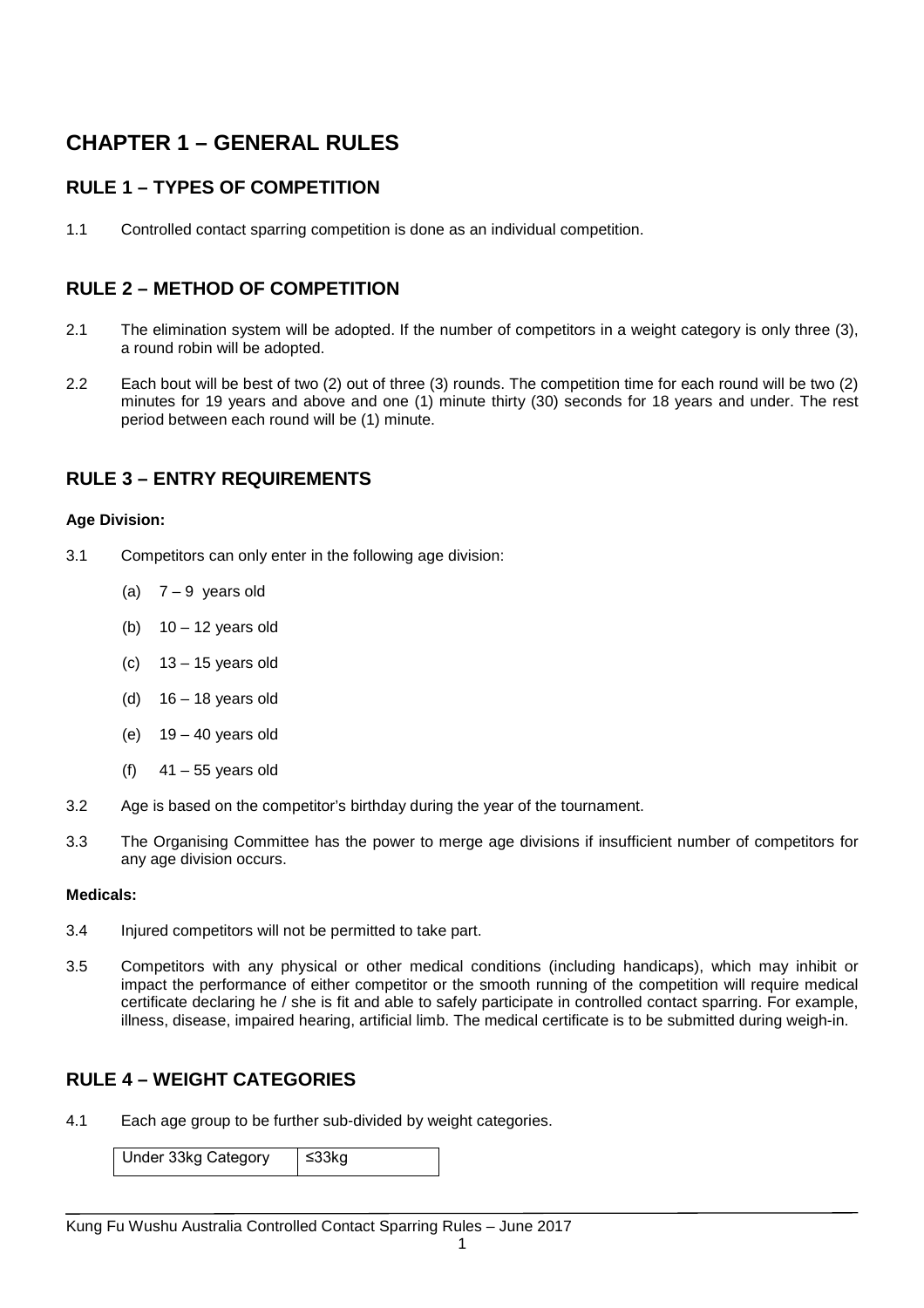# CHAPTER 1 – GENERAL RULES

## RULE 1 – TYPES OF COMPETITION

1.1 Controlled contact sparring competition is done as an individual competition.

## RULE 2 – METHOD OF COMPETITION

2.1 The elimination system will be adopted. If the number of competitors in a weight category is only three (3), a round robin will be adopted.

2.2 Each bout will be best of two (2) out of three (3) rounds. The competition time for each round will be two (2) minutes for 19 years and above and one (1) minute thirty (30) seconds for 18 years and under. The rest period between each round will be (1) minute.

## RULE 3 – ENTRY REQUIREMENTS

**Age Division:**

3.1 Competitors can only enter in the following age division:

(a) 7 – 9 years old

(b) 10 – 12 years old

(c) 13 – 15 years old

(d) 16 – 18 years old

(e) 19 – 40 years old

(f) 41 – 55 years old

3.2 Age is based on the competitor's birthday during the year of the tournament.

3.3 The Organising Committee has the power to merge age divisions if insufficient number of competitors for any age division occurs.

**Medicals:**

3.4 Injured competitors will not be permitted to take part.

3.5 Competitors with any physical or other medical conditions (including handicaps), which may inhibit or impact the performance of either competitor or the smooth running of the competition will require medical certificate declaring he / she is fit and able to safely participate in controlled contact sparring. For example, illness, disease, impaired hearing, artificial limb. The medical certificate is to be submitted during weigh-in.

## RULE 4 – WEIGHT CATEGORIES

4.1 Each age group to be further sub-divided by weight categories.

| Under 33kg Category | ≤33kg |
|---|---|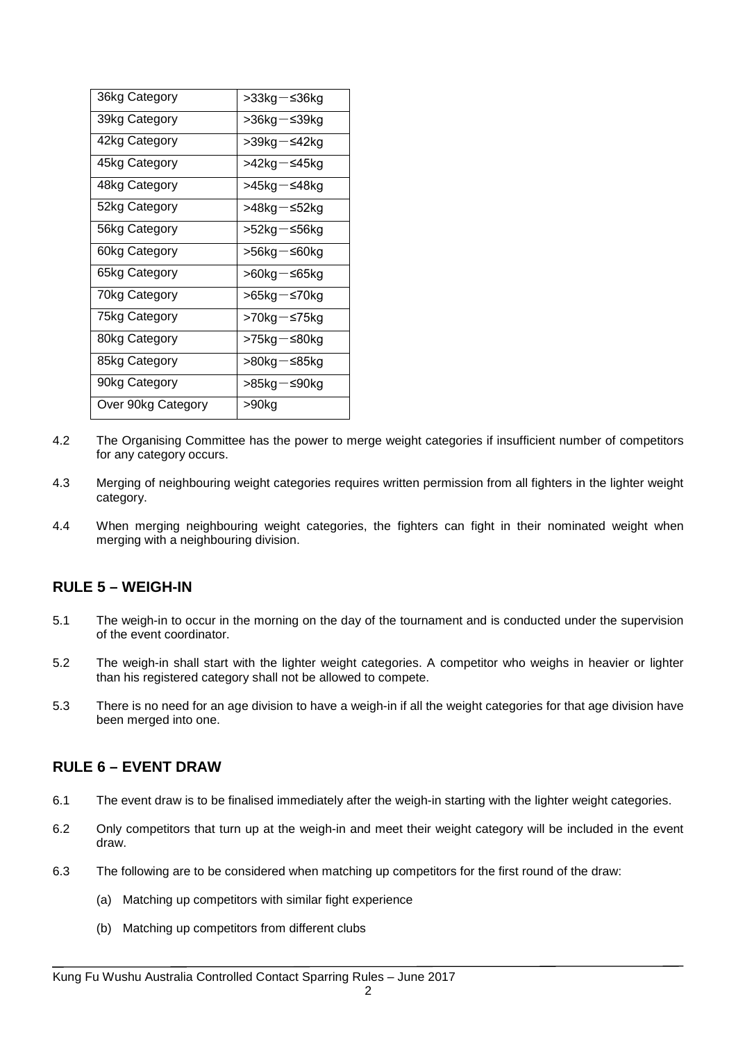| 36kg Category | >33kg－≤36kg |
|---|---|
| 39kg Category | >36kg－≤39kg |
| 42kg Category | >39kg－≤42kg |
| 45kg Category | >42kg－≤45kg |
| 48kg Category | >45kg－≤48kg |
| 52kg Category | >48kg－≤52kg |
| 56kg Category | >52kg－≤56kg |
| 60kg Category | >56kg－≤60kg |
| 65kg Category | >60kg－≤65kg |
| 70kg Category | >65kg－≤70kg |
| 75kg Category | >70kg－≤75kg |
| 80kg Category | >75kg－≤80kg |
| 85kg Category | >80kg－≤85kg |
| 90kg Category | >85kg－≤90kg |
| Over 90kg Category | >90kg |

4.2 The Organising Committee has the power to merge weight categories if insufficient number of competitors for any category occurs.

4.3 Merging of neighbouring weight categories requires written permission from all fighters in the lighter weight category.

4.4 When merging neighbouring weight categories, the fighters can fight in their nominated weight when merging with a neighbouring division.

## RULE 5 – WEIGH-IN

5.1 The weigh-in to occur in the morning on the day of the tournament and is conducted under the supervision of the event coordinator.

5.2 The weigh-in shall start with the lighter weight categories. A competitor who weighs in heavier or lighter than his registered category shall not be allowed to compete.

5.3 There is no need for an age division to have a weigh-in if all the weight categories for that age division have been merged into one.

## RULE 6 – EVENT DRAW

6.1 The event draw is to be finalised immediately after the weigh-in starting with the lighter weight categories.

6.2 Only competitors that turn up at the weigh-in and meet their weight category will be included in the event draw.

6.3 The following are to be considered when matching up competitors for the first round of the draw:

(a) Matching up competitors with similar fight experience

(b) Matching up competitors from different clubs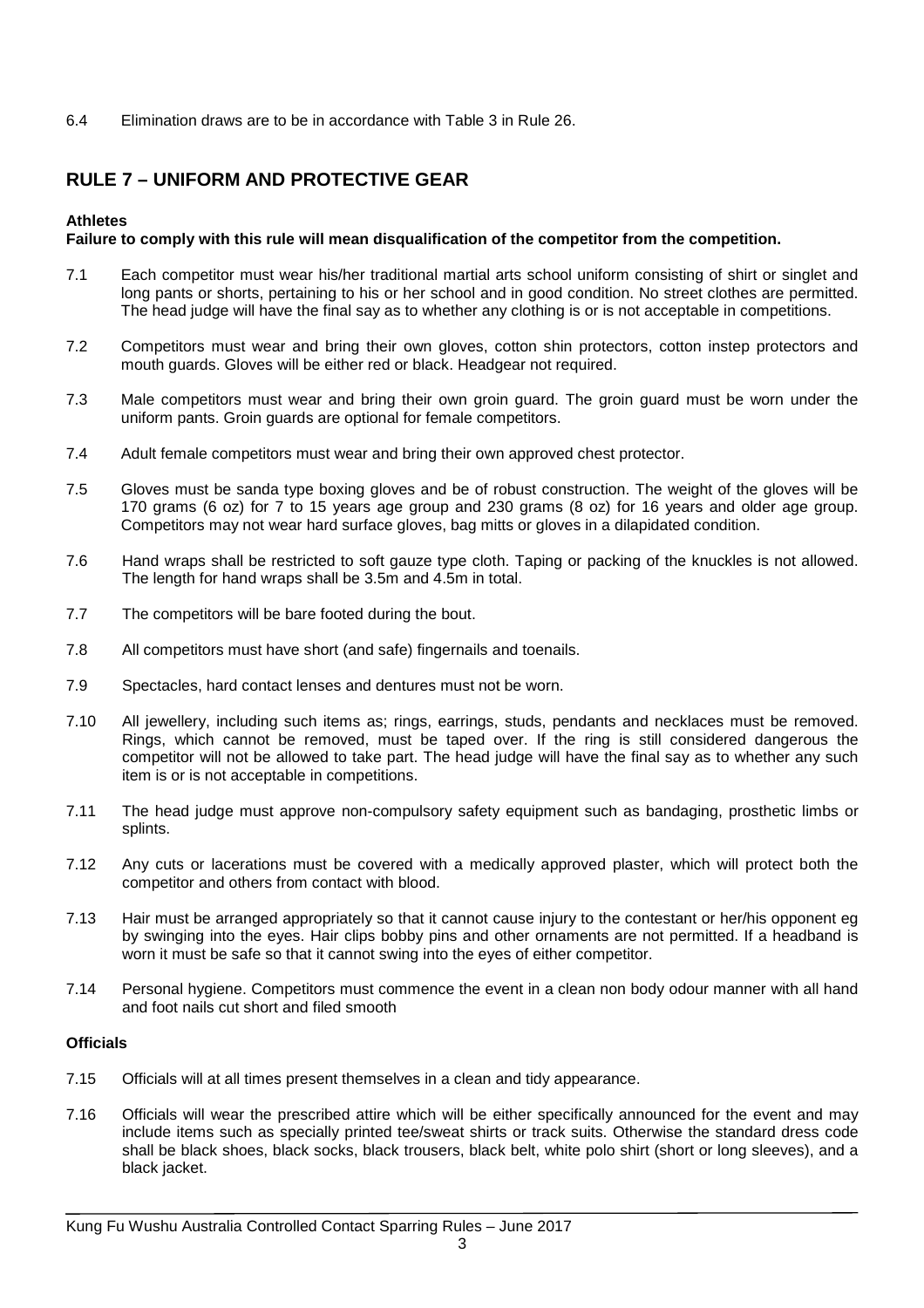6.4 Elimination draws are to be in accordance with Table 3 in Rule 26.

## RULE 7 – UNIFORM AND PROTECTIVE GEAR

**Athletes**

**Failure to comply with this rule will mean disqualification of the competitor from the competition.**

7.1 Each competitor must wear his/her traditional martial arts school uniform consisting of shirt or singlet and long pants or shorts, pertaining to his or her school and in good condition. No street clothes are permitted. The head judge will have the final say as to whether any clothing is or is not acceptable in competitions.

7.2 Competitors must wear and bring their own gloves, cotton shin protectors, cotton instep protectors and mouth guards. Gloves will be either red or black. Headgear not required.

7.3 Male competitors must wear and bring their own groin guard. The groin guard must be worn under the uniform pants. Groin guards are optional for female competitors.

7.4 Adult female competitors must wear and bring their own approved chest protector.

7.5 Gloves must be sanda type boxing gloves and be of robust construction. The weight of the gloves will be 170 grams (6 oz) for 7 to 15 years age group and 230 grams (8 oz) for 16 years and older age group. Competitors may not wear hard surface gloves, bag mitts or gloves in a dilapidated condition.

7.6 Hand wraps shall be restricted to soft gauze type cloth. Taping or packing of the knuckles is not allowed. The length for hand wraps shall be 3.5m and 4.5m in total.

7.7 The competitors will be bare footed during the bout.

7.8 All competitors must have short (and safe) fingernails and toenails.

7.9 Spectacles, hard contact lenses and dentures must not be worn.

7.10 All jewellery, including such items as; rings, earrings, studs, pendants and necklaces must be removed. Rings, which cannot be removed, must be taped over. If the ring is still considered dangerous the competitor will not be allowed to take part. The head judge will have the final say as to whether any such item is or is not acceptable in competitions.

7.11 The head judge must approve non-compulsory safety equipment such as bandaging, prosthetic limbs or splints.

7.12 Any cuts or lacerations must be covered with a medically approved plaster, which will protect both the competitor and others from contact with blood.

7.13 Hair must be arranged appropriately so that it cannot cause injury to the contestant or her/his opponent eg by swinging into the eyes. Hair clips bobby pins and other ornaments are not permitted. If a headband is worn it must be safe so that it cannot swing into the eyes of either competitor.

7.14 Personal hygiene. Competitors must commence the event in a clean non body odour manner with all hand and foot nails cut short and filed smooth

**Officials**

7.15 Officials will at all times present themselves in a clean and tidy appearance.

7.16 Officials will wear the prescribed attire which will be either specifically announced for the event and may include items such as specially printed tee/sweat shirts or track suits. Otherwise the standard dress code shall be black shoes, black socks, black trousers, black belt, white polo shirt (short or long sleeves), and a black jacket.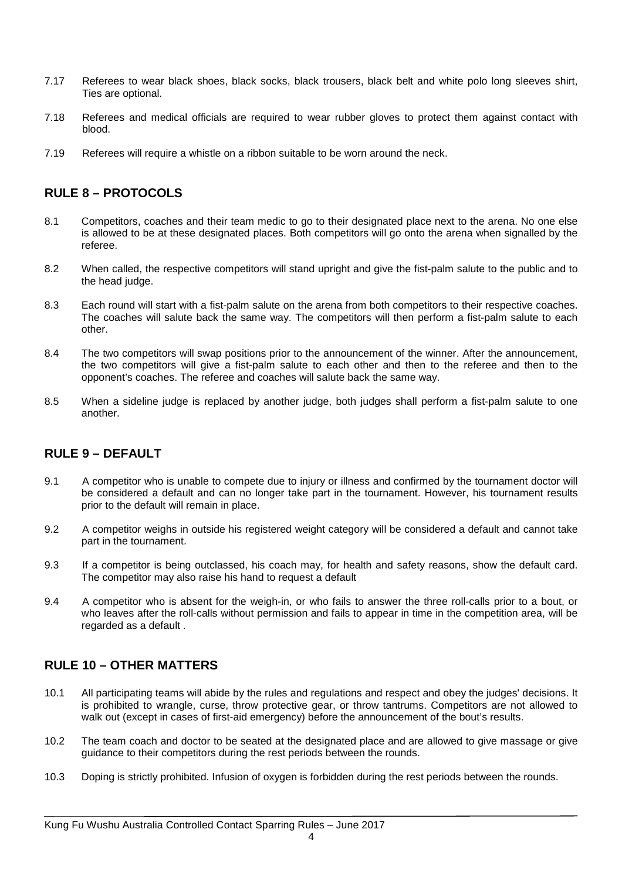7.17 Referees to wear black shoes, black socks, black trousers, black belt and white polo long sleeves shirt, Ties are optional.

7.18 Referees and medical officials are required to wear rubber gloves to protect them against contact with blood.

7.19 Referees will require a whistle on a ribbon suitable to be worn around the neck.

## RULE 8 – PROTOCOLS

8.1 Competitors, coaches and their team medic to go to their designated place next to the arena. No one else is allowed to be at these designated places. Both competitors will go onto the arena when signalled by the referee.

8.2 When called, the respective competitors will stand upright and give the fist-palm salute to the public and to the head judge.

8.3 Each round will start with a fist-palm salute on the arena from both competitors to their respective coaches. The coaches will salute back the same way. The competitors will then perform a fist-palm salute to each other.

8.4 The two competitors will swap positions prior to the announcement of the winner. After the announcement, the two competitors will give a fist-palm salute to each other and then to the referee and then to the opponent's coaches. The referee and coaches will salute back the same way.

8.5 When a sideline judge is replaced by another judge, both judges shall perform a fist-palm salute to one another.

## RULE 9 – DEFAULT

9.1 A competitor who is unable to compete due to injury or illness and confirmed by the tournament doctor will be considered a default and can no longer take part in the tournament. However, his tournament results prior to the default will remain in place.

9.2 A competitor weighs in outside his registered weight category will be considered a default and cannot take part in the tournament.

9.3 If a competitor is being outclassed, his coach may, for health and safety reasons, show the default card. The competitor may also raise his hand to request a default

9.4 A competitor who is absent for the weigh-in, or who fails to answer the three roll-calls prior to a bout, or who leaves after the roll-calls without permission and fails to appear in time in the competition area, will be regarded as a default .

## RULE 10 – OTHER MATTERS

10.1 All participating teams will abide by the rules and regulations and respect and obey the judges' decisions. It is prohibited to wrangle, curse, throw protective gear, or throw tantrums. Competitors are not allowed to walk out (except in cases of first-aid emergency) before the announcement of the bout's results.

10.2 The team coach and doctor to be seated at the designated place and are allowed to give massage or give guidance to their competitors during the rest periods between the rounds.

10.3 Doping is strictly prohibited. Infusion of oxygen is forbidden during the rest periods between the rounds.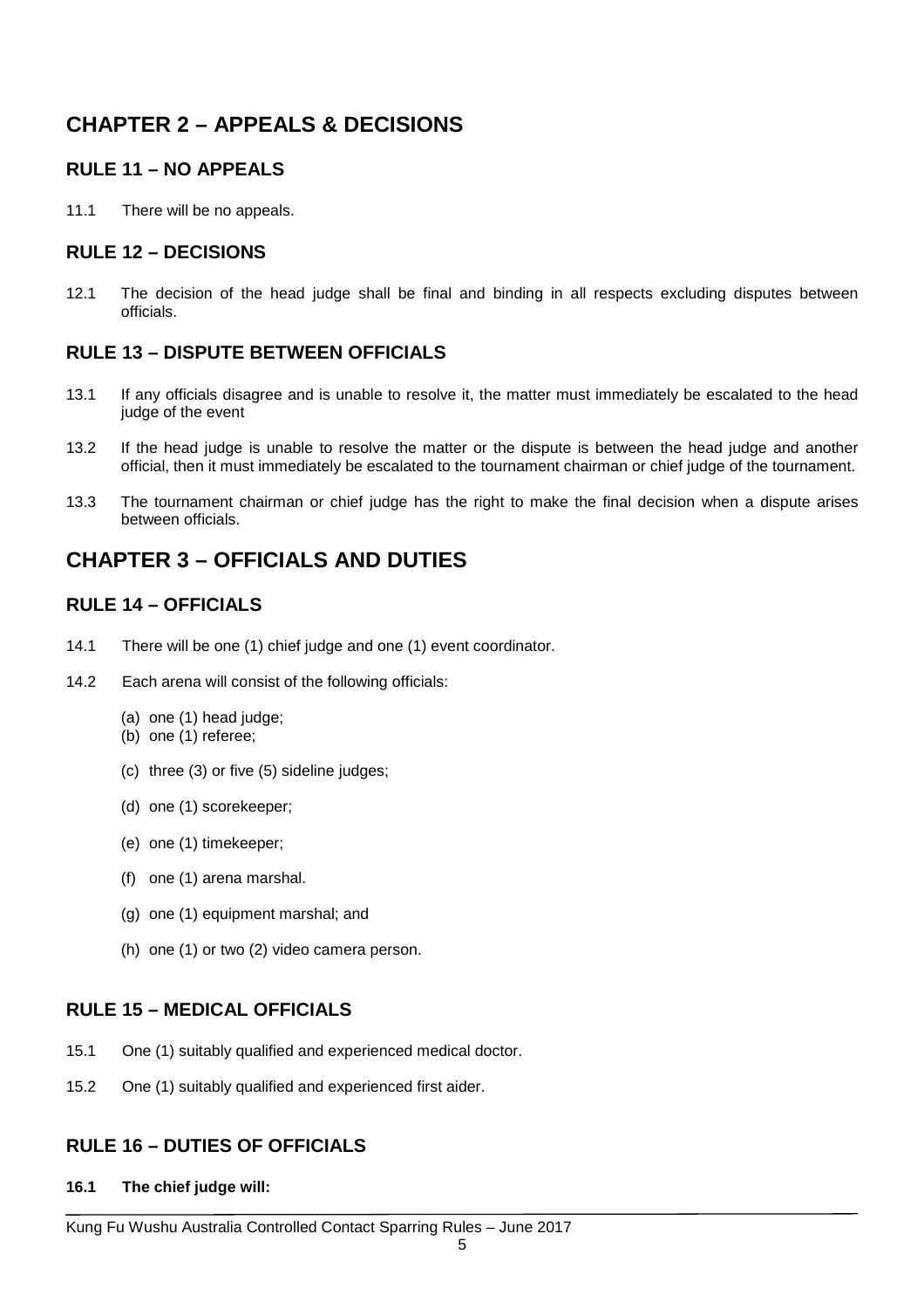# CHAPTER 2 – APPEALS & DECISIONS

## RULE 11 – NO APPEALS

11.1 There will be no appeals.

## RULE 12 – DECISIONS

12.1 The decision of the head judge shall be final and binding in all respects excluding disputes between officials.

## RULE 13 – DISPUTE BETWEEN OFFICIALS

13.1 If any officials disagree and is unable to resolve it, the matter must immediately be escalated to the head judge of the event

13.2 If the head judge is unable to resolve the matter or the dispute is between the head judge and another official, then it must immediately be escalated to the tournament chairman or chief judge of the tournament.

13.3 The tournament chairman or chief judge has the right to make the final decision when a dispute arises between officials.

# CHAPTER 3 – OFFICIALS AND DUTIES

## RULE 14 – OFFICIALS

14.1 There will be one (1) chief judge and one (1) event coordinator.

14.2 Each arena will consist of the following officials:

(a) one (1) head judge;
(b) one (1) referee;
(c) three (3) or five (5) sideline judges;
(d) one (1) scorekeeper;
(e) one (1) timekeeper;
(f) one (1) arena marshal.
(g) one (1) equipment marshal; and
(h) one (1) or two (2) video camera person.

## RULE 15 – MEDICAL OFFICIALS

15.1 One (1) suitably qualified and experienced medical doctor.

15.2 One (1) suitably qualified and experienced first aider.

## RULE 16 – DUTIES OF OFFICIALS

**16.1 The chief judge will:**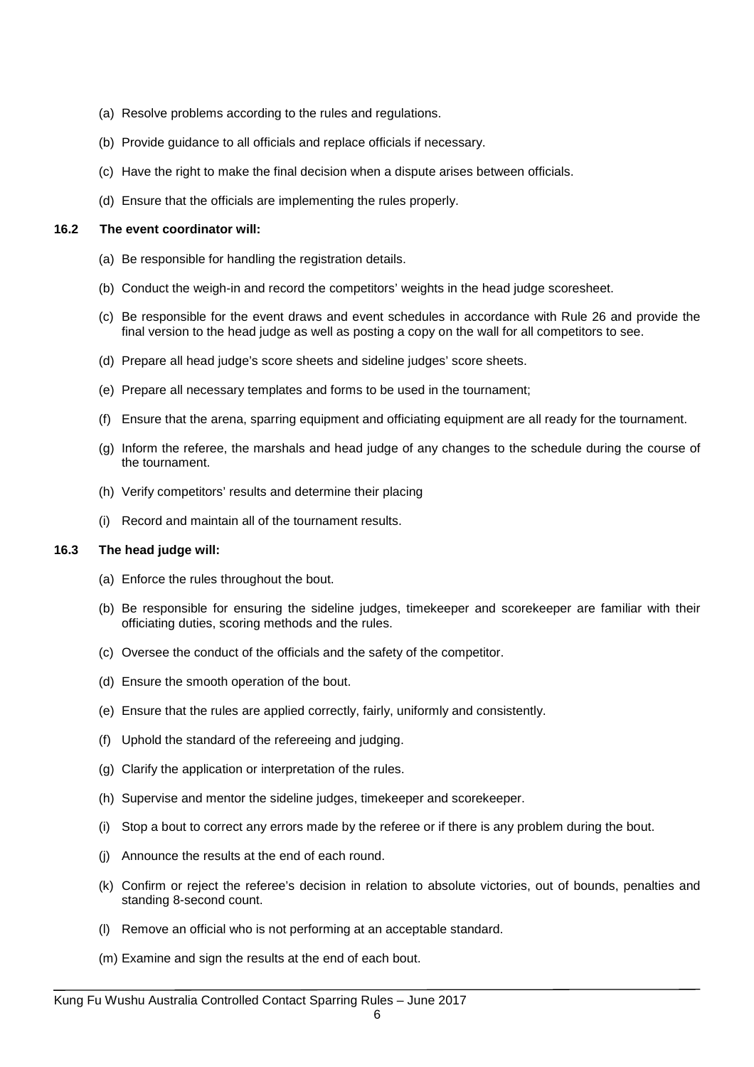(a) Resolve problems according to the rules and regulations.

(b) Provide guidance to all officials and replace officials if necessary.

(c) Have the right to make the final decision when a dispute arises between officials.

(d) Ensure that the officials are implementing the rules properly.

**16.2 The event coordinator will:**

(a) Be responsible for handling the registration details.

(b) Conduct the weigh-in and record the competitors' weights in the head judge scoresheet.

(c) Be responsible for the event draws and event schedules in accordance with Rule 26 and provide the final version to the head judge as well as posting a copy on the wall for all competitors to see.

(d) Prepare all head judge's score sheets and sideline judges' score sheets.

(e) Prepare all necessary templates and forms to be used in the tournament;

(f) Ensure that the arena, sparring equipment and officiating equipment are all ready for the tournament.

(g) Inform the referee, the marshals and head judge of any changes to the schedule during the course of the tournament.

(h) Verify competitors' results and determine their placing

(i) Record and maintain all of the tournament results.

**16.3 The head judge will:**

(a) Enforce the rules throughout the bout.

(b) Be responsible for ensuring the sideline judges, timekeeper and scorekeeper are familiar with their officiating duties, scoring methods and the rules.

(c) Oversee the conduct of the officials and the safety of the competitor.

(d) Ensure the smooth operation of the bout.

(e) Ensure that the rules are applied correctly, fairly, uniformly and consistently.

(f) Uphold the standard of the refereeing and judging.

(g) Clarify the application or interpretation of the rules.

(h) Supervise and mentor the sideline judges, timekeeper and scorekeeper.

(i) Stop a bout to correct any errors made by the referee or if there is any problem during the bout.

(j) Announce the results at the end of each round.

(k) Confirm or reject the referee's decision in relation to absolute victories, out of bounds, penalties and standing 8-second count.

(l) Remove an official who is not performing at an acceptable standard.

(m) Examine and sign the results at the end of each bout.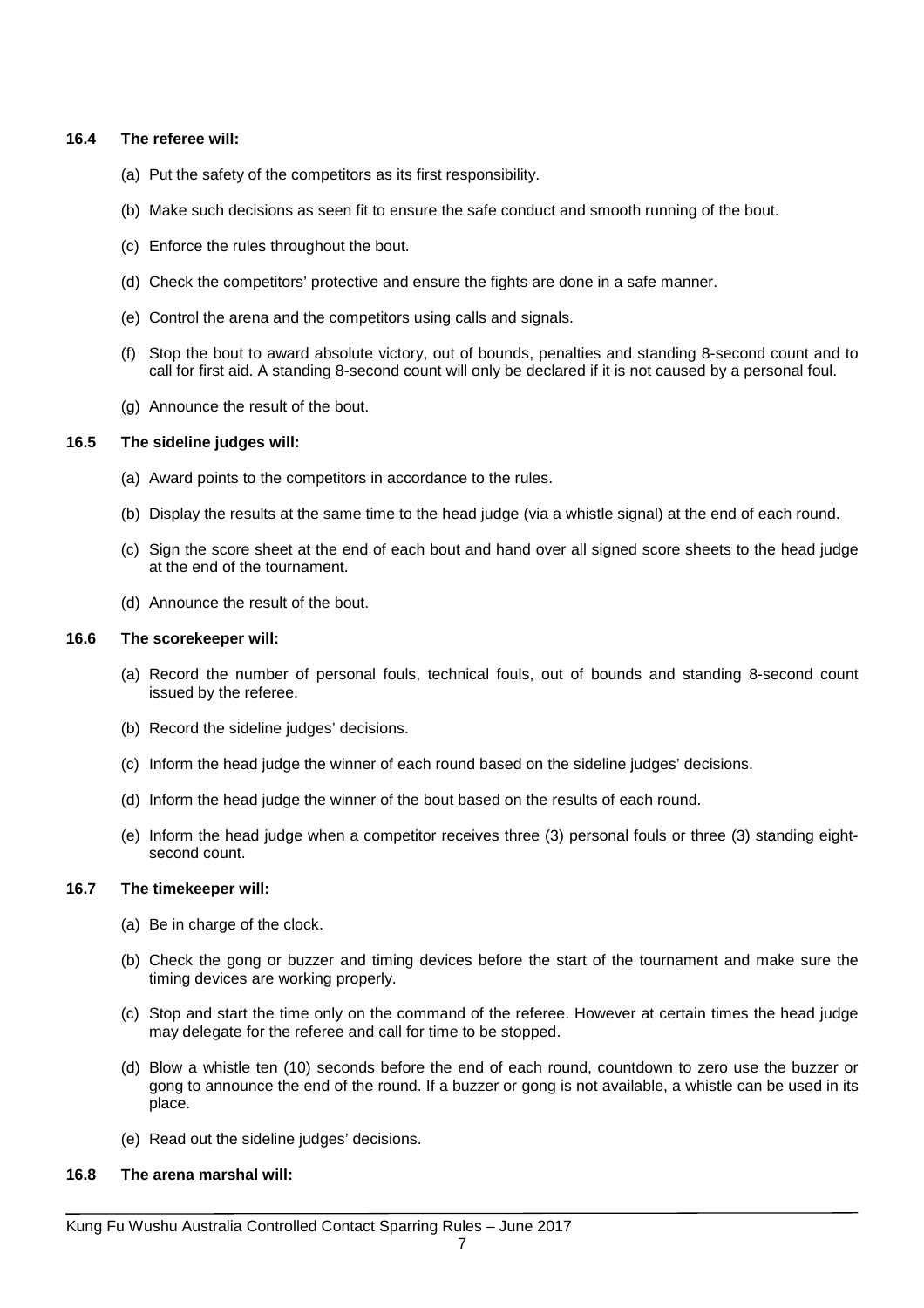#### 16.4 The referee will:

(a) Put the safety of the competitors as its first responsibility.

(b) Make such decisions as seen fit to ensure the safe conduct and smooth running of the bout.

(c) Enforce the rules throughout the bout.

(d) Check the competitors' protective and ensure the fights are done in a safe manner.

(e) Control the arena and the competitors using calls and signals.

(f) Stop the bout to award absolute victory, out of bounds, penalties and standing 8-second count and to call for first aid. A standing 8-second count will only be declared if it is not caused by a personal foul.

(g) Announce the result of the bout.

#### 16.5 The sideline judges will:

(a) Award points to the competitors in accordance to the rules.

(b) Display the results at the same time to the head judge (via a whistle signal) at the end of each round.

(c) Sign the score sheet at the end of each bout and hand over all signed score sheets to the head judge at the end of the tournament.

(d) Announce the result of the bout.

#### 16.6 The scorekeeper will:

(a) Record the number of personal fouls, technical fouls, out of bounds and standing 8-second count issued by the referee.

(b) Record the sideline judges' decisions.

(c) Inform the head judge the winner of each round based on the sideline judges' decisions.

(d) Inform the head judge the winner of the bout based on the results of each round.

(e) Inform the head judge when a competitor receives three (3) personal fouls or three (3) standing eight-second count.

#### 16.7 The timekeeper will:

(a) Be in charge of the clock.

(b) Check the gong or buzzer and timing devices before the start of the tournament and make sure the timing devices are working properly.

(c) Stop and start the time only on the command of the referee. However at certain times the head judge may delegate for the referee and call for time to be stopped.

(d) Blow a whistle ten (10) seconds before the end of each round, countdown to zero use the buzzer or gong to announce the end of the round. If a buzzer or gong is not available, a whistle can be used in its place.

(e) Read out the sideline judges' decisions.

#### 16.8 The arena marshal will: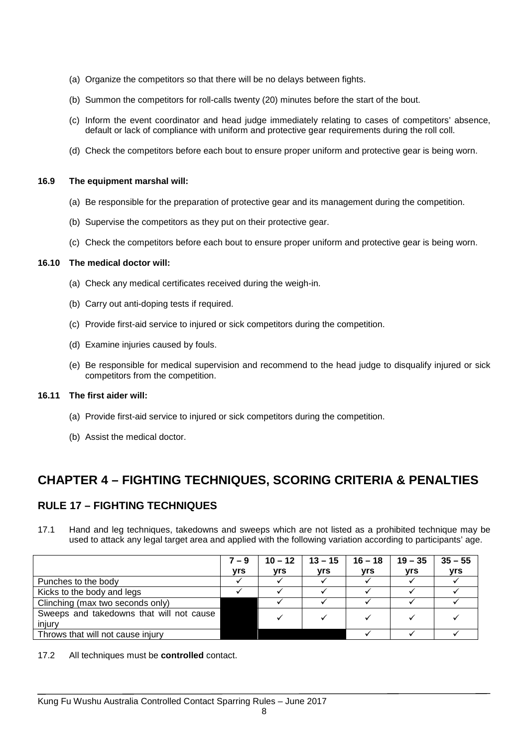(a) Organize the competitors so that there will be no delays between fights.

(b) Summon the competitors for roll-calls twenty (20) minutes before the start of the bout.

(c) Inform the event coordinator and head judge immediately relating to cases of competitors' absence, default or lack of compliance with uniform and protective gear requirements during the roll coll.

(d) Check the competitors before each bout to ensure proper uniform and protective gear is being worn.

**16.9 The equipment marshal will:**

(a) Be responsible for the preparation of protective gear and its management during the competition.

(b) Supervise the competitors as they put on their protective gear.

(c) Check the competitors before each bout to ensure proper uniform and protective gear is being worn.

**16.10 The medical doctor will:**

(a) Check any medical certificates received during the weigh-in.

(b) Carry out anti-doping tests if required.

(c) Provide first-aid service to injured or sick competitors during the competition.

(d) Examine injuries caused by fouls.

(e) Be responsible for medical supervision and recommend to the head judge to disqualify injured or sick competitors from the competition.

**16.11 The first aider will:**

(a) Provide first-aid service to injured or sick competitors during the competition.

(b) Assist the medical doctor.

# CHAPTER 4 – FIGHTING TECHNIQUES, SCORING CRITERIA & PENALTIES

## RULE 17 – FIGHTING TECHNIQUES

17.1 Hand and leg techniques, takedowns and sweeps which are not listed as a prohibited technique may be used to attack any legal target area and applied with the following variation according to participants' age.

| | 7 – 9 yrs | 10 – 12 yrs | 13 – 15 yrs | 16 – 18 yrs | 19 – 35 yrs | 35 – 55 yrs |
|---|---|---|---|---|---|---|
| Punches to the body | ✓ | ✓ | ✓ | ✓ | ✓ | ✓ |
| Kicks to the body and legs | ✓ | ✓ | ✓ | ✓ | ✓ | ✓ |
| Clinching (max two seconds only) | | ✓ | ✓ | ✓ | ✓ | ✓ |
| Sweeps and takedowns that will not cause injury | | ✓ | ✓ | ✓ | ✓ | ✓ |
| Throws that will not cause injury | | | | ✓ | ✓ | ✓ |

17.2 All techniques must be **controlled** contact.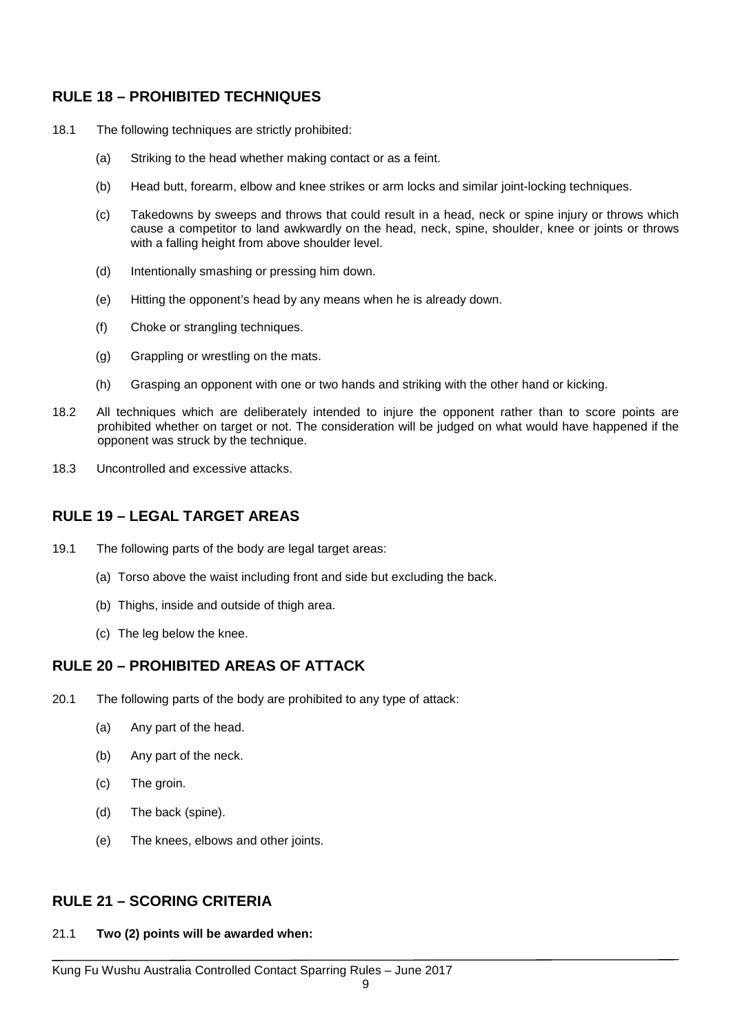## RULE 18 – PROHIBITED TECHNIQUES

18.1 The following techniques are strictly prohibited:

(a) Striking to the head whether making contact or as a feint.

(b) Head butt, forearm, elbow and knee strikes or arm locks and similar joint-locking techniques.

(c) Takedowns by sweeps and throws that could result in a head, neck or spine injury or throws which cause a competitor to land awkwardly on the head, neck, spine, shoulder, knee or joints or throws with a falling height from above shoulder level.

(d) Intentionally smashing or pressing him down.

(e) Hitting the opponent's head by any means when he is already down.

(f) Choke or strangling techniques.

(g) Grappling or wrestling on the mats.

(h) Grasping an opponent with one or two hands and striking with the other hand or kicking.

18.2 All techniques which are deliberately intended to injure the opponent rather than to score points are prohibited whether on target or not. The consideration will be judged on what would have happened if the opponent was struck by the technique.

18.3 Uncontrolled and excessive attacks.

## RULE 19 – LEGAL TARGET AREAS

19.1 The following parts of the body are legal target areas:

(a) Torso above the waist including front and side but excluding the back.

(b) Thighs, inside and outside of thigh area.

(c) The leg below the knee.

## RULE 20 – PROHIBITED AREAS OF ATTACK

20.1 The following parts of the body are prohibited to any type of attack:

(a) Any part of the head.

(b) Any part of the neck.

(c) The groin.

(d) The back (spine).

(e) The knees, elbows and other joints.

## RULE 21 – SCORING CRITERIA

21.1 **Two (2) points will be awarded when:**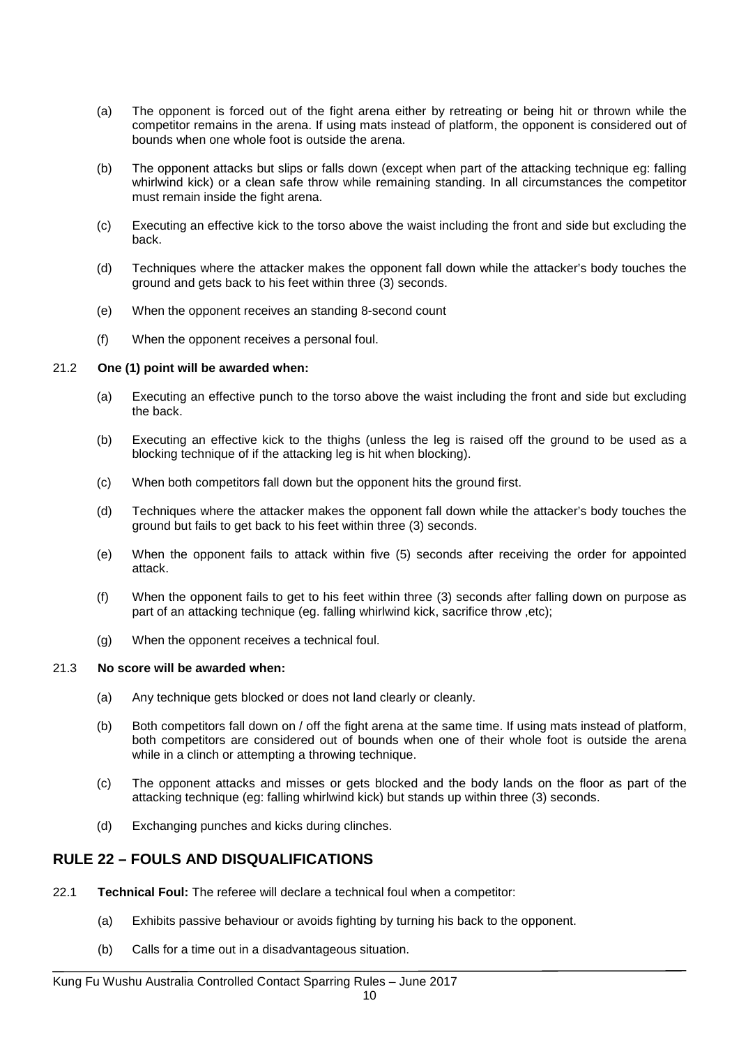(a) The opponent is forced out of the fight arena either by retreating or being hit or thrown while the competitor remains in the arena. If using mats instead of platform, the opponent is considered out of bounds when one whole foot is outside the arena.

(b) The opponent attacks but slips or falls down (except when part of the attacking technique eg: falling whirlwind kick) or a clean safe throw while remaining standing. In all circumstances the competitor must remain inside the fight arena.

(c) Executing an effective kick to the torso above the waist including the front and side but excluding the back.

(d) Techniques where the attacker makes the opponent fall down while the attacker's body touches the ground and gets back to his feet within three (3) seconds.

(e) When the opponent receives an standing 8-second count

(f) When the opponent receives a personal foul.

21.2 **One (1) point will be awarded when:**

(a) Executing an effective punch to the torso above the waist including the front and side but excluding the back.

(b) Executing an effective kick to the thighs (unless the leg is raised off the ground to be used as a blocking technique of if the attacking leg is hit when blocking).

(c) When both competitors fall down but the opponent hits the ground first.

(d) Techniques where the attacker makes the opponent fall down while the attacker's body touches the ground but fails to get back to his feet within three (3) seconds.

(e) When the opponent fails to attack within five (5) seconds after receiving the order for appointed attack.

(f) When the opponent fails to get to his feet within three (3) seconds after falling down on purpose as part of an attacking technique (eg. falling whirlwind kick, sacrifice throw ,etc);

(g) When the opponent receives a technical foul.

21.3 **No score will be awarded when:**

(a) Any technique gets blocked or does not land clearly or cleanly.

(b) Both competitors fall down on / off the fight arena at the same time. If using mats instead of platform, both competitors are considered out of bounds when one of their whole foot is outside the arena while in a clinch or attempting a throwing technique.

(c) The opponent attacks and misses or gets blocked and the body lands on the floor as part of the attacking technique (eg: falling whirlwind kick) but stands up within three (3) seconds.

(d) Exchanging punches and kicks during clinches.

## RULE 22 – FOULS AND DISQUALIFICATIONS

22.1 **Technical Foul:** The referee will declare a technical foul when a competitor:

(a) Exhibits passive behaviour or avoids fighting by turning his back to the opponent.

(b) Calls for a time out in a disadvantageous situation.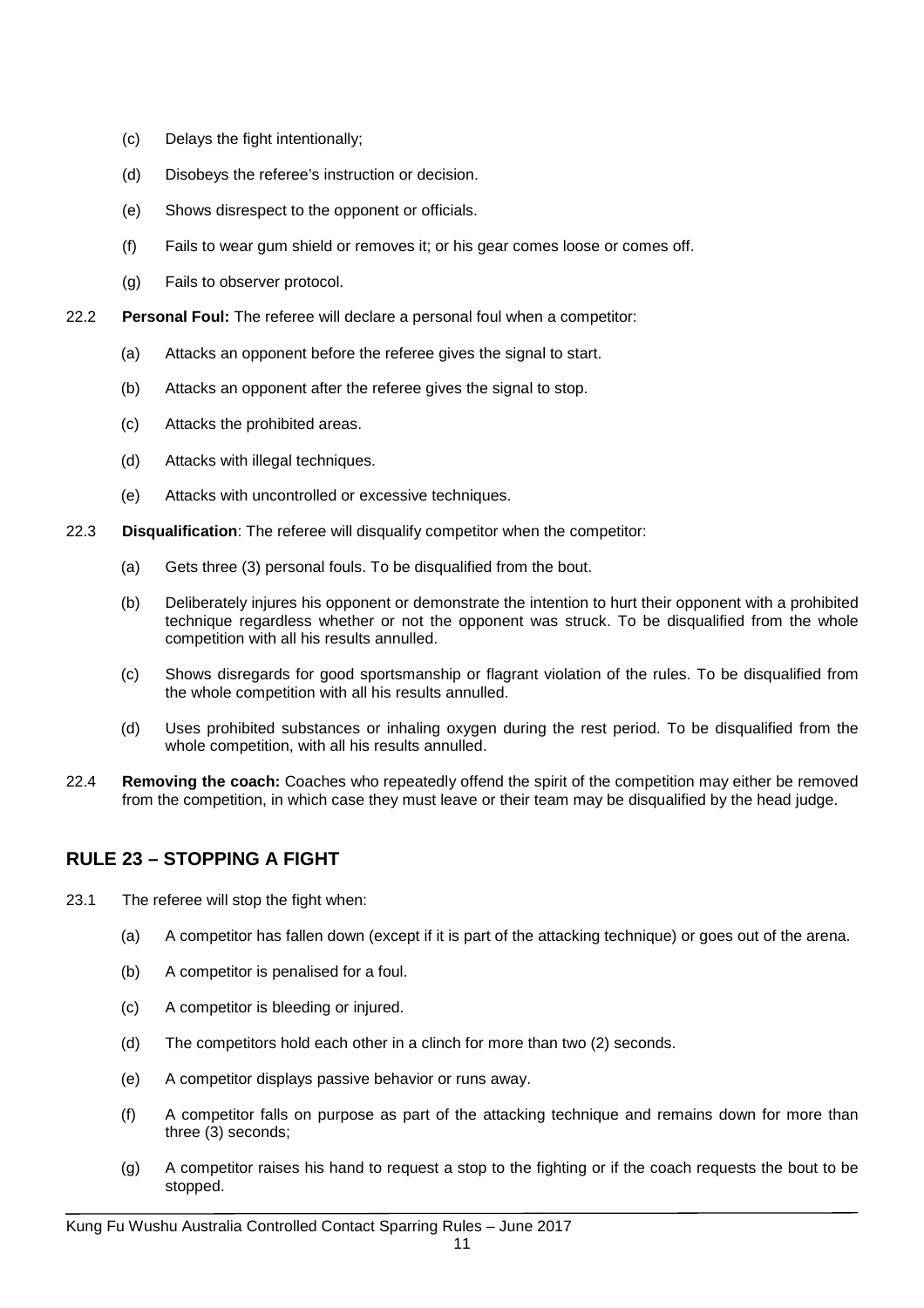(c) Delays the fight intentionally;

(d) Disobeys the referee's instruction or decision.

(e) Shows disrespect to the opponent or officials.

(f) Fails to wear gum shield or removes it; or his gear comes loose or comes off.

(g) Fails to observer protocol.

22.2 **Personal Foul:** The referee will declare a personal foul when a competitor:

(a) Attacks an opponent before the referee gives the signal to start.

(b) Attacks an opponent after the referee gives the signal to stop.

(c) Attacks the prohibited areas.

(d) Attacks with illegal techniques.

(e) Attacks with uncontrolled or excessive techniques.

22.3 **Disqualification**: The referee will disqualify competitor when the competitor:

(a) Gets three (3) personal fouls. To be disqualified from the bout.

(b) Deliberately injures his opponent or demonstrate the intention to hurt their opponent with a prohibited technique regardless whether or not the opponent was struck. To be disqualified from the whole competition with all his results annulled.

(c) Shows disregards for good sportsmanship or flagrant violation of the rules. To be disqualified from the whole competition with all his results annulled.

(d) Uses prohibited substances or inhaling oxygen during the rest period. To be disqualified from the whole competition, with all his results annulled.

22.4 **Removing the coach:** Coaches who repeatedly offend the spirit of the competition may either be removed from the competition, in which case they must leave or their team may be disqualified by the head judge.

## RULE 23 – STOPPING A FIGHT

23.1 The referee will stop the fight when:

(a) A competitor has fallen down (except if it is part of the attacking technique) or goes out of the arena.

(b) A competitor is penalised for a foul.

(c) A competitor is bleeding or injured.

(d) The competitors hold each other in a clinch for more than two (2) seconds.

(e) A competitor displays passive behavior or runs away.

(f) A competitor falls on purpose as part of the attacking technique and remains down for more than three (3) seconds;

(g) A competitor raises his hand to request a stop to the fighting or if the coach requests the bout to be stopped.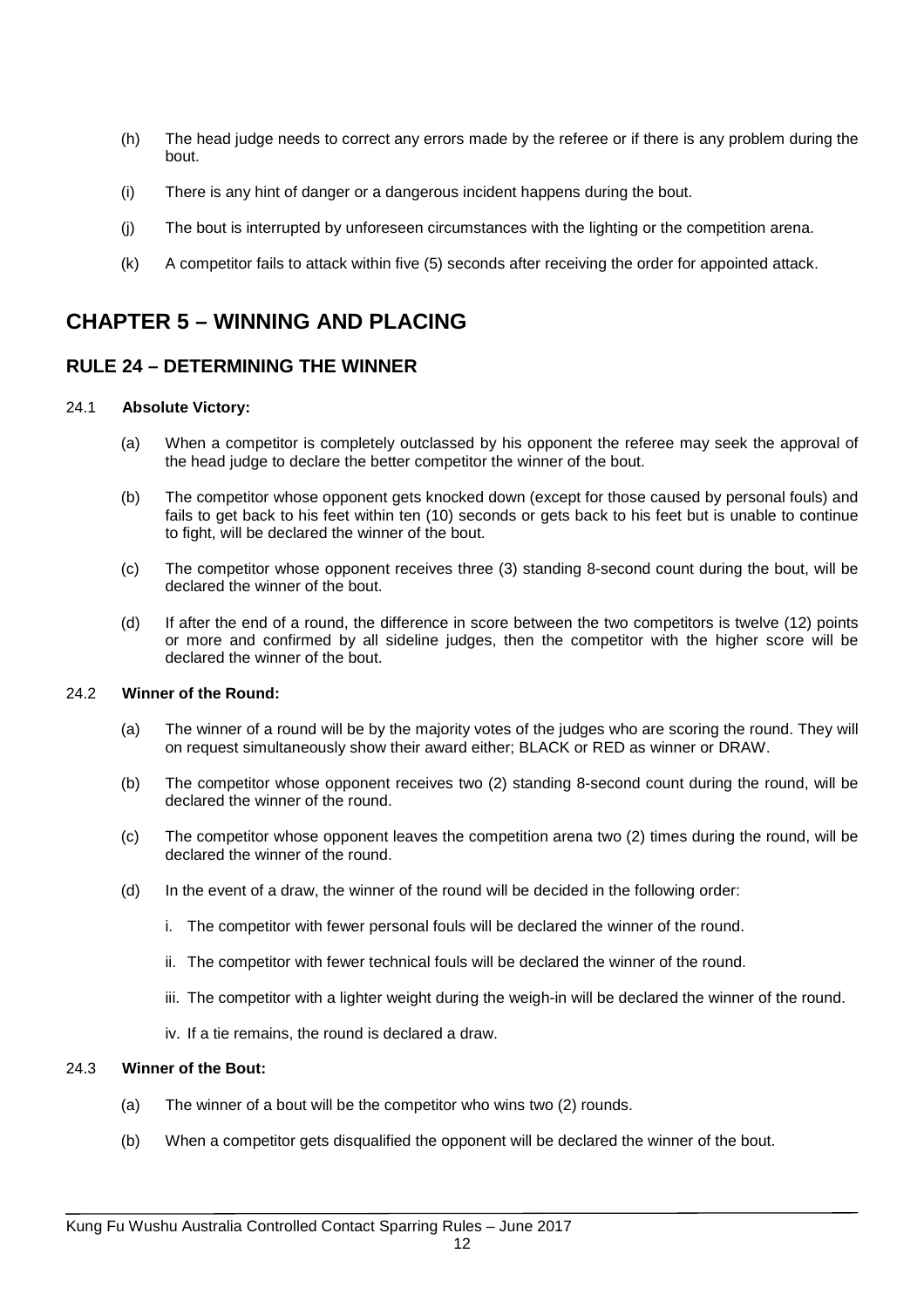(h) The head judge needs to correct any errors made by the referee or if there is any problem during the bout.

(i) There is any hint of danger or a dangerous incident happens during the bout.

(j) The bout is interrupted by unforeseen circumstances with the lighting or the competition arena.

(k) A competitor fails to attack within five (5) seconds after receiving the order for appointed attack.

# CHAPTER 5 – WINNING AND PLACING

## RULE 24 – DETERMINING THE WINNER

24.1 **Absolute Victory:**

(a) When a competitor is completely outclassed by his opponent the referee may seek the approval of the head judge to declare the better competitor the winner of the bout.

(b) The competitor whose opponent gets knocked down (except for those caused by personal fouls) and fails to get back to his feet within ten (10) seconds or gets back to his feet but is unable to continue to fight, will be declared the winner of the bout.

(c) The competitor whose opponent receives three (3) standing 8-second count during the bout, will be declared the winner of the bout.

(d) If after the end of a round, the difference in score between the two competitors is twelve (12) points or more and confirmed by all sideline judges, then the competitor with the higher score will be declared the winner of the bout.

24.2 **Winner of the Round:**

(a) The winner of a round will be by the majority votes of the judges who are scoring the round. They will on request simultaneously show their award either; BLACK or RED as winner or DRAW.

(b) The competitor whose opponent receives two (2) standing 8-second count during the round, will be declared the winner of the round.

(c) The competitor whose opponent leaves the competition arena two (2) times during the round, will be declared the winner of the round.

(d) In the event of a draw, the winner of the round will be decided in the following order:

   i. The competitor with fewer personal fouls will be declared the winner of the round.

   ii. The competitor with fewer technical fouls will be declared the winner of the round.

   iii. The competitor with a lighter weight during the weigh-in will be declared the winner of the round.

   iv. If a tie remains, the round is declared a draw.

24.3 **Winner of the Bout:**

(a) The winner of a bout will be the competitor who wins two (2) rounds.

(b) When a competitor gets disqualified the opponent will be declared the winner of the bout.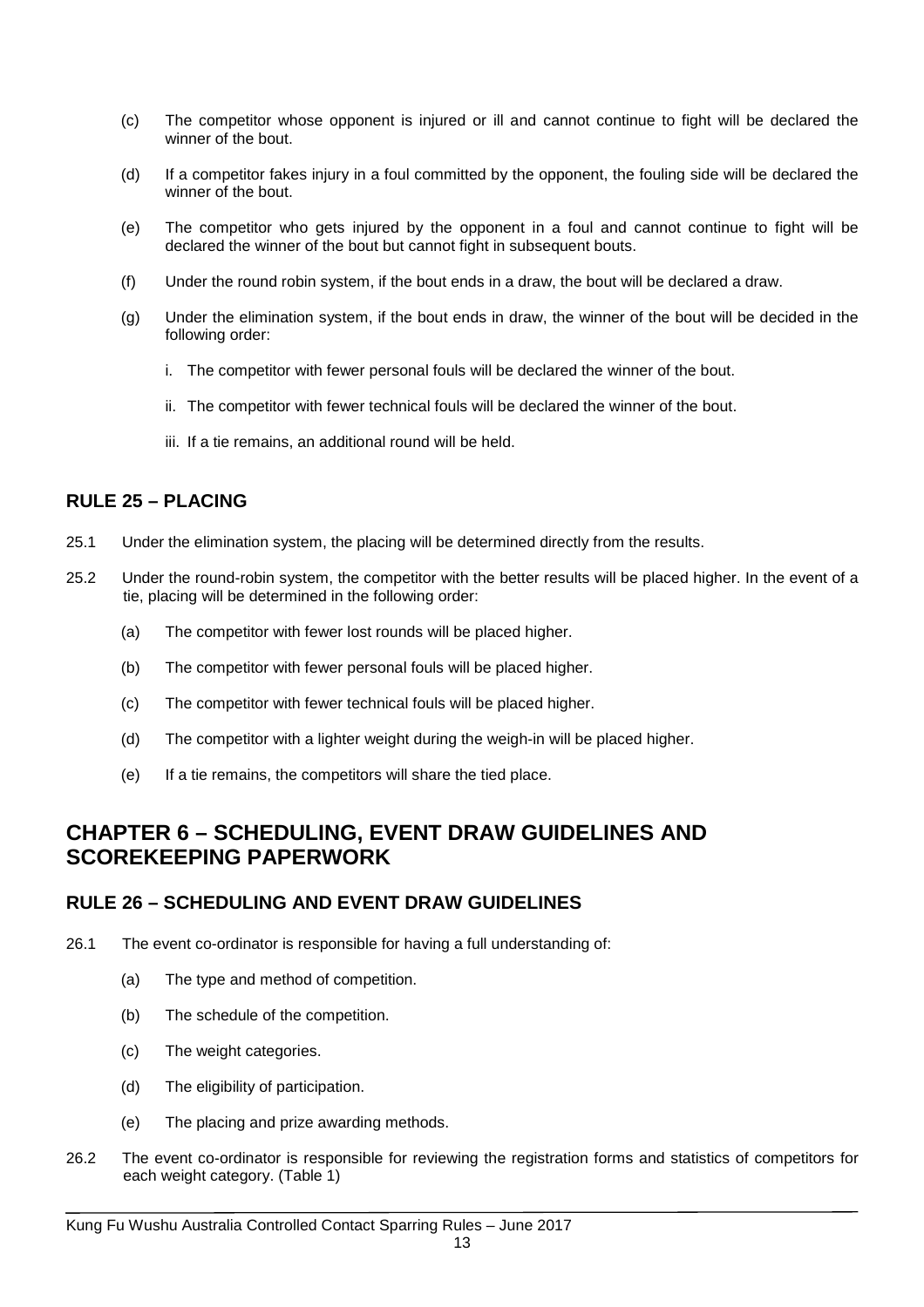(c) The competitor whose opponent is injured or ill and cannot continue to fight will be declared the winner of the bout.

(d) If a competitor fakes injury in a foul committed by the opponent, the fouling side will be declared the winner of the bout.

(e) The competitor who gets injured by the opponent in a foul and cannot continue to fight will be declared the winner of the bout but cannot fight in subsequent bouts.

(f) Under the round robin system, if the bout ends in a draw, the bout will be declared a draw.

(g) Under the elimination system, if the bout ends in draw, the winner of the bout will be decided in the following order:

i. The competitor with fewer personal fouls will be declared the winner of the bout.

ii. The competitor with fewer technical fouls will be declared the winner of the bout.

iii. If a tie remains, an additional round will be held.

### RULE 25 – PLACING

25.1 Under the elimination system, the placing will be determined directly from the results.

25.2 Under the round-robin system, the competitor with the better results will be placed higher. In the event of a tie, placing will be determined in the following order:

(a) The competitor with fewer lost rounds will be placed higher.

(b) The competitor with fewer personal fouls will be placed higher.

(c) The competitor with fewer technical fouls will be placed higher.

(d) The competitor with a lighter weight during the weigh-in will be placed higher.

(e) If a tie remains, the competitors will share the tied place.

## CHAPTER 6 – SCHEDULING, EVENT DRAW GUIDELINES AND SCOREKEEPING PAPERWORK

### RULE 26 – SCHEDULING AND EVENT DRAW GUIDELINES

26.1 The event co-ordinator is responsible for having a full understanding of:

(a) The type and method of competition.

(b) The schedule of the competition.

(c) The weight categories.

(d) The eligibility of participation.

(e) The placing and prize awarding methods.

26.2 The event co-ordinator is responsible for reviewing the registration forms and statistics of competitors for each weight category. (Table 1)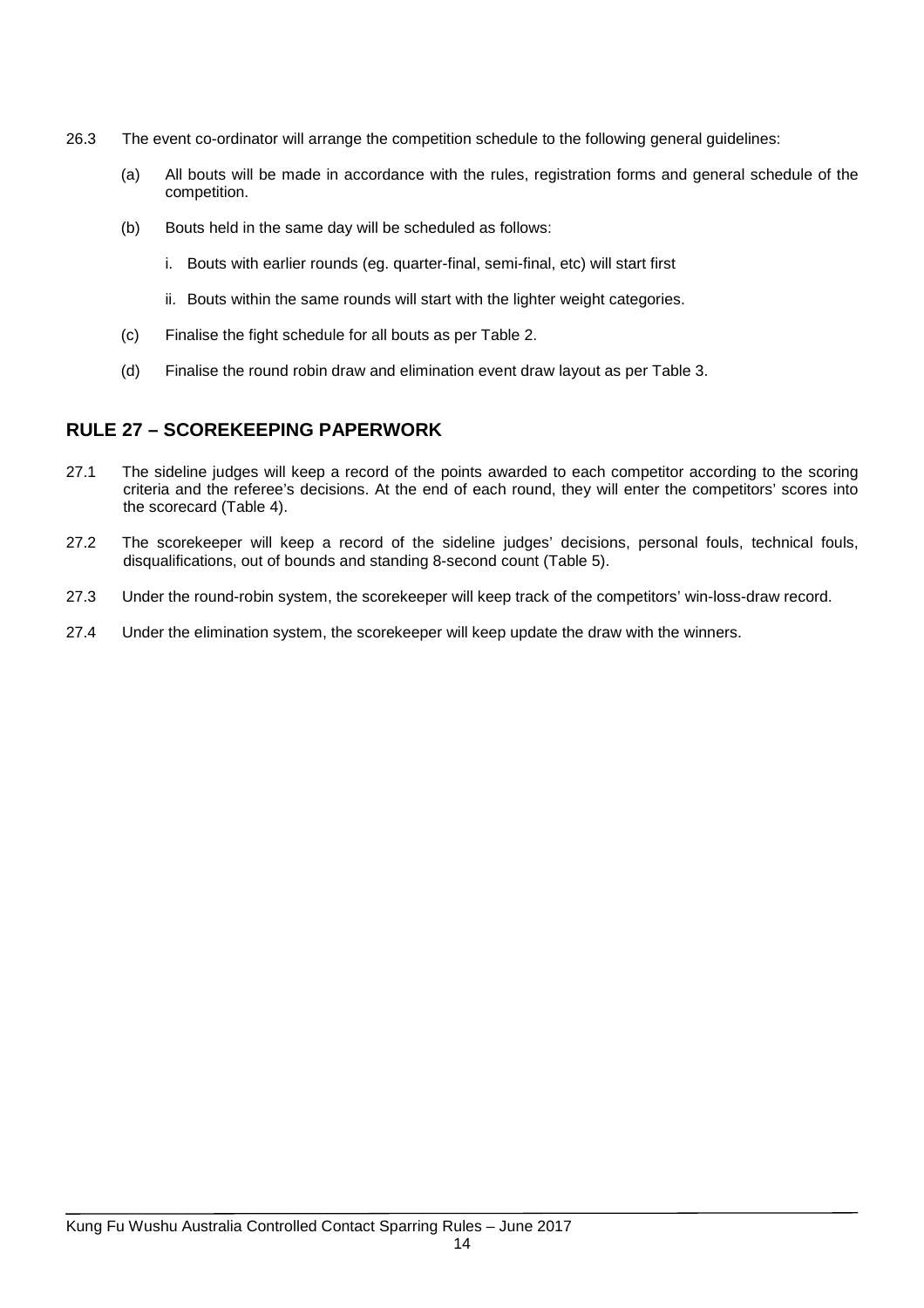26.3 The event co-ordinator will arrange the competition schedule to the following general guidelines:

(a) All bouts will be made in accordance with the rules, registration forms and general schedule of the competition.

(b) Bouts held in the same day will be scheduled as follows:

i. Bouts with earlier rounds (eg. quarter-final, semi-final, etc) will start first

ii. Bouts within the same rounds will start with the lighter weight categories.

(c) Finalise the fight schedule for all bouts as per Table 2.

(d) Finalise the round robin draw and elimination event draw layout as per Table 3.

## RULE 27 – SCOREKEEPING PAPERWORK

27.1 The sideline judges will keep a record of the points awarded to each competitor according to the scoring criteria and the referee's decisions. At the end of each round, they will enter the competitors' scores into the scorecard (Table 4).

27.2 The scorekeeper will keep a record of the sideline judges' decisions, personal fouls, technical fouls, disqualifications, out of bounds and standing 8-second count (Table 5).

27.3 Under the round-robin system, the scorekeeper will keep track of the competitors' win-loss-draw record.

27.4 Under the elimination system, the scorekeeper will keep update the draw with the winners.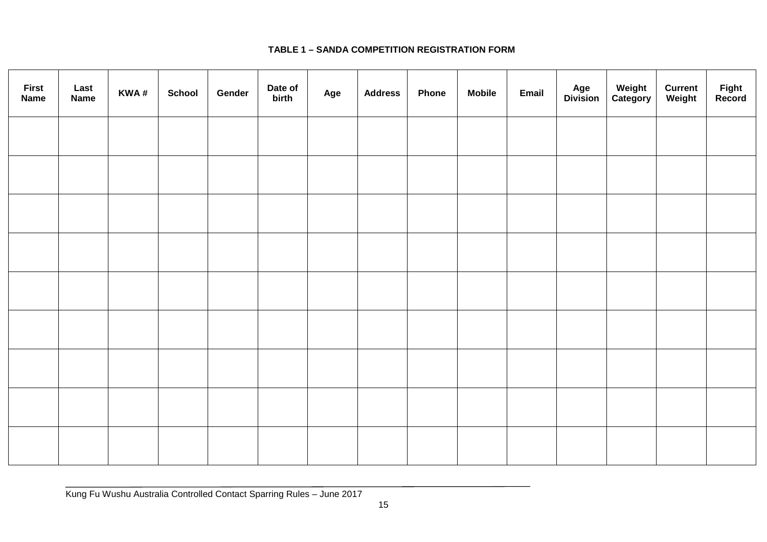**TABLE 1 – SANDA COMPETITION REGISTRATION FORM**

| First Name | Last Name | KWA # | School | Gender | Date of birth | Age | Address | Phone | Mobile | Email | Age Division | Weight Category | Current Weight | Fight Record |
|---|---|---|---|---|---|---|---|---|---|---|---|---|---|---|
| | | | | | | | | | | | | | | |
| | | | | | | | | | | | | | | |
| | | | | | | | | | | | | | | |
| | | | | | | | | | | | | | | |
| | | | | | | | | | | | | | | |
| | | | | | | | | | | | | | | |
| | | | | | | | | | | | | | | |
| | | | | | | | | | | | | | | |
| | | | | | | | | | | | | | | |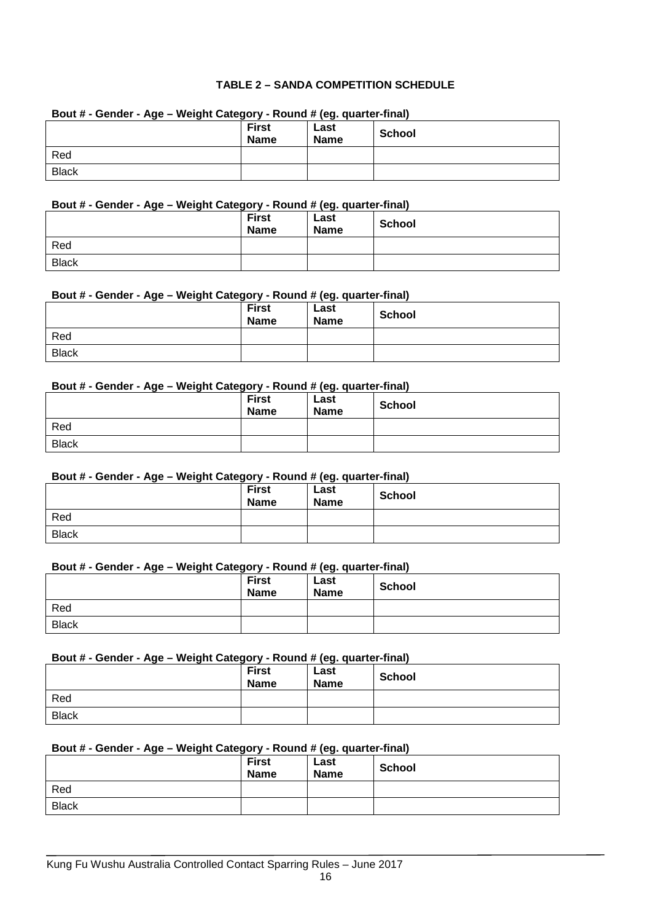**TABLE 2 – SANDA COMPETITION SCHEDULE**

**Bout # - Gender - Age – Weight Category - Round # (eg. quarter-final)**

| | First Name | Last Name | School |
|---|---|---|---|
| Red | | | |
| Black | | | |

**Bout # - Gender - Age – Weight Category - Round # (eg. quarter-final)**

| | First Name | Last Name | School |
|---|---|---|---|
| Red | | | |
| Black | | | |

**Bout # - Gender - Age – Weight Category - Round # (eg. quarter-final)**

| | First Name | Last Name | School |
|---|---|---|---|
| Red | | | |
| Black | | | |

**Bout # - Gender - Age – Weight Category - Round # (eg. quarter-final)**

| | First Name | Last Name | School |
|---|---|---|---|
| Red | | | |
| Black | | | |

**Bout # - Gender - Age – Weight Category - Round # (eg. quarter-final)**

| | First Name | Last Name | School |
|---|---|---|---|
| Red | | | |
| Black | | | |

**Bout # - Gender - Age – Weight Category - Round # (eg. quarter-final)**

| | First Name | Last Name | School |
|---|---|---|---|
| Red | | | |
| Black | | | |

**Bout # - Gender - Age – Weight Category - Round # (eg. quarter-final)**

| | First Name | Last Name | School |
|---|---|---|---|
| Red | | | |
| Black | | | |

**Bout # - Gender - Age – Weight Category - Round # (eg. quarter-final)**

| | First Name | Last Name | School |
|---|---|---|---|
| Red | | | |
| Black | | | |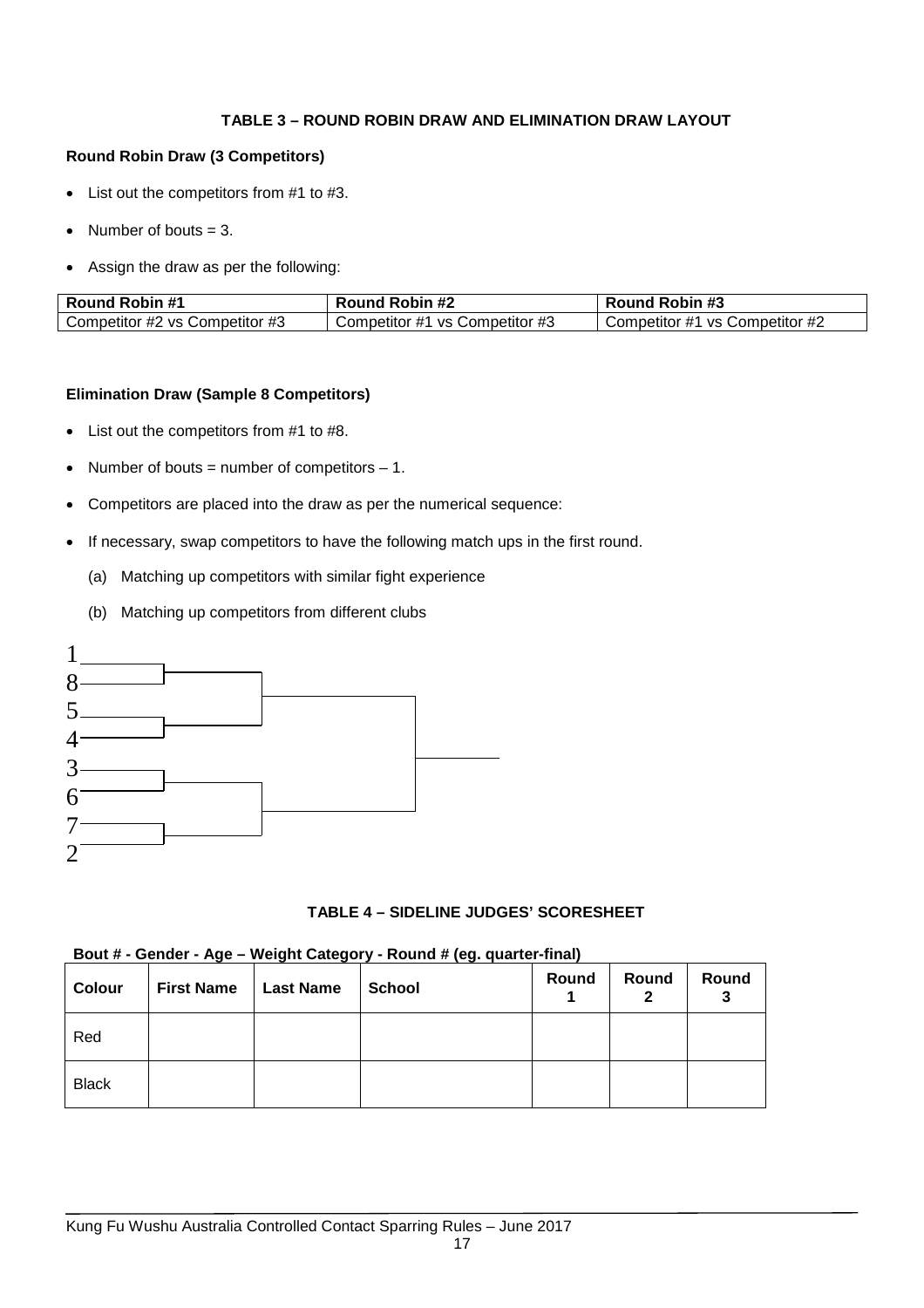**TABLE 3 – ROUND ROBIN DRAW AND ELIMINATION DRAW LAYOUT**

**Round Robin Draw (3 Competitors)**

- List out the competitors from #1 to #3.
- Number of bouts = 3.
- Assign the draw as per the following:

| Round Robin #1 | Round Robin #2 | Round Robin #3 |
|---|---|---|
| Competitor #2 vs Competitor #3 | Competitor #1 vs Competitor #3 | Competitor #1 vs Competitor #2 |

**Elimination Draw (Sample 8 Competitors)**

- List out the competitors from #1 to #8.
- Number of bouts = number of competitors – 1.
- Competitors are placed into the draw as per the numerical sequence:
- If necessary, swap competitors to have the following match ups in the first round.
  - (a) Matching up competitors with similar fight experience
  - (b) Matching up competitors from different clubs

1
8
5
4
3
6
7
2

**TABLE 4 – SIDELINE JUDGES' SCORESHEET**

**Bout # - Gender - Age – Weight Category - Round # (eg. quarter-final)**

| Colour | First Name | Last Name | School | Round 1 | Round 2 | Round 3 |
|---|---|---|---|---|---|---|
| Red | | | | | | |
| Black | | | | | | |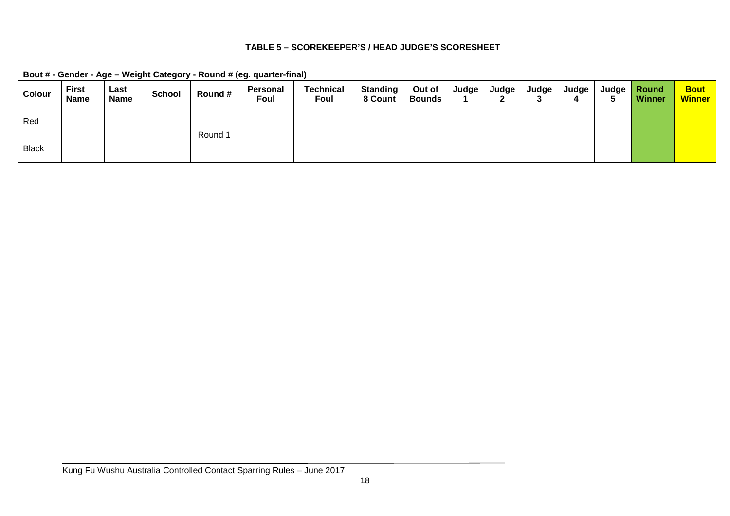**TABLE 5 – SCOREKEEPER'S / HEAD JUDGE'S SCORESHEET**

**Bout # - Gender - Age – Weight Category - Round # (eg. quarter-final)**

| Colour | First Name | Last Name | School | Round # | Personal Foul | Technical Foul | Standing 8 Count | Out of Bounds | Judge 1 | Judge 2 | Judge 3 | Judge 4 | Judge 5 | Round Winner | Bout Winner |
|---|---|---|---|---|---|---|---|---|---|---|---|---|---|---|---|
| Red | | | | Round 1 | | | | | | | | | | | |
| Black | | | | | | | | | | | | | | | |

Kung Fu Wushu Australia Controlled Contact Sparring Rules – June 2017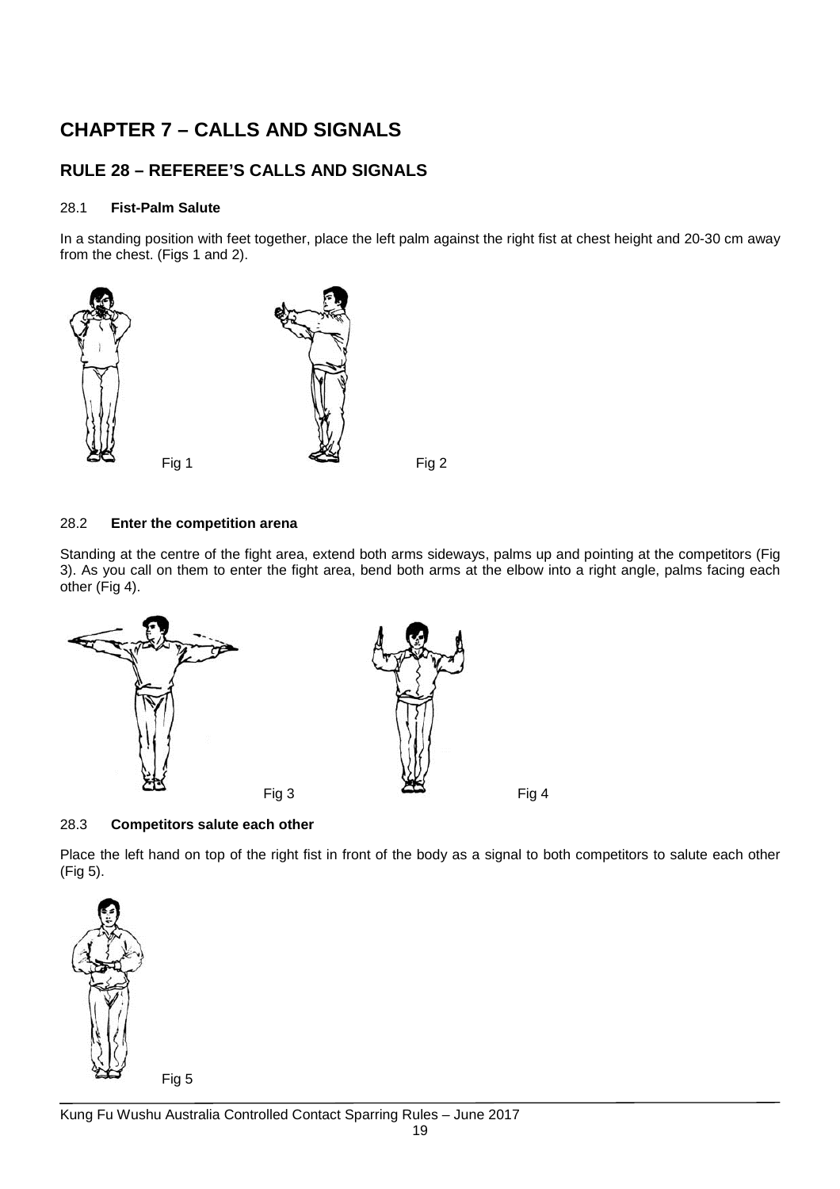# CHAPTER 7 – CALLS AND SIGNALS

## RULE 28 – REFEREE'S CALLS AND SIGNALS

### 28.1 **Fist-Palm Salute**

In a standing position with feet together, place the left palm against the right fist at chest height and 20-30 cm away from the chest. (Figs 1 and 2).

Fig 1

Fig 2

### 28.2 **Enter the competition arena**

Standing at the centre of the fight area, extend both arms sideways, palms up and pointing at the competitors (Fig 3). As you call on them to enter the fight area, bend both arms at the elbow into a right angle, palms facing each other (Fig 4).

Fig 3

Fig 4

### 28.3 **Competitors salute each other**

Place the left hand on top of the right fist in front of the body as a signal to both competitors to salute each other (Fig 5).

Fig 5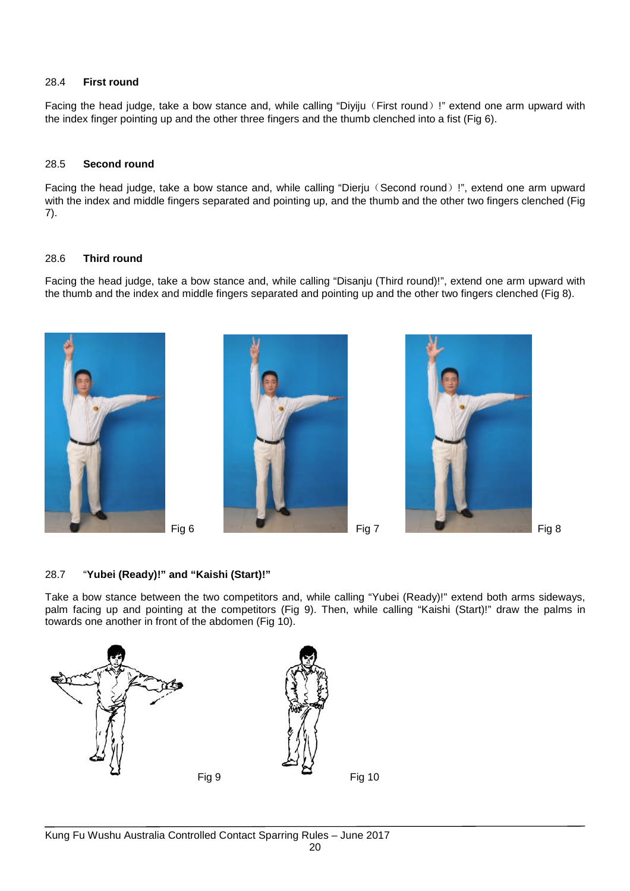### 28.4 First round

Facing the head judge, take a bow stance and, while calling “Diyiju（First round）!” extend one arm upward with the index finger pointing up and the other three fingers and the thumb clenched into a fist (Fig 6).

### 28.5 Second round

Facing the head judge, take a bow stance and, while calling “Dierju（Second round）!”, extend one arm upward with the index and middle fingers separated and pointing up, and the thumb and the other two fingers clenched (Fig 7).

### 28.6 Third round

Facing the head judge, take a bow stance and, while calling “Disanju (Third round)!”, extend one arm upward with the thumb and the index and middle fingers separated and pointing up and the other two fingers clenched (Fig 8).

Fig 6

Fig 7

Fig 8

### 28.7 “Yubei (Ready)!” and “Kaishi (Start)!”

Take a bow stance between the two competitors and, while calling “Yubei (Ready)!" extend both arms sideways, palm facing up and pointing at the competitors (Fig 9). Then, while calling “Kaishi (Start)!” draw the palms in towards one another in front of the abdomen (Fig 10).

Fig 9

Fig 10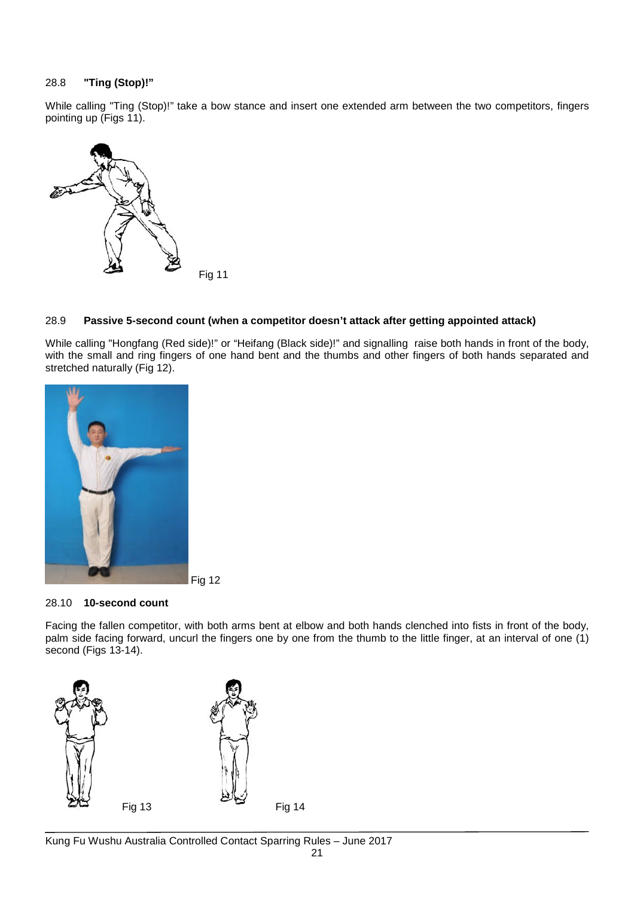### 28.8 "Ting (Stop)!"

While calling "Ting (Stop)!" take a bow stance and insert one extended arm between the two competitors, fingers pointing up (Figs 11).

Fig 11

### 28.9 Passive 5-second count (when a competitor doesn't attack after getting appointed attack)

While calling "Hongfang (Red side)!" or "Heifang (Black side)!" and signalling raise both hands in front of the body, with the small and ring fingers of one hand bent and the thumbs and other fingers of both hands separated and stretched naturally (Fig 12).

Fig 12

### 28.10 10-second count

Facing the fallen competitor, with both arms bent at elbow and both hands clenched into fists in front of the body, palm side facing forward, uncurl the fingers one by one from the thumb to the little finger, at an interval of one (1) second (Figs 13-14).

Fig 13

Fig 14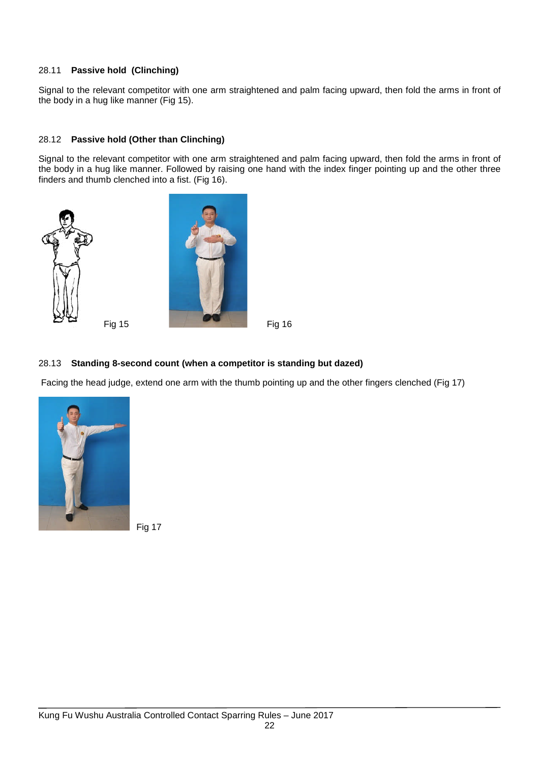28.11 **Passive hold (Clinching)**

Signal to the relevant competitor with one arm straightened and palm facing upward, then fold the arms in front of the body in a hug like manner (Fig 15).

28.12 **Passive hold (Other than Clinching)**

Signal to the relevant competitor with one arm straightened and palm facing upward, then fold the arms in front of the body in a hug like manner. Followed by raising one hand with the index finger pointing up and the other three finders and thumb clenched into a fist. (Fig 16).

Fig 15

Fig 16

28.13 **Standing 8-second count (when a competitor is standing but dazed)**

Facing the head judge, extend one arm with the thumb pointing up and the other fingers clenched (Fig 17)

Fig 17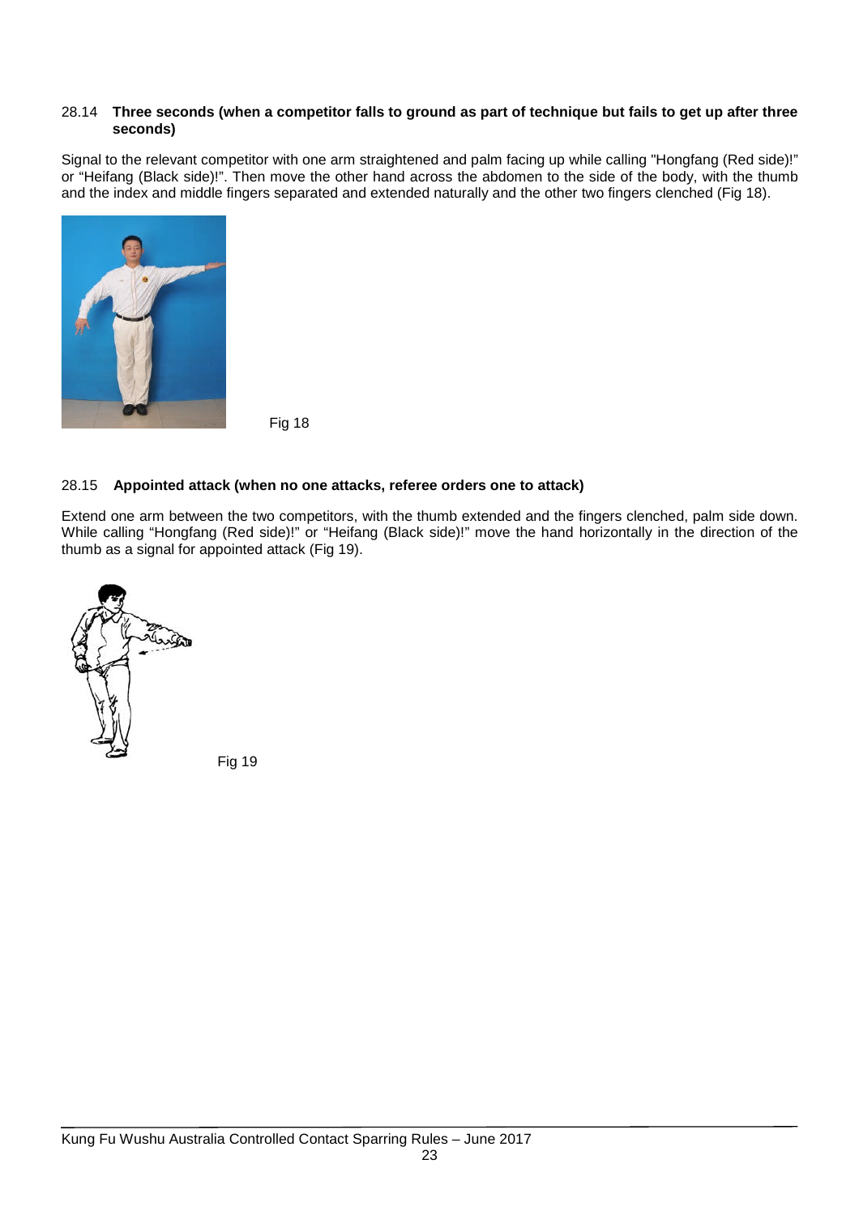28.14 **Three seconds (when a competitor falls to ground as part of technique but fails to get up after three seconds)**

Signal to the relevant competitor with one arm straightened and palm facing up while calling "Hongfang (Red side)!" or "Heifang (Black side)!". Then move the other hand across the abdomen to the side of the body, with the thumb and the index and middle fingers separated and extended naturally and the other two fingers clenched (Fig 18).

Fig 18

28.15 **Appointed attack (when no one attacks, referee orders one to attack)**

Extend one arm between the two competitors, with the thumb extended and the fingers clenched, palm side down. While calling "Hongfang (Red side)!" or "Heifang (Black side)!" move the hand horizontally in the direction of the thumb as a signal for appointed attack (Fig 19).

Fig 19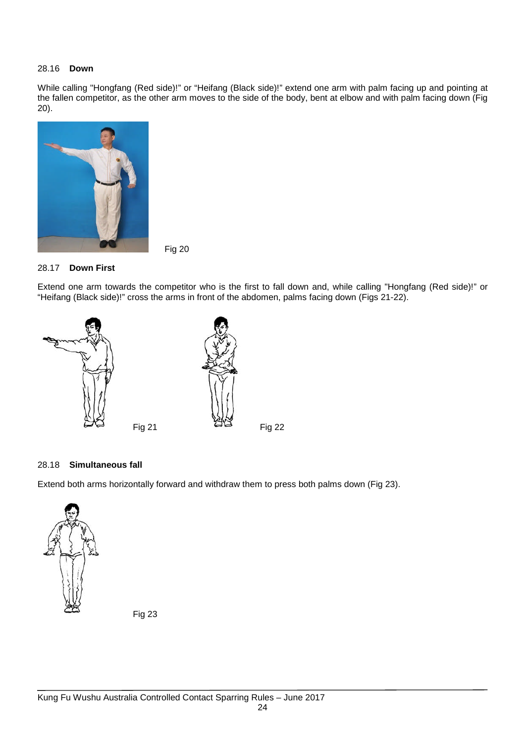28.16 **Down**

While calling "Hongfang (Red side)!" or "Heifang (Black side)!" extend one arm with palm facing up and pointing at the fallen competitor, as the other arm moves to the side of the body, bent at elbow and with palm facing down (Fig 20).

Fig 20

28.17 **Down First**

Extend one arm towards the competitor who is the first to fall down and, while calling "Hongfang (Red side)!" or "Heifang (Black side)!" cross the arms in front of the abdomen, palms facing down (Figs 21-22).

Fig 21

Fig 22

28.18 **Simultaneous fall**

Extend both arms horizontally forward and withdraw them to press both palms down (Fig 23).

Fig 23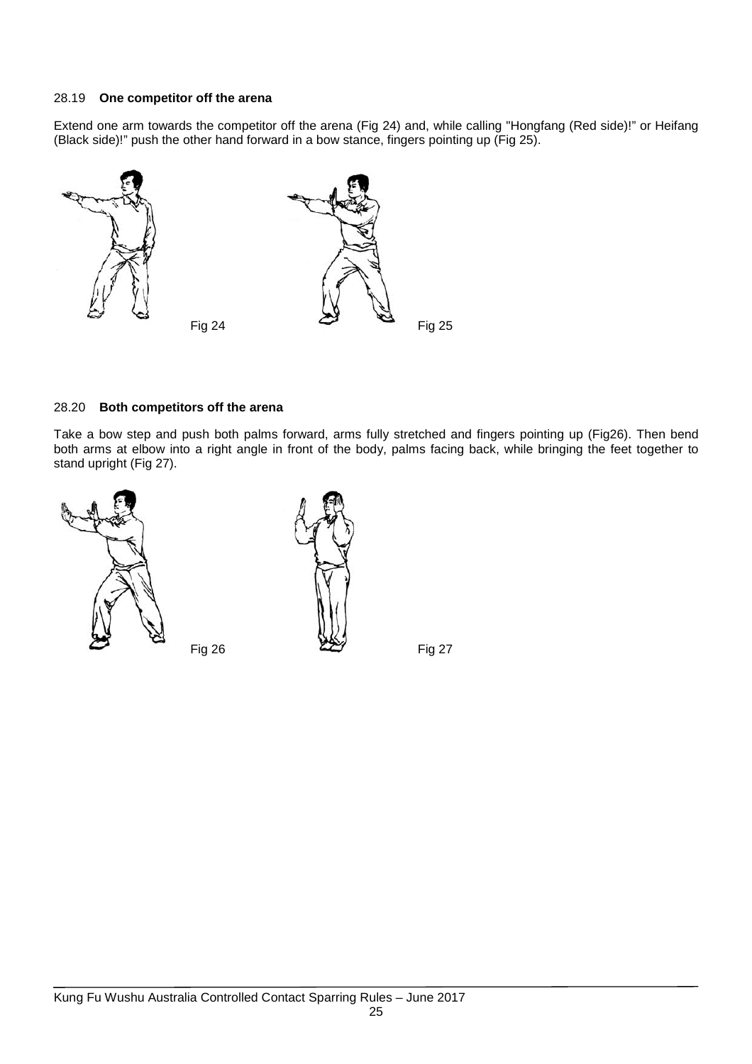28.19 **One competitor off the arena**

Extend one arm towards the competitor off the arena (Fig 24) and, while calling "Hongfang (Red side)!" or Heifang (Black side)!" push the other hand forward in a bow stance, fingers pointing up (Fig 25).

Fig 24

Fig 25

28.20 **Both competitors off the arena**

Take a bow step and push both palms forward, arms fully stretched and fingers pointing up (Fig26). Then bend both arms at elbow into a right angle in front of the body, palms facing back, while bringing the feet together to stand upright (Fig 27).

Fig 26

Fig 27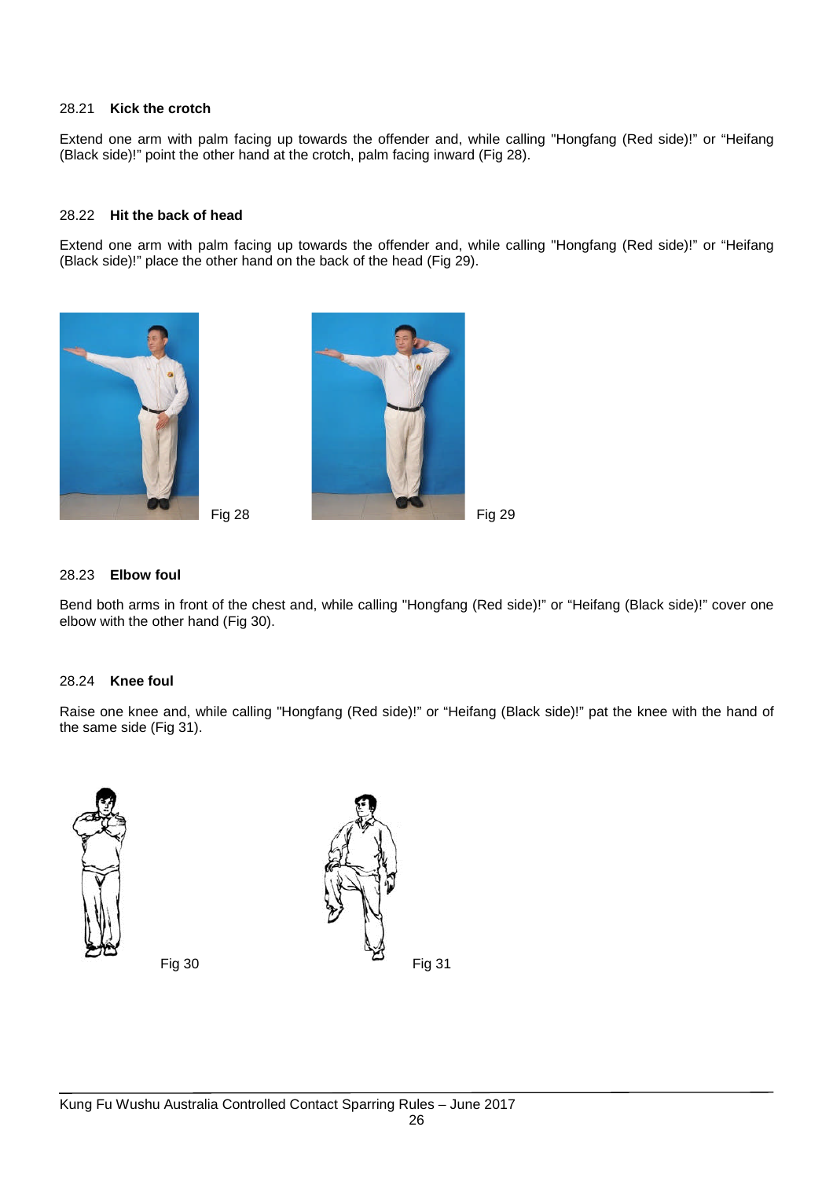28.21 **Kick the crotch**

Extend one arm with palm facing up towards the offender and, while calling "Hongfang (Red side)!" or "Heifang (Black side)!" point the other hand at the crotch, palm facing inward (Fig 28).

28.22 **Hit the back of head**

Extend one arm with palm facing up towards the offender and, while calling "Hongfang (Red side)!" or "Heifang (Black side)!" place the other hand on the back of the head (Fig 29).

Fig 28

Fig 29

28.23 **Elbow foul**

Bend both arms in front of the chest and, while calling "Hongfang (Red side)!" or "Heifang (Black side)!" cover one elbow with the other hand (Fig 30).

28.24 **Knee foul**

Raise one knee and, while calling "Hongfang (Red side)!" or "Heifang (Black side)!" pat the knee with the hand of the same side (Fig 31).

Fig 30

Fig 31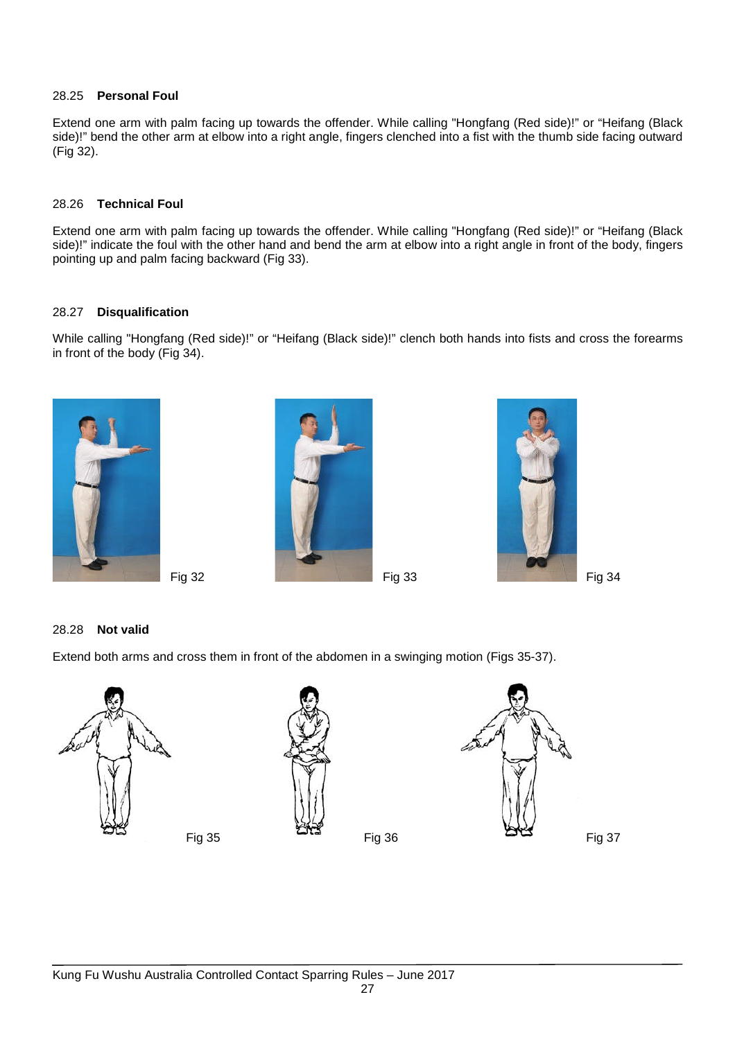### 28.25 **Personal Foul**

Extend one arm with palm facing up towards the offender. While calling "Hongfang (Red side)!" or "Heifang (Black side)!" bend the other arm at elbow into a right angle, fingers clenched into a fist with the thumb side facing outward (Fig 32).

### 28.26 **Technical Foul**

Extend one arm with palm facing up towards the offender. While calling "Hongfang (Red side)!" or "Heifang (Black side)!" indicate the foul with the other hand and bend the arm at elbow into a right angle in front of the body, fingers pointing up and palm facing backward (Fig 33).

### 28.27 **Disqualification**

While calling "Hongfang (Red side)!" or "Heifang (Black side)!" clench both hands into fists and cross the forearms in front of the body (Fig 34).

Fig 32

Fig 33

Fig 34

### 28.28 **Not valid**

Extend both arms and cross them in front of the abdomen in a swinging motion (Figs 35-37).

Fig 35

Fig 36

Fig 37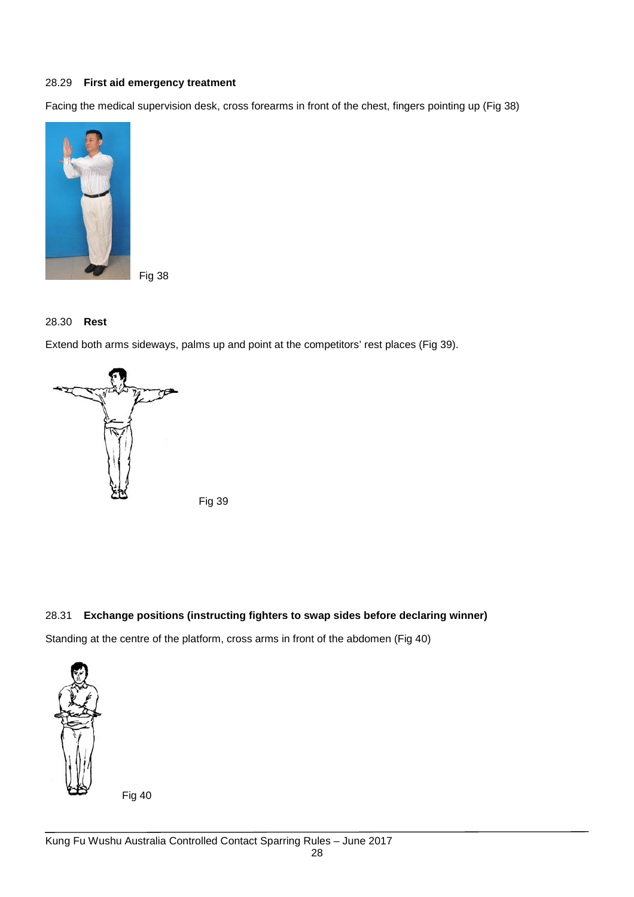28.29 **First aid emergency treatment**

Facing the medical supervision desk, cross forearms in front of the chest, fingers pointing up (Fig 38)

Fig 38

28.30 **Rest**

Extend both arms sideways, palms up and point at the competitors' rest places (Fig 39).

Fig 39

28.31 **Exchange positions (instructing fighters to swap sides before declaring winner)**

Standing at the centre of the platform, cross arms in front of the abdomen (Fig 40)

Fig 40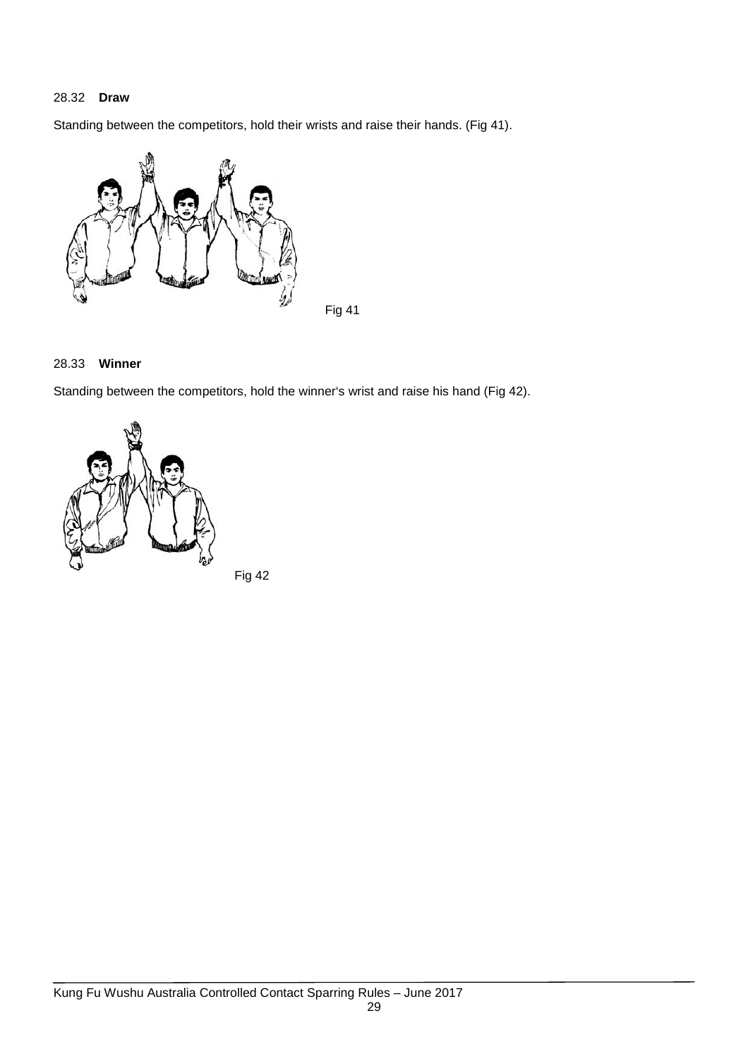28.32 **Draw**

Standing between the competitors, hold their wrists and raise their hands. (Fig 41).

Fig 41

28.33 **Winner**

Standing between the competitors, hold the winner's wrist and raise his hand (Fig 42).

Fig 42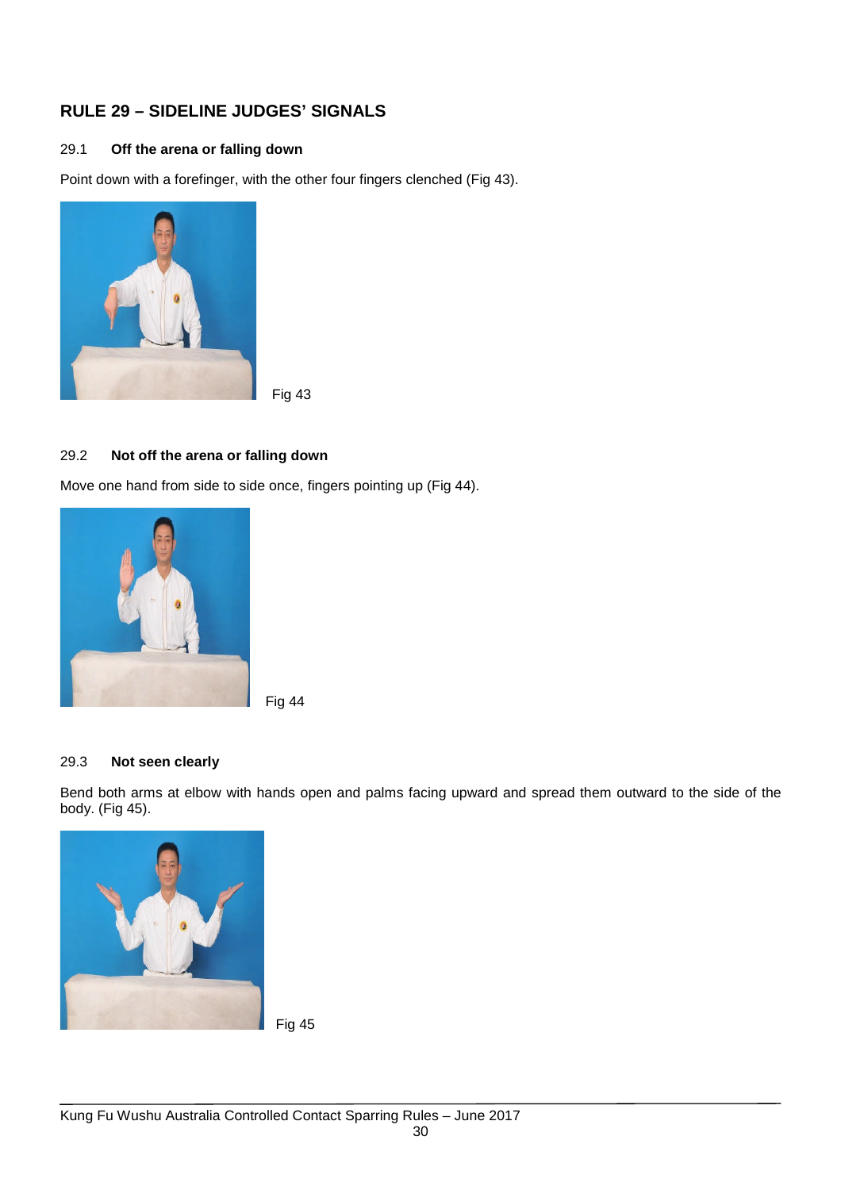## RULE 29 – SIDELINE JUDGES' SIGNALS

### 29.1 Off the arena or falling down

Point down with a forefinger, with the other four fingers clenched (Fig 43).

Fig 43

### 29.2 Not off the arena or falling down

Move one hand from side to side once, fingers pointing up (Fig 44).

Fig 44

### 29.3 Not seen clearly

Bend both arms at elbow with hands open and palms facing upward and spread them outward to the side of the body. (Fig 45).

Fig 45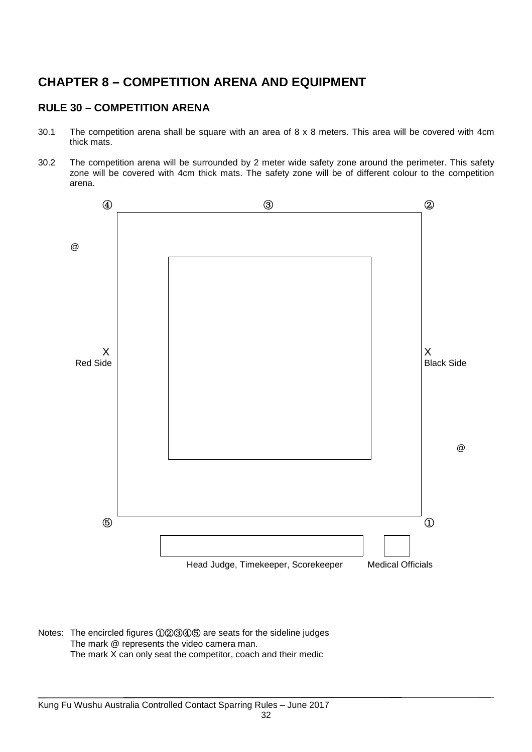# CHAPTER 8 – COMPETITION ARENA AND EQUIPMENT

## RULE 30 – COMPETITION ARENA

30.1 The competition arena shall be square with an area of 8 x 8 meters. This area will be covered with 4cm thick mats.

30.2 The competition arena will be surrounded by 2 meter wide safety zone around the perimeter. This safety zone will be covered with 4cm thick mats. The safety zone will be of different colour to the competition arena.

④ ③ ②

@

X
Red Side

X
Black Side

@

⑤ ①

Head Judge, Timekeeper, Scorekeeper

Medical Officials

Notes: The encircled figures ①②③④⑤ are seats for the sideline judges
The mark @ represents the video camera man.
The mark X can only seat the competitor, coach and their medic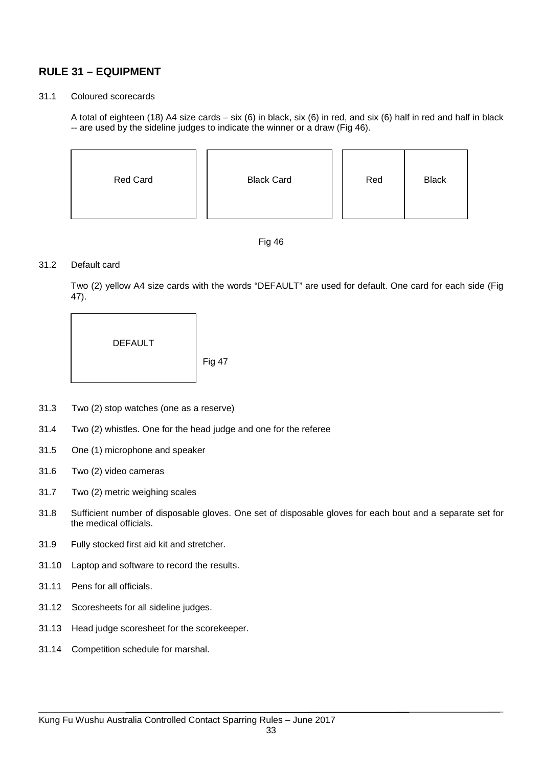## RULE 31 – EQUIPMENT

31.1 Coloured scorecards

A total of eighteen (18) A4 size cards – six (6) in black, six (6) in red, and six (6) half in red and half in black -- are used by the sideline judges to indicate the winner or a draw (Fig 46).

| Red Card | Black Card | Red | Black |
|---|---|---|---|

Fig 46

31.2 Default card

Two (2) yellow A4 size cards with the words "DEFAULT" are used for default. One card for each side (Fig 47).

| DEFAULT |
|---|

Fig 47

31.3 Two (2) stop watches (one as a reserve)

31.4 Two (2) whistles. One for the head judge and one for the referee

31.5 One (1) microphone and speaker

31.6 Two (2) video cameras

31.7 Two (2) metric weighing scales

31.8 Sufficient number of disposable gloves. One set of disposable gloves for each bout and a separate set for the medical officials.

31.9 Fully stocked first aid kit and stretcher.

31.10 Laptop and software to record the results.

31.11 Pens for all officials.

31.12 Scoresheets for all sideline judges.

31.13 Head judge scoresheet for the scorekeeper.

31.14 Competition schedule for marshal.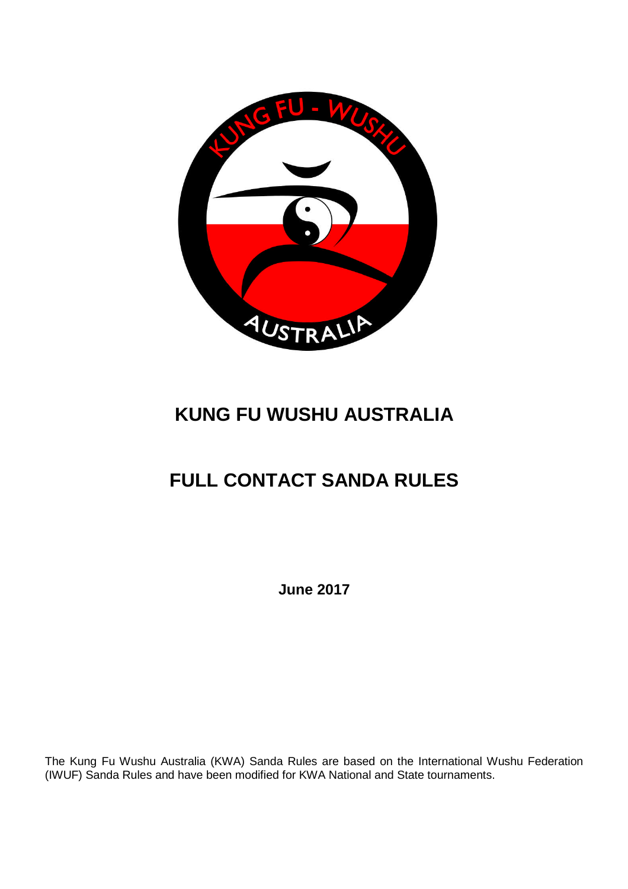# KUNG FU WUSHU AUSTRALIA

# FULL CONTACT SANDA RULES

**June 2017**

The Kung Fu Wushu Australia (KWA) Sanda Rules are based on the International Wushu Federation (IWUF) Sanda Rules and have been modified for KWA National and State tournaments.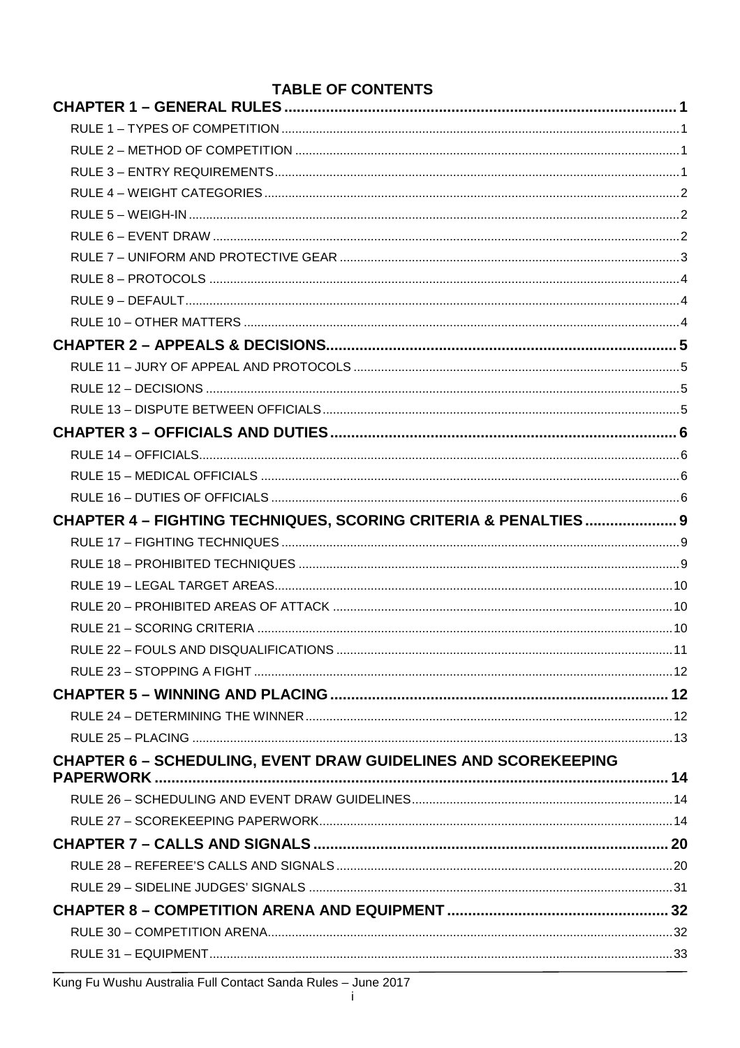# TABLE OF CONTENTS

**CHAPTER 1 – GENERAL RULES** .... 1

- RULE 1 – TYPES OF COMPETITION .... 1
- RULE 2 – METHOD OF COMPETITION .... 1
- RULE 3 – ENTRY REQUIREMENTS .... 1
- RULE 4 – WEIGHT CATEGORIES .... 2
- RULE 5 – WEIGH-IN .... 2
- RULE 6 – EVENT DRAW .... 2
- RULE 7 – UNIFORM AND PROTECTIVE GEAR .... 3
- RULE 8 – PROTOCOLS .... 4
- RULE 9 – DEFAULT .... 4
- RULE 10 – OTHER MATTERS .... 4

**CHAPTER 2 – APPEALS & DECISIONS** .... 5

- RULE 11 – JURY OF APPEAL AND PROTOCOLS .... 5
- RULE 12 – DECISIONS .... 5
- RULE 13 – DISPUTE BETWEEN OFFICIALS .... 5

**CHAPTER 3 – OFFICIALS AND DUTIES** .... 6

- RULE 14 – OFFICIALS .... 6
- RULE 15 – MEDICAL OFFICIALS .... 6
- RULE 16 – DUTIES OF OFFICIALS .... 6

**CHAPTER 4 – FIGHTING TECHNIQUES, SCORING CRITERIA & PENALTIES** .... 9

- RULE 17 – FIGHTING TECHNIQUES .... 9
- RULE 18 – PROHIBITED TECHNIQUES .... 9
- RULE 19 – LEGAL TARGET AREAS .... 10
- RULE 20 – PROHIBITED AREAS OF ATTACK .... 10
- RULE 21 – SCORING CRITERIA .... 10
- RULE 22 – FOULS AND DISQUALIFICATIONS .... 11
- RULE 23 – STOPPING A FIGHT .... 12

**CHAPTER 5 – WINNING AND PLACING** .... 12

- RULE 24 – DETERMINING THE WINNER .... 12
- RULE 25 – PLACING .... 13

**CHAPTER 6 – SCHEDULING, EVENT DRAW GUIDELINES AND SCOREKEEPING PAPERWORK** .... 14

- RULE 26 – SCHEDULING AND EVENT DRAW GUIDELINES .... 14
- RULE 27 – SCOREKEEPING PAPERWORK .... 14

**CHAPTER 7 – CALLS AND SIGNALS** .... 20

- RULE 28 – REFEREE'S CALLS AND SIGNALS .... 20
- RULE 29 – SIDELINE JUDGES' SIGNALS .... 31

**CHAPTER 8 – COMPETITION ARENA AND EQUIPMENT** .... 32

- RULE 30 – COMPETITION ARENA .... 32
- RULE 31 – EQUIPMENT .... 33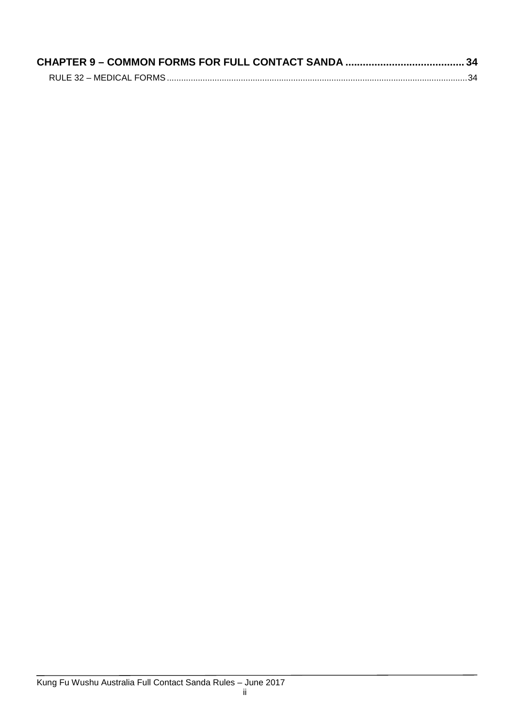**CHAPTER 9 – COMMON FORMS FOR FULL CONTACT SANDA ......................................... 34**

RULE 32 – MEDICAL FORMS ............................................................................................................................. 34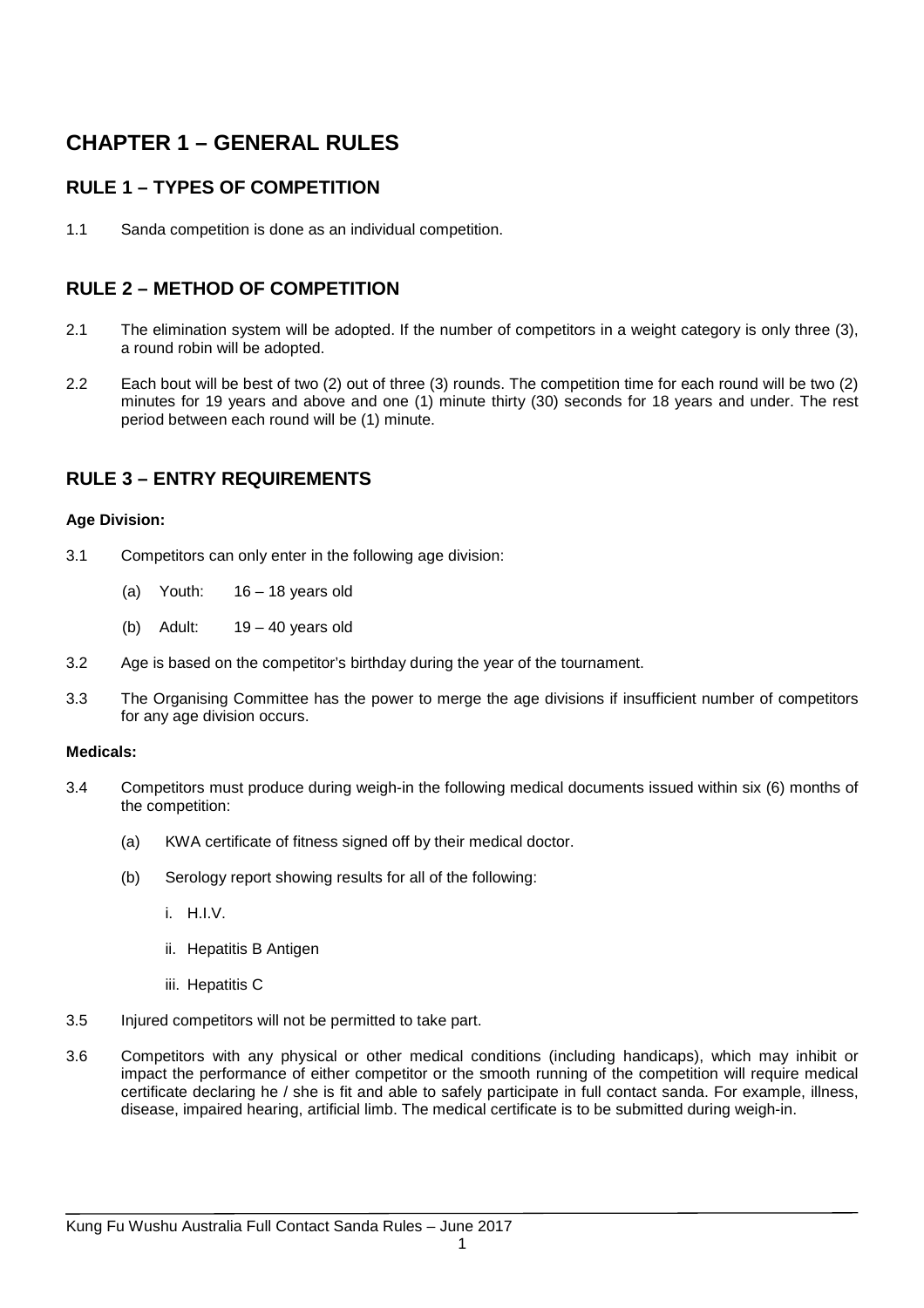# CHAPTER 1 – GENERAL RULES

## RULE 1 – TYPES OF COMPETITION

1.1 Sanda competition is done as an individual competition.

## RULE 2 – METHOD OF COMPETITION

2.1 The elimination system will be adopted. If the number of competitors in a weight category is only three (3), a round robin will be adopted.

2.2 Each bout will be best of two (2) out of three (3) rounds. The competition time for each round will be two (2) minutes for 19 years and above and one (1) minute thirty (30) seconds for 18 years and under. The rest period between each round will be (1) minute.

## RULE 3 – ENTRY REQUIREMENTS

**Age Division:**

3.1 Competitors can only enter in the following age division:

(a) Youth: 16 – 18 years old

(b) Adult: 19 – 40 years old

3.2 Age is based on the competitor's birthday during the year of the tournament.

3.3 The Organising Committee has the power to merge the age divisions if insufficient number of competitors for any age division occurs.

**Medicals:**

3.4 Competitors must produce during weigh-in the following medical documents issued within six (6) months of the competition:

(a) KWA certificate of fitness signed off by their medical doctor.

(b) Serology report showing results for all of the following:

i. H.I.V.

ii. Hepatitis B Antigen

iii. Hepatitis C

3.5 Injured competitors will not be permitted to take part.

3.6 Competitors with any physical or other medical conditions (including handicaps), which may inhibit or impact the performance of either competitor or the smooth running of the competition will require medical certificate declaring he / she is fit and able to safely participate in full contact sanda. For example, illness, disease, impaired hearing, artificial limb. The medical certificate is to be submitted during weigh-in.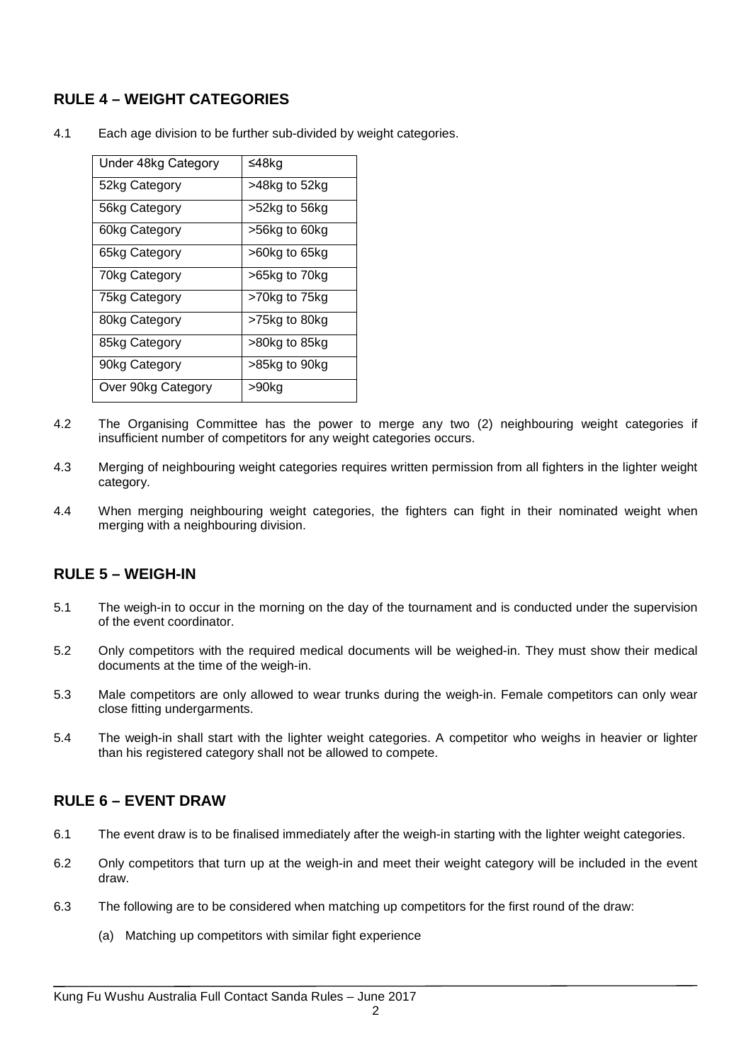## RULE 4 – WEIGHT CATEGORIES

4.1 Each age division to be further sub-divided by weight categories.

| Under 48kg Category | ≤48kg |
|---|---|
| 52kg Category | >48kg to 52kg |
| 56kg Category | >52kg to 56kg |
| 60kg Category | >56kg to 60kg |
| 65kg Category | >60kg to 65kg |
| 70kg Category | >65kg to 70kg |
| 75kg Category | >70kg to 75kg |
| 80kg Category | >75kg to 80kg |
| 85kg Category | >80kg to 85kg |
| 90kg Category | >85kg to 90kg |
| Over 90kg Category | >90kg |

4.2 The Organising Committee has the power to merge any two (2) neighbouring weight categories if insufficient number of competitors for any weight categories occurs.

4.3 Merging of neighbouring weight categories requires written permission from all fighters in the lighter weight category.

4.4 When merging neighbouring weight categories, the fighters can fight in their nominated weight when merging with a neighbouring division.

## RULE 5 – WEIGH-IN

5.1 The weigh-in to occur in the morning on the day of the tournament and is conducted under the supervision of the event coordinator.

5.2 Only competitors with the required medical documents will be weighed-in. They must show their medical documents at the time of the weigh-in.

5.3 Male competitors are only allowed to wear trunks during the weigh-in. Female competitors can only wear close fitting undergarments.

5.4 The weigh-in shall start with the lighter weight categories. A competitor who weighs in heavier or lighter than his registered category shall not be allowed to compete.

## RULE 6 – EVENT DRAW

6.1 The event draw is to be finalised immediately after the weigh-in starting with the lighter weight categories.

6.2 Only competitors that turn up at the weigh-in and meet their weight category will be included in the event draw.

6.3 The following are to be considered when matching up competitors for the first round of the draw:

(a) Matching up competitors with similar fight experience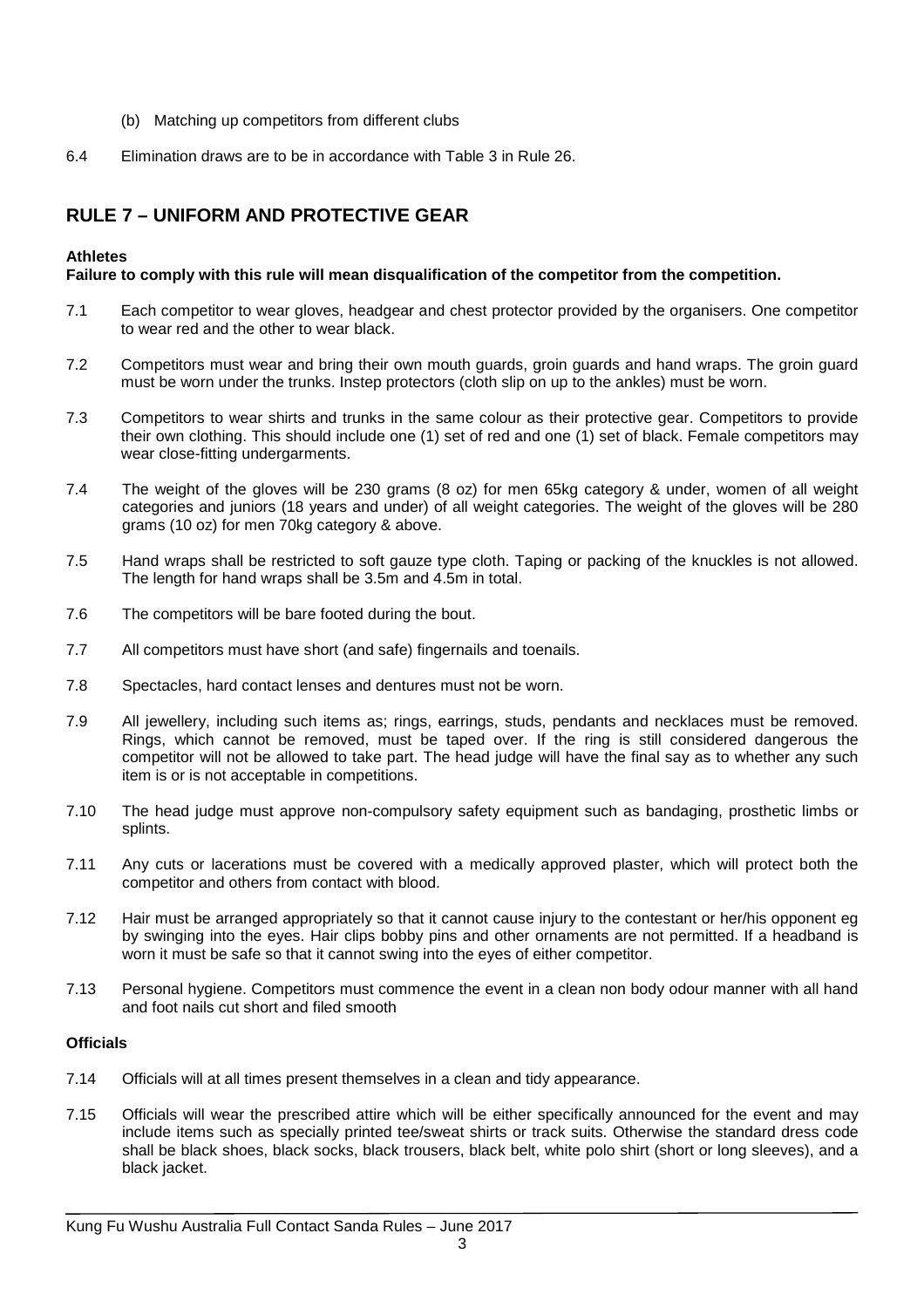(b) Matching up competitors from different clubs

6.4 Elimination draws are to be in accordance with Table 3 in Rule 26.

## RULE 7 – UNIFORM AND PROTECTIVE GEAR

**Athletes**

**Failure to comply with this rule will mean disqualification of the competitor from the competition.**

7.1 Each competitor to wear gloves, headgear and chest protector provided by the organisers. One competitor to wear red and the other to wear black.

7.2 Competitors must wear and bring their own mouth guards, groin guards and hand wraps. The groin guard must be worn under the trunks. Instep protectors (cloth slip on up to the ankles) must be worn.

7.3 Competitors to wear shirts and trunks in the same colour as their protective gear. Competitors to provide their own clothing. This should include one (1) set of red and one (1) set of black. Female competitors may wear close-fitting undergarments.

7.4 The weight of the gloves will be 230 grams (8 oz) for men 65kg category & under, women of all weight categories and juniors (18 years and under) of all weight categories. The weight of the gloves will be 280 grams (10 oz) for men 70kg category & above.

7.5 Hand wraps shall be restricted to soft gauze type cloth. Taping or packing of the knuckles is not allowed. The length for hand wraps shall be 3.5m and 4.5m in total.

7.6 The competitors will be bare footed during the bout.

7.7 All competitors must have short (and safe) fingernails and toenails.

7.8 Spectacles, hard contact lenses and dentures must not be worn.

7.9 All jewellery, including such items as; rings, earrings, studs, pendants and necklaces must be removed. Rings, which cannot be removed, must be taped over. If the ring is still considered dangerous the competitor will not be allowed to take part. The head judge will have the final say as to whether any such item is or is not acceptable in competitions.

7.10 The head judge must approve non-compulsory safety equipment such as bandaging, prosthetic limbs or splints.

7.11 Any cuts or lacerations must be covered with a medically approved plaster, which will protect both the competitor and others from contact with blood.

7.12 Hair must be arranged appropriately so that it cannot cause injury to the contestant or her/his opponent eg by swinging into the eyes. Hair clips bobby pins and other ornaments are not permitted. If a headband is worn it must be safe so that it cannot swing into the eyes of either competitor.

7.13 Personal hygiene. Competitors must commence the event in a clean non body odour manner with all hand and foot nails cut short and filed smooth

**Officials**

7.14 Officials will at all times present themselves in a clean and tidy appearance.

7.15 Officials will wear the prescribed attire which will be either specifically announced for the event and may include items such as specially printed tee/sweat shirts or track suits. Otherwise the standard dress code shall be black shoes, black socks, black trousers, black belt, white polo shirt (short or long sleeves), and a black jacket.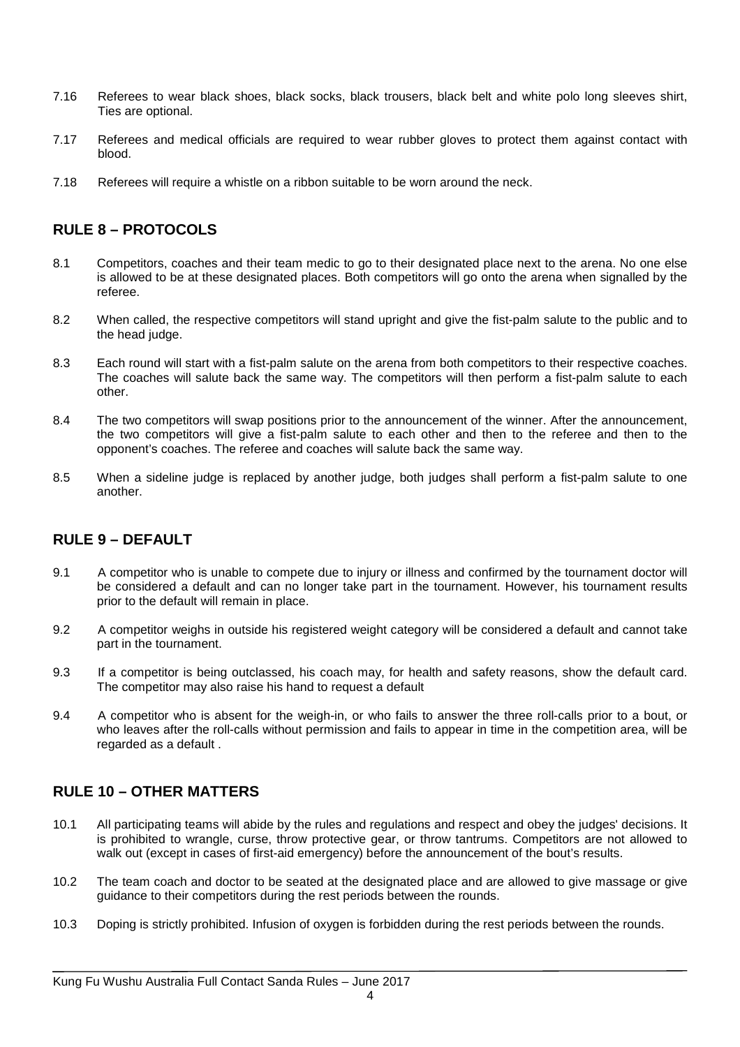7.16 Referees to wear black shoes, black socks, black trousers, black belt and white polo long sleeves shirt, Ties are optional.

7.17 Referees and medical officials are required to wear rubber gloves to protect them against contact with blood.

7.18 Referees will require a whistle on a ribbon suitable to be worn around the neck.

## RULE 8 – PROTOCOLS

8.1 Competitors, coaches and their team medic to go to their designated place next to the arena. No one else is allowed to be at these designated places. Both competitors will go onto the arena when signalled by the referee.

8.2 When called, the respective competitors will stand upright and give the fist-palm salute to the public and to the head judge.

8.3 Each round will start with a fist-palm salute on the arena from both competitors to their respective coaches. The coaches will salute back the same way. The competitors will then perform a fist-palm salute to each other.

8.4 The two competitors will swap positions prior to the announcement of the winner. After the announcement, the two competitors will give a fist-palm salute to each other and then to the referee and then to the opponent's coaches. The referee and coaches will salute back the same way.

8.5 When a sideline judge is replaced by another judge, both judges shall perform a fist-palm salute to one another.

## RULE 9 – DEFAULT

9.1 A competitor who is unable to compete due to injury or illness and confirmed by the tournament doctor will be considered a default and can no longer take part in the tournament. However, his tournament results prior to the default will remain in place.

9.2 A competitor weighs in outside his registered weight category will be considered a default and cannot take part in the tournament.

9.3 If a competitor is being outclassed, his coach may, for health and safety reasons, show the default card. The competitor may also raise his hand to request a default

9.4 A competitor who is absent for the weigh-in, or who fails to answer the three roll-calls prior to a bout, or who leaves after the roll-calls without permission and fails to appear in time in the competition area, will be regarded as a default .

## RULE 10 – OTHER MATTERS

10.1 All participating teams will abide by the rules and regulations and respect and obey the judges' decisions. It is prohibited to wrangle, curse, throw protective gear, or throw tantrums. Competitors are not allowed to walk out (except in cases of first-aid emergency) before the announcement of the bout's results.

10.2 The team coach and doctor to be seated at the designated place and are allowed to give massage or give guidance to their competitors during the rest periods between the rounds.

10.3 Doping is strictly prohibited. Infusion of oxygen is forbidden during the rest periods between the rounds.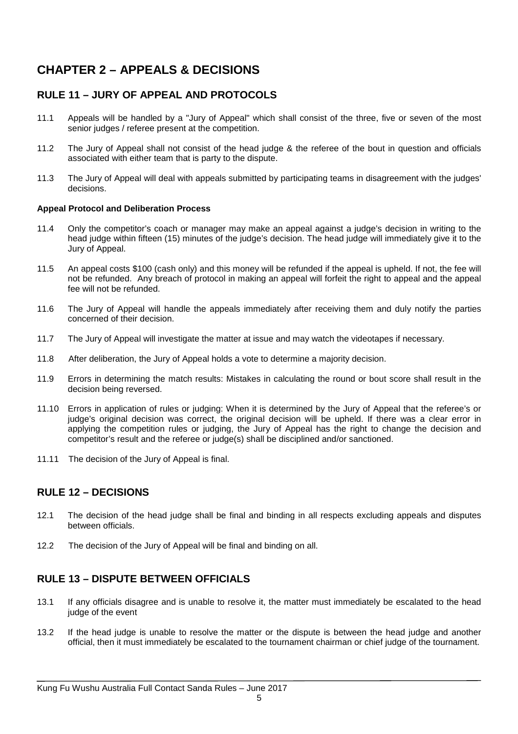# CHAPTER 2 – APPEALS & DECISIONS

## RULE 11 – JURY OF APPEAL AND PROTOCOLS

11.1 Appeals will be handled by a "Jury of Appeal" which shall consist of the three, five or seven of the most senior judges / referee present at the competition.

11.2 The Jury of Appeal shall not consist of the head judge & the referee of the bout in question and officials associated with either team that is party to the dispute.

11.3 The Jury of Appeal will deal with appeals submitted by participating teams in disagreement with the judges' decisions.

**Appeal Protocol and Deliberation Process**

11.4 Only the competitor's coach or manager may make an appeal against a judge's decision in writing to the head judge within fifteen (15) minutes of the judge's decision. The head judge will immediately give it to the Jury of Appeal.

11.5 An appeal costs $100 (cash only) and this money will be refunded if the appeal is upheld. If not, the fee will not be refunded. Any breach of protocol in making an appeal will forfeit the right to appeal and the appeal fee will not be refunded.

11.6 The Jury of Appeal will handle the appeals immediately after receiving them and duly notify the parties concerned of their decision.

11.7 The Jury of Appeal will investigate the matter at issue and may watch the videotapes if necessary.

11.8 After deliberation, the Jury of Appeal holds a vote to determine a majority decision.

11.9 Errors in determining the match results: Mistakes in calculating the round or bout score shall result in the decision being reversed.

11.10 Errors in application of rules or judging: When it is determined by the Jury of Appeal that the referee's or judge's original decision was correct, the original decision will be upheld. If there was a clear error in applying the competition rules or judging, the Jury of Appeal has the right to change the decision and competitor's result and the referee or judge(s) shall be disciplined and/or sanctioned.

11.11 The decision of the Jury of Appeal is final.

## RULE 12 – DECISIONS

12.1 The decision of the head judge shall be final and binding in all respects excluding appeals and disputes between officials.

12.2 The decision of the Jury of Appeal will be final and binding on all.

## RULE 13 – DISPUTE BETWEEN OFFICIALS

13.1 If any officials disagree and is unable to resolve it, the matter must immediately be escalated to the head judge of the event

13.2 If the head judge is unable to resolve the matter or the dispute is between the head judge and another official, then it must immediately be escalated to the tournament chairman or chief judge of the tournament.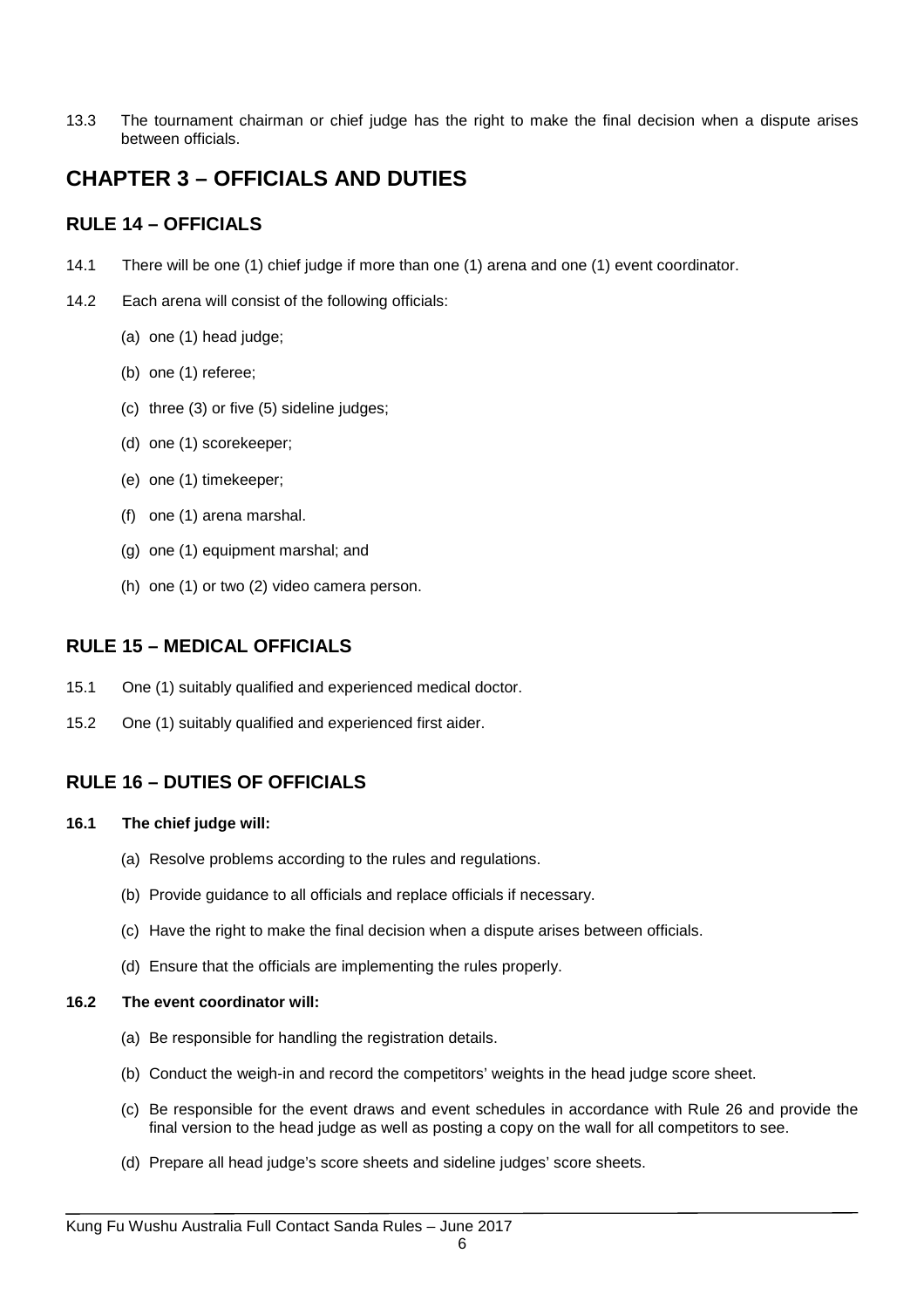13.3 The tournament chairman or chief judge has the right to make the final decision when a dispute arises between officials.

# CHAPTER 3 – OFFICIALS AND DUTIES

## RULE 14 – OFFICIALS

14.1 There will be one (1) chief judge if more than one (1) arena and one (1) event coordinator.

14.2 Each arena will consist of the following officials:

(a) one (1) head judge;

(b) one (1) referee;

(c) three (3) or five (5) sideline judges;

(d) one (1) scorekeeper;

(e) one (1) timekeeper;

(f) one (1) arena marshal.

(g) one (1) equipment marshal; and

(h) one (1) or two (2) video camera person.

## RULE 15 – MEDICAL OFFICIALS

15.1 One (1) suitably qualified and experienced medical doctor.

15.2 One (1) suitably qualified and experienced first aider.

## RULE 16 – DUTIES OF OFFICIALS

**16.1 The chief judge will:**

(a) Resolve problems according to the rules and regulations.

(b) Provide guidance to all officials and replace officials if necessary.

(c) Have the right to make the final decision when a dispute arises between officials.

(d) Ensure that the officials are implementing the rules properly.

**16.2 The event coordinator will:**

(a) Be responsible for handling the registration details.

(b) Conduct the weigh-in and record the competitors' weights in the head judge score sheet.

(c) Be responsible for the event draws and event schedules in accordance with Rule 26 and provide the final version to the head judge as well as posting a copy on the wall for all competitors to see.

(d) Prepare all head judge's score sheets and sideline judges' score sheets.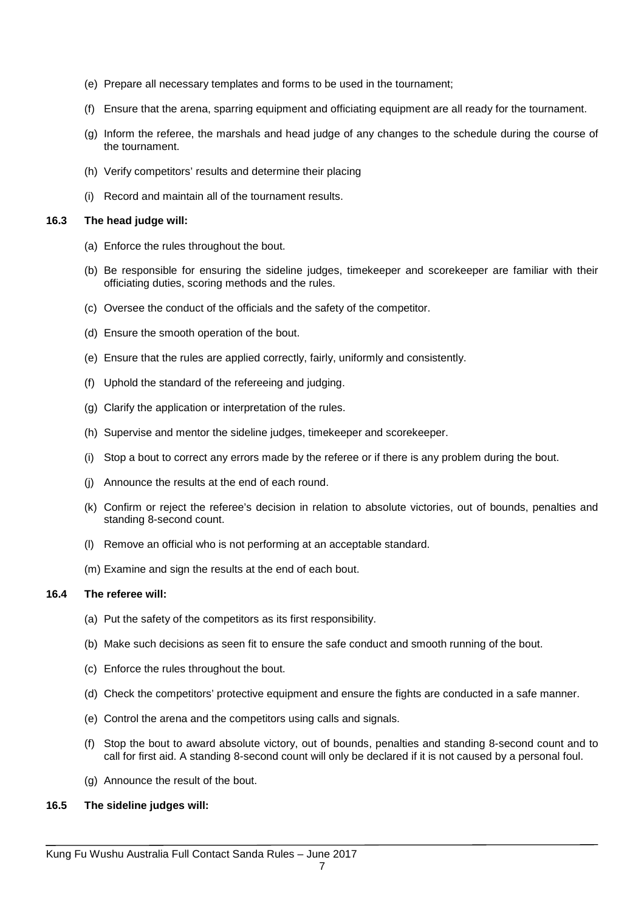(e) Prepare all necessary templates and forms to be used in the tournament;

(f) Ensure that the arena, sparring equipment and officiating equipment are all ready for the tournament.

(g) Inform the referee, the marshals and head judge of any changes to the schedule during the course of the tournament.

(h) Verify competitors' results and determine their placing

(i) Record and maintain all of the tournament results.

**16.3 The head judge will:**

(a) Enforce the rules throughout the bout.

(b) Be responsible for ensuring the sideline judges, timekeeper and scorekeeper are familiar with their officiating duties, scoring methods and the rules.

(c) Oversee the conduct of the officials and the safety of the competitor.

(d) Ensure the smooth operation of the bout.

(e) Ensure that the rules are applied correctly, fairly, uniformly and consistently.

(f) Uphold the standard of the refereeing and judging.

(g) Clarify the application or interpretation of the rules.

(h) Supervise and mentor the sideline judges, timekeeper and scorekeeper.

(i) Stop a bout to correct any errors made by the referee or if there is any problem during the bout.

(j) Announce the results at the end of each round.

(k) Confirm or reject the referee's decision in relation to absolute victories, out of bounds, penalties and standing 8-second count.

(l) Remove an official who is not performing at an acceptable standard.

(m) Examine and sign the results at the end of each bout.

**16.4 The referee will:**

(a) Put the safety of the competitors as its first responsibility.

(b) Make such decisions as seen fit to ensure the safe conduct and smooth running of the bout.

(c) Enforce the rules throughout the bout.

(d) Check the competitors' protective equipment and ensure the fights are conducted in a safe manner.

(e) Control the arena and the competitors using calls and signals.

(f) Stop the bout to award absolute victory, out of bounds, penalties and standing 8-second count and to call for first aid. A standing 8-second count will only be declared if it is not caused by a personal foul.

(g) Announce the result of the bout.

**16.5 The sideline judges will:**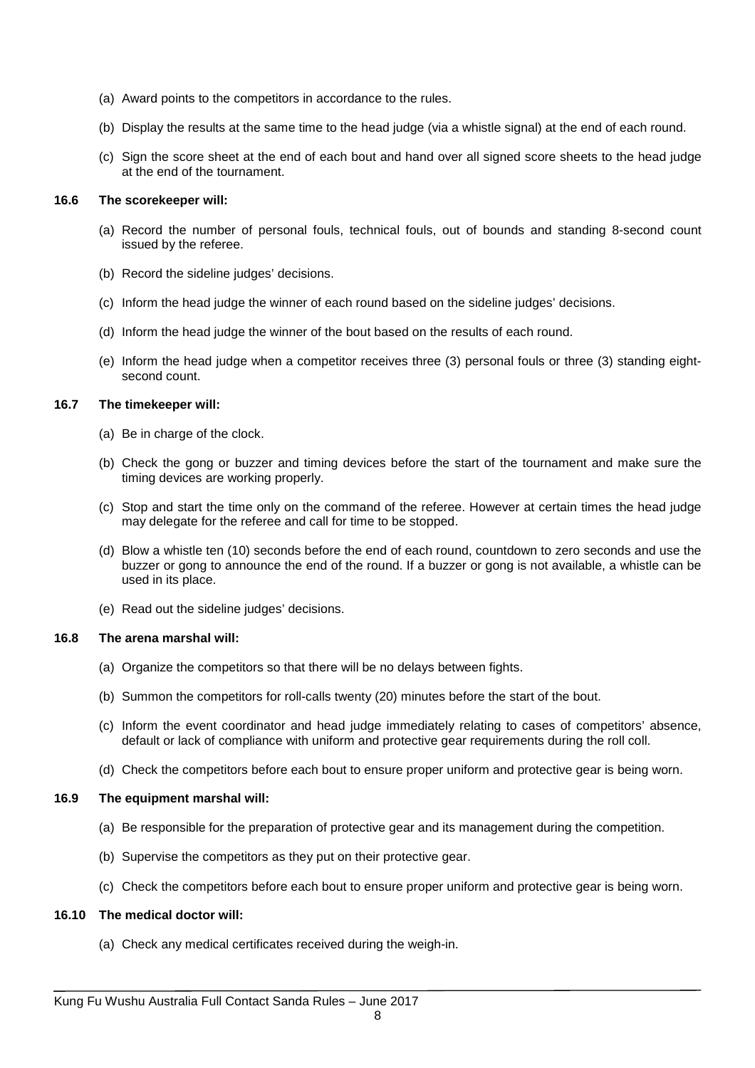(a) Award points to the competitors in accordance to the rules.

(b) Display the results at the same time to the head judge (via a whistle signal) at the end of each round.

(c) Sign the score sheet at the end of each bout and hand over all signed score sheets to the head judge at the end of the tournament.

**16.6 The scorekeeper will:**

(a) Record the number of personal fouls, technical fouls, out of bounds and standing 8-second count issued by the referee.

(b) Record the sideline judges' decisions.

(c) Inform the head judge the winner of each round based on the sideline judges' decisions.

(d) Inform the head judge the winner of the bout based on the results of each round.

(e) Inform the head judge when a competitor receives three (3) personal fouls or three (3) standing eight-second count.

**16.7 The timekeeper will:**

(a) Be in charge of the clock.

(b) Check the gong or buzzer and timing devices before the start of the tournament and make sure the timing devices are working properly.

(c) Stop and start the time only on the command of the referee. However at certain times the head judge may delegate for the referee and call for time to be stopped.

(d) Blow a whistle ten (10) seconds before the end of each round, countdown to zero seconds and use the buzzer or gong to announce the end of the round. If a buzzer or gong is not available, a whistle can be used in its place.

(e) Read out the sideline judges' decisions.

**16.8 The arena marshal will:**

(a) Organize the competitors so that there will be no delays between fights.

(b) Summon the competitors for roll-calls twenty (20) minutes before the start of the bout.

(c) Inform the event coordinator and head judge immediately relating to cases of competitors' absence, default or lack of compliance with uniform and protective gear requirements during the roll coll.

(d) Check the competitors before each bout to ensure proper uniform and protective gear is being worn.

**16.9 The equipment marshal will:**

(a) Be responsible for the preparation of protective gear and its management during the competition.

(b) Supervise the competitors as they put on their protective gear.

(c) Check the competitors before each bout to ensure proper uniform and protective gear is being worn.

**16.10 The medical doctor will:**

(a) Check any medical certificates received during the weigh-in.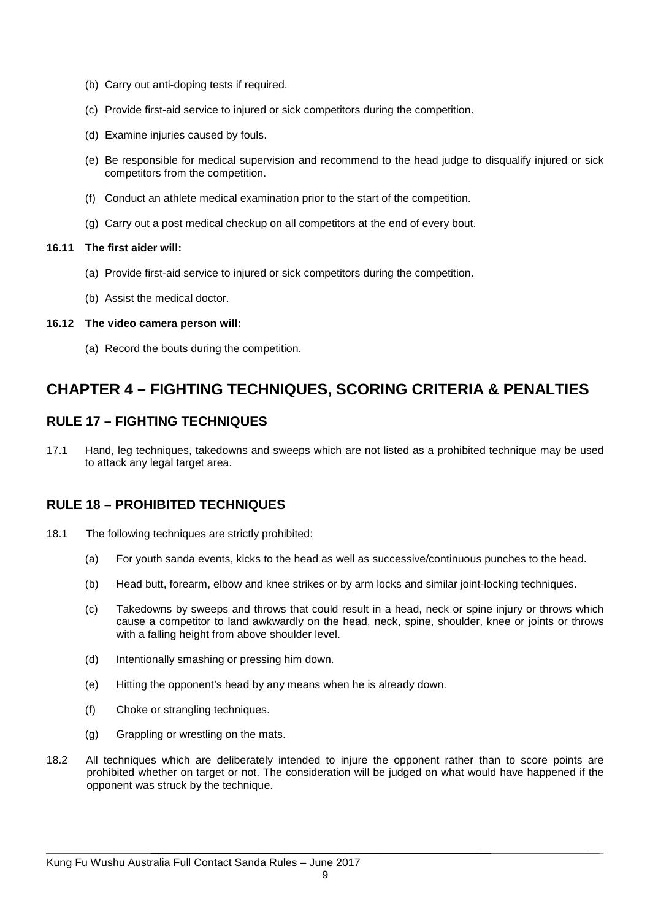(b) Carry out anti-doping tests if required.

(c) Provide first-aid service to injured or sick competitors during the competition.

(d) Examine injuries caused by fouls.

(e) Be responsible for medical supervision and recommend to the head judge to disqualify injured or sick competitors from the competition.

(f) Conduct an athlete medical examination prior to the start of the competition.

(g) Carry out a post medical checkup on all competitors at the end of every bout.

**16.11 The first aider will:**

(a) Provide first-aid service to injured or sick competitors during the competition.

(b) Assist the medical doctor.

**16.12 The video camera person will:**

(a) Record the bouts during the competition.

# CHAPTER 4 – FIGHTING TECHNIQUES, SCORING CRITERIA & PENALTIES

## RULE 17 – FIGHTING TECHNIQUES

17.1 Hand, leg techniques, takedowns and sweeps which are not listed as a prohibited technique may be used to attack any legal target area.

## RULE 18 – PROHIBITED TECHNIQUES

18.1 The following techniques are strictly prohibited:

(a) For youth sanda events, kicks to the head as well as successive/continuous punches to the head.

(b) Head butt, forearm, elbow and knee strikes or by arm locks and similar joint-locking techniques.

(c) Takedowns by sweeps and throws that could result in a head, neck or spine injury or throws which cause a competitor to land awkwardly on the head, neck, spine, shoulder, knee or joints or throws with a falling height from above shoulder level.

(d) Intentionally smashing or pressing him down.

(e) Hitting the opponent's head by any means when he is already down.

(f) Choke or strangling techniques.

(g) Grappling or wrestling on the mats.

18.2 All techniques which are deliberately intended to injure the opponent rather than to score points are prohibited whether on target or not. The consideration will be judged on what would have happened if the opponent was struck by the technique.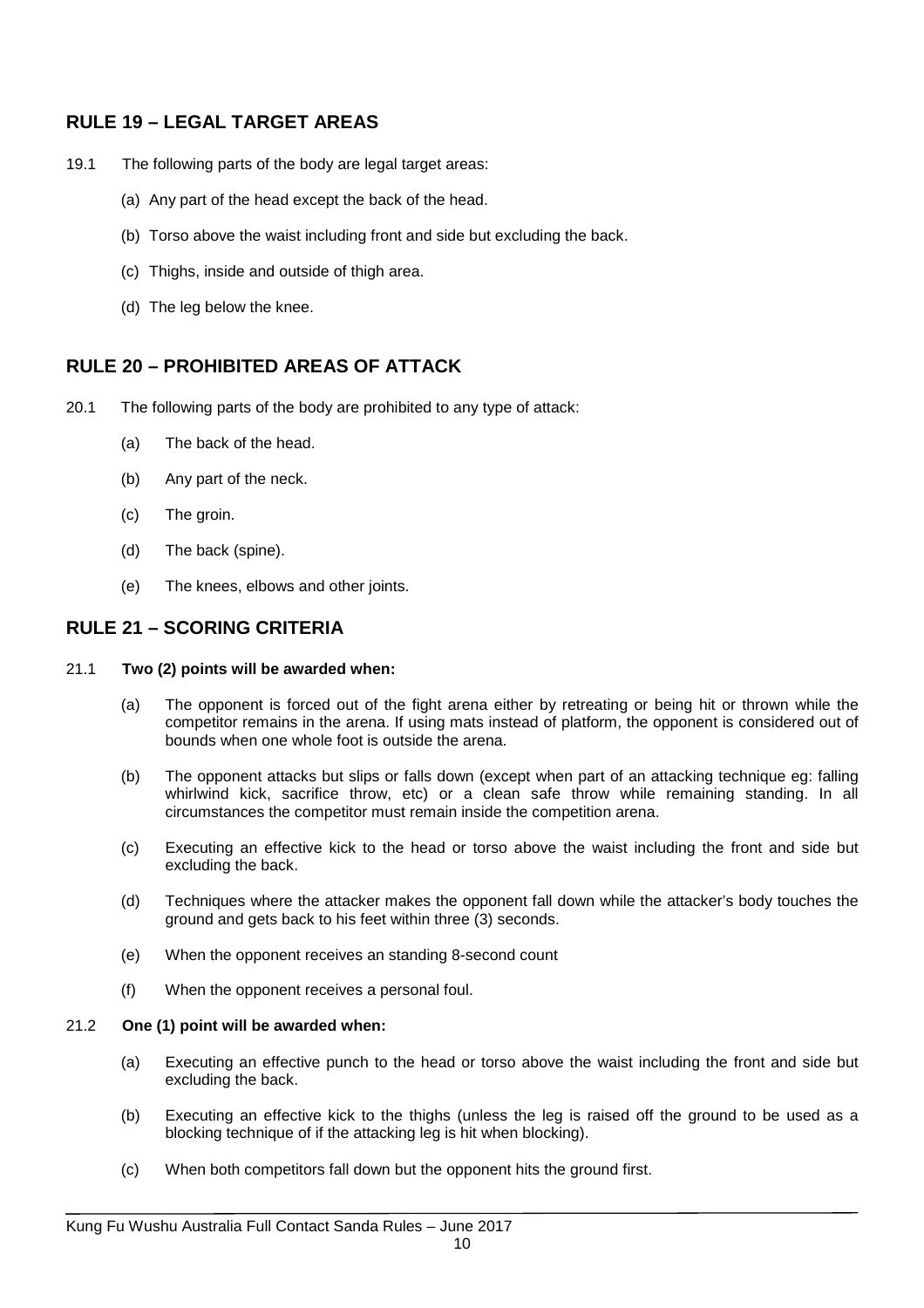## RULE 19 – LEGAL TARGET AREAS

19.1 The following parts of the body are legal target areas:

(a) Any part of the head except the back of the head.

(b) Torso above the waist including front and side but excluding the back.

(c) Thighs, inside and outside of thigh area.

(d) The leg below the knee.

## RULE 20 – PROHIBITED AREAS OF ATTACK

20.1 The following parts of the body are prohibited to any type of attack:

(a) The back of the head.

(b) Any part of the neck.

(c) The groin.

(d) The back (spine).

(e) The knees, elbows and other joints.

## RULE 21 – SCORING CRITERIA

21.1 **Two (2) points will be awarded when:**

(a) The opponent is forced out of the fight arena either by retreating or being hit or thrown while the competitor remains in the arena. If using mats instead of platform, the opponent is considered out of bounds when one whole foot is outside the arena.

(b) The opponent attacks but slips or falls down (except when part of an attacking technique eg: falling whirlwind kick, sacrifice throw, etc) or a clean safe throw while remaining standing. In all circumstances the competitor must remain inside the competition arena.

(c) Executing an effective kick to the head or torso above the waist including the front and side but excluding the back.

(d) Techniques where the attacker makes the opponent fall down while the attacker's body touches the ground and gets back to his feet within three (3) seconds.

(e) When the opponent receives an standing 8-second count

(f) When the opponent receives a personal foul.

21.2 **One (1) point will be awarded when:**

(a) Executing an effective punch to the head or torso above the waist including the front and side but excluding the back.

(b) Executing an effective kick to the thighs (unless the leg is raised off the ground to be used as a blocking technique of if the attacking leg is hit when blocking).

(c) When both competitors fall down but the opponent hits the ground first.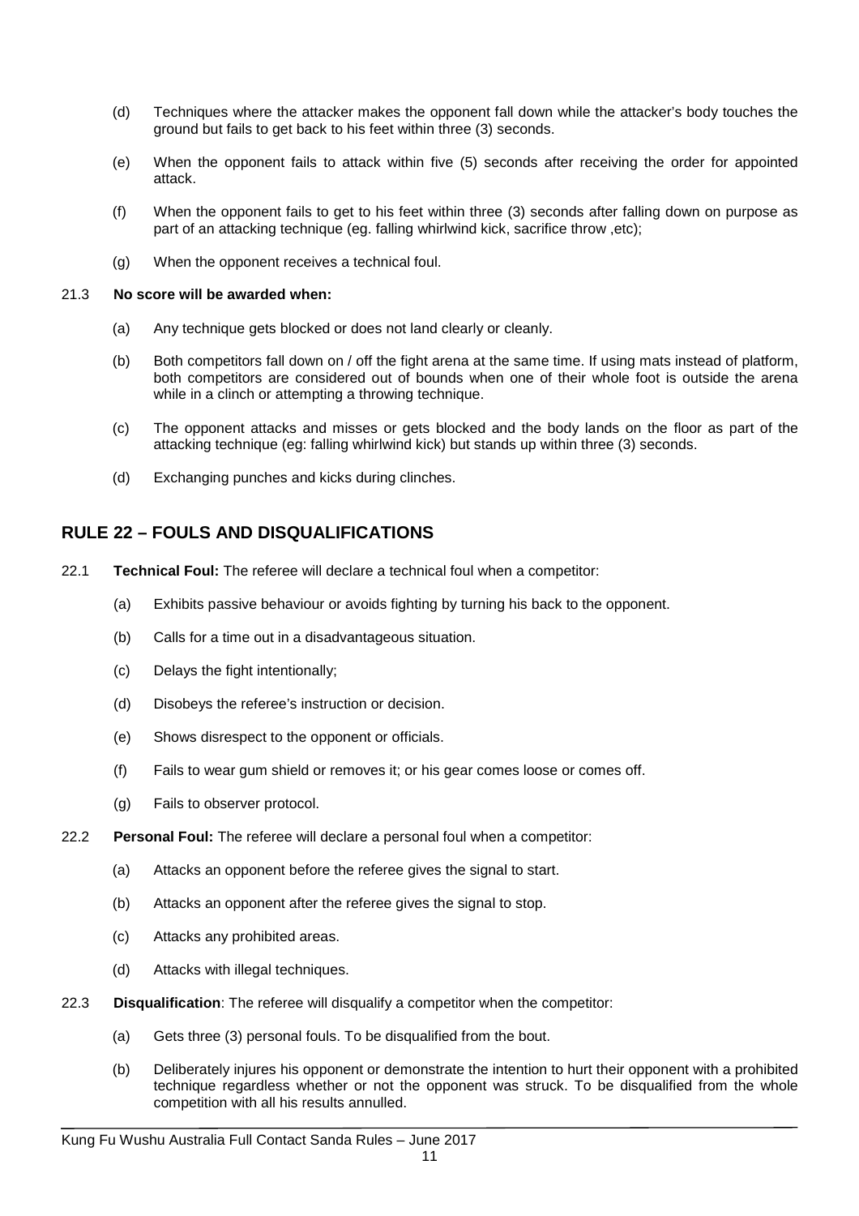(d) Techniques where the attacker makes the opponent fall down while the attacker's body touches the ground but fails to get back to his feet within three (3) seconds.

(e) When the opponent fails to attack within five (5) seconds after receiving the order for appointed attack.

(f) When the opponent fails to get to his feet within three (3) seconds after falling down on purpose as part of an attacking technique (eg. falling whirlwind kick, sacrifice throw ,etc);

(g) When the opponent receives a technical foul.

21.3 **No score will be awarded when:**

(a) Any technique gets blocked or does not land clearly or cleanly.

(b) Both competitors fall down on / off the fight arena at the same time. If using mats instead of platform, both competitors are considered out of bounds when one of their whole foot is outside the arena while in a clinch or attempting a throwing technique.

(c) The opponent attacks and misses or gets blocked and the body lands on the floor as part of the attacking technique (eg: falling whirlwind kick) but stands up within three (3) seconds.

(d) Exchanging punches and kicks during clinches.

## RULE 22 – FOULS AND DISQUALIFICATIONS

22.1 **Technical Foul:** The referee will declare a technical foul when a competitor:

(a) Exhibits passive behaviour or avoids fighting by turning his back to the opponent.

(b) Calls for a time out in a disadvantageous situation.

(c) Delays the fight intentionally;

(d) Disobeys the referee's instruction or decision.

(e) Shows disrespect to the opponent or officials.

(f) Fails to wear gum shield or removes it; or his gear comes loose or comes off.

(g) Fails to observer protocol.

22.2 **Personal Foul:** The referee will declare a personal foul when a competitor:

(a) Attacks an opponent before the referee gives the signal to start.

(b) Attacks an opponent after the referee gives the signal to stop.

(c) Attacks any prohibited areas.

(d) Attacks with illegal techniques.

22.3 **Disqualification**: The referee will disqualify a competitor when the competitor:

(a) Gets three (3) personal fouls. To be disqualified from the bout.

(b) Deliberately injures his opponent or demonstrate the intention to hurt their opponent with a prohibited technique regardless whether or not the opponent was struck. To be disqualified from the whole competition with all his results annulled.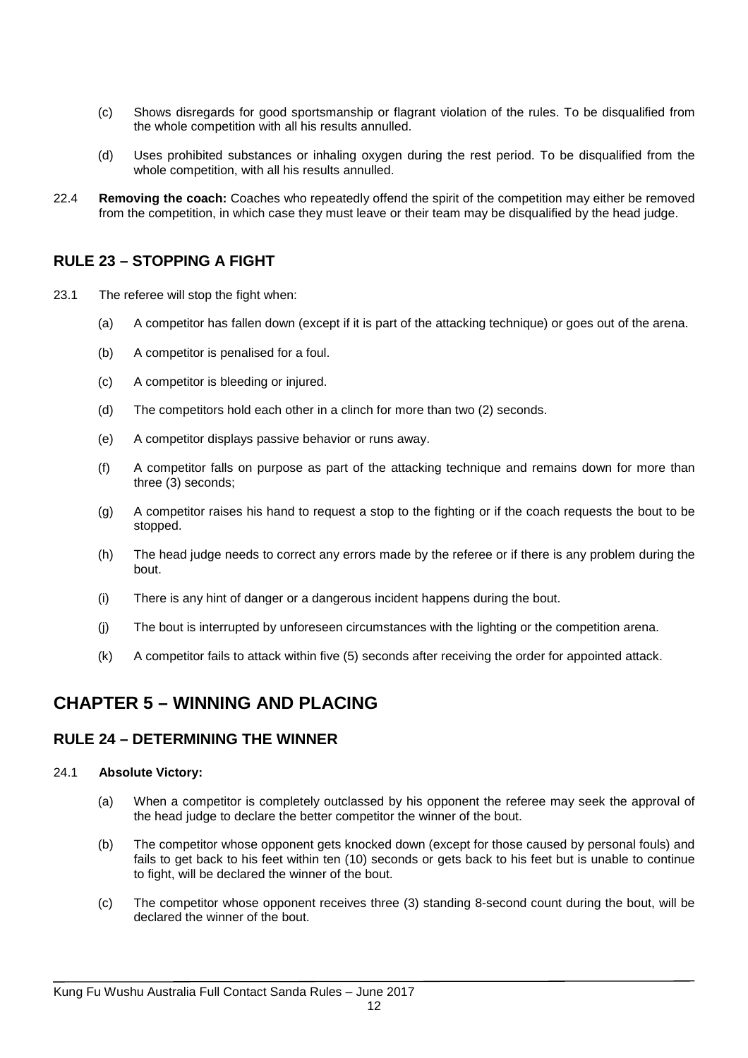(c) Shows disregards for good sportsmanship or flagrant violation of the rules. To be disqualified from the whole competition with all his results annulled.

(d) Uses prohibited substances or inhaling oxygen during the rest period. To be disqualified from the whole competition, with all his results annulled.

22.4 **Removing the coach:** Coaches who repeatedly offend the spirit of the competition may either be removed from the competition, in which case they must leave or their team may be disqualified by the head judge.

## RULE 23 – STOPPING A FIGHT

23.1 The referee will stop the fight when:

(a) A competitor has fallen down (except if it is part of the attacking technique) or goes out of the arena.

(b) A competitor is penalised for a foul.

(c) A competitor is bleeding or injured.

(d) The competitors hold each other in a clinch for more than two (2) seconds.

(e) A competitor displays passive behavior or runs away.

(f) A competitor falls on purpose as part of the attacking technique and remains down for more than three (3) seconds;

(g) A competitor raises his hand to request a stop to the fighting or if the coach requests the bout to be stopped.

(h) The head judge needs to correct any errors made by the referee or if there is any problem during the bout.

(i) There is any hint of danger or a dangerous incident happens during the bout.

(j) The bout is interrupted by unforeseen circumstances with the lighting or the competition arena.

(k) A competitor fails to attack within five (5) seconds after receiving the order for appointed attack.

# CHAPTER 5 – WINNING AND PLACING

## RULE 24 – DETERMINING THE WINNER

24.1 **Absolute Victory:**

(a) When a competitor is completely outclassed by his opponent the referee may seek the approval of the head judge to declare the better competitor the winner of the bout.

(b) The competitor whose opponent gets knocked down (except for those caused by personal fouls) and fails to get back to his feet within ten (10) seconds or gets back to his feet but is unable to continue to fight, will be declared the winner of the bout.

(c) The competitor whose opponent receives three (3) standing 8-second count during the bout, will be declared the winner of the bout.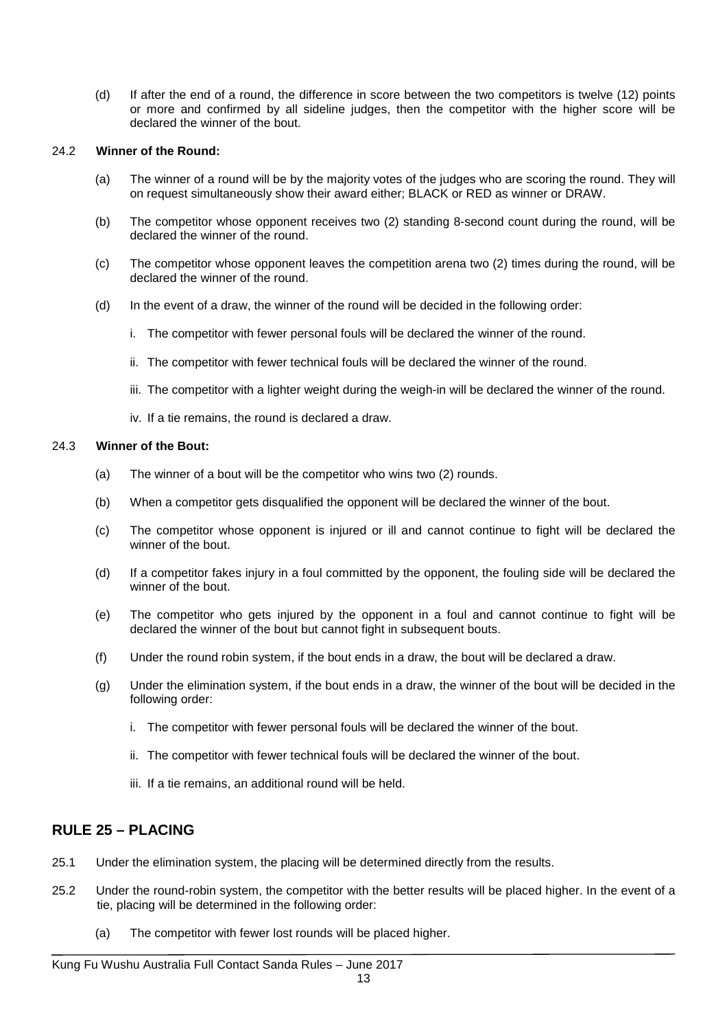(d) If after the end of a round, the difference in score between the two competitors is twelve (12) points or more and confirmed by all sideline judges, then the competitor with the higher score will be declared the winner of the bout.

24.2 **Winner of the Round:**

(a) The winner of a round will be by the majority votes of the judges who are scoring the round. They will on request simultaneously show their award either; BLACK or RED as winner or DRAW.

(b) The competitor whose opponent receives two (2) standing 8-second count during the round, will be declared the winner of the round.

(c) The competitor whose opponent leaves the competition arena two (2) times during the round, will be declared the winner of the round.

(d) In the event of a draw, the winner of the round will be decided in the following order:

i. The competitor with fewer personal fouls will be declared the winner of the round.

ii. The competitor with fewer technical fouls will be declared the winner of the round.

iii. The competitor with a lighter weight during the weigh-in will be declared the winner of the round.

iv. If a tie remains, the round is declared a draw.

24.3 **Winner of the Bout:**

(a) The winner of a bout will be the competitor who wins two (2) rounds.

(b) When a competitor gets disqualified the opponent will be declared the winner of the bout.

(c) The competitor whose opponent is injured or ill and cannot continue to fight will be declared the winner of the bout.

(d) If a competitor fakes injury in a foul committed by the opponent, the fouling side will be declared the winner of the bout.

(e) The competitor who gets injured by the opponent in a foul and cannot continue to fight will be declared the winner of the bout but cannot fight in subsequent bouts.

(f) Under the round robin system, if the bout ends in a draw, the bout will be declared a draw.

(g) Under the elimination system, if the bout ends in a draw, the winner of the bout will be decided in the following order:

i. The competitor with fewer personal fouls will be declared the winner of the bout.

ii. The competitor with fewer technical fouls will be declared the winner of the bout.

iii. If a tie remains, an additional round will be held.

## RULE 25 – PLACING

25.1 Under the elimination system, the placing will be determined directly from the results.

25.2 Under the round-robin system, the competitor with the better results will be placed higher. In the event of a tie, placing will be determined in the following order:

(a) The competitor with fewer lost rounds will be placed higher.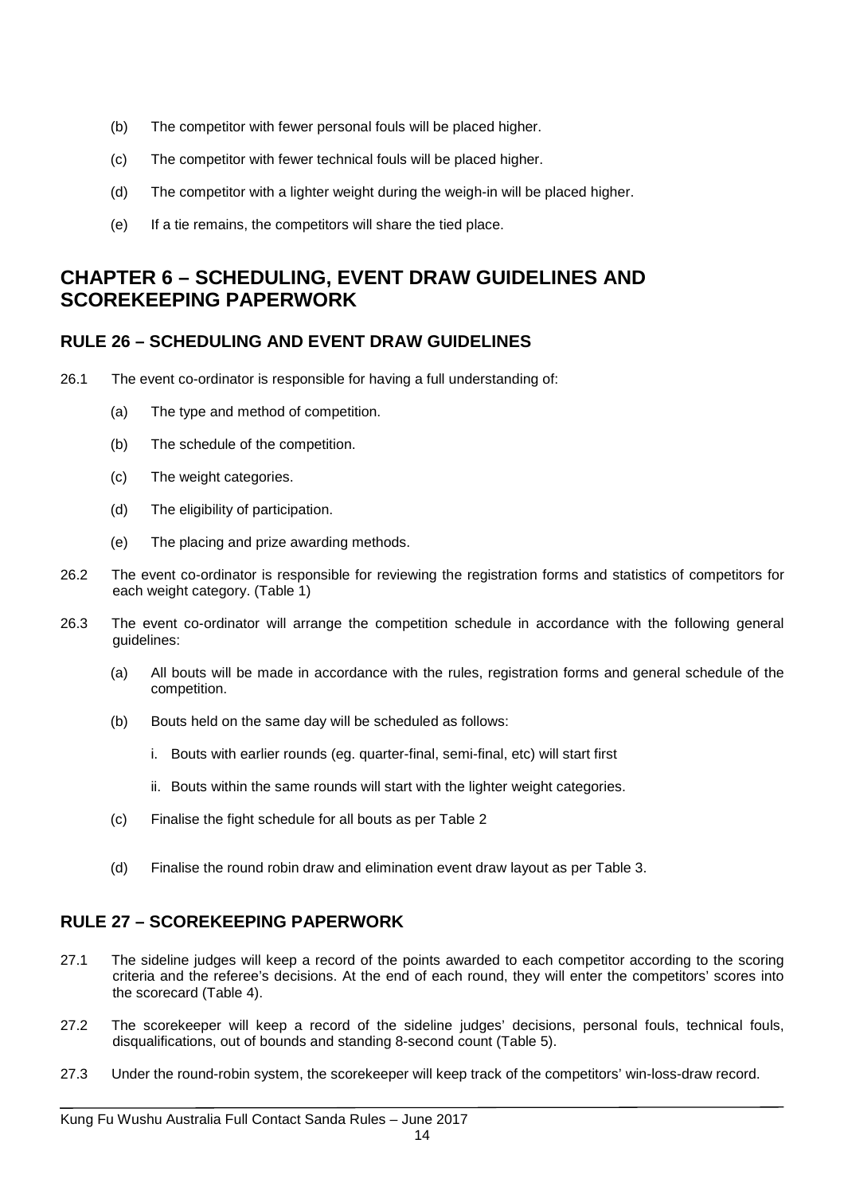(b) The competitor with fewer personal fouls will be placed higher.

(c) The competitor with fewer technical fouls will be placed higher.

(d) The competitor with a lighter weight during the weigh-in will be placed higher.

(e) If a tie remains, the competitors will share the tied place.

# CHAPTER 6 – SCHEDULING, EVENT DRAW GUIDELINES AND SCOREKEEPING PAPERWORK

## RULE 26 – SCHEDULING AND EVENT DRAW GUIDELINES

26.1 The event co-ordinator is responsible for having a full understanding of:

(a) The type and method of competition.

(b) The schedule of the competition.

(c) The weight categories.

(d) The eligibility of participation.

(e) The placing and prize awarding methods.

26.2 The event co-ordinator is responsible for reviewing the registration forms and statistics of competitors for each weight category. (Table 1)

26.3 The event co-ordinator will arrange the competition schedule in accordance with the following general guidelines:

(a) All bouts will be made in accordance with the rules, registration forms and general schedule of the competition.

(b) Bouts held on the same day will be scheduled as follows:

i. Bouts with earlier rounds (eg. quarter-final, semi-final, etc) will start first

ii. Bouts within the same rounds will start with the lighter weight categories.

(c) Finalise the fight schedule for all bouts as per Table 2

(d) Finalise the round robin draw and elimination event draw layout as per Table 3.

## RULE 27 – SCOREKEEPING PAPERWORK

27.1 The sideline judges will keep a record of the points awarded to each competitor according to the scoring criteria and the referee's decisions. At the end of each round, they will enter the competitors' scores into the scorecard (Table 4).

27.2 The scorekeeper will keep a record of the sideline judges' decisions, personal fouls, technical fouls, disqualifications, out of bounds and standing 8-second count (Table 5).

27.3 Under the round-robin system, the scorekeeper will keep track of the competitors' win-loss-draw record.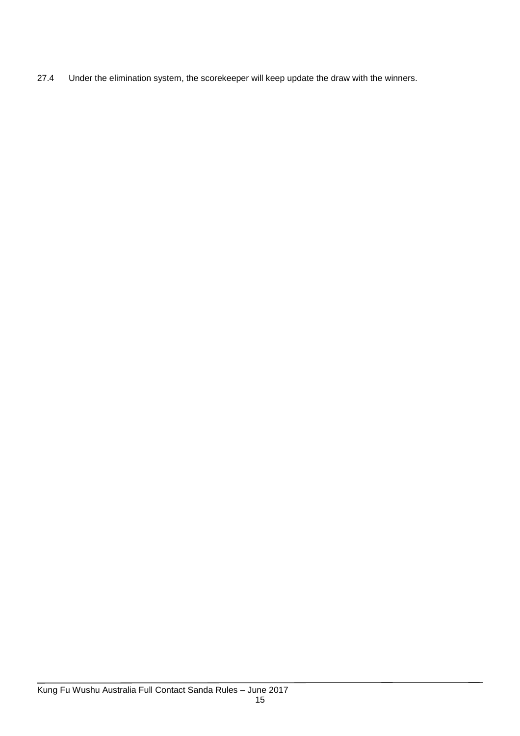27.4 Under the elimination system, the scorekeeper will keep update the draw with the winners.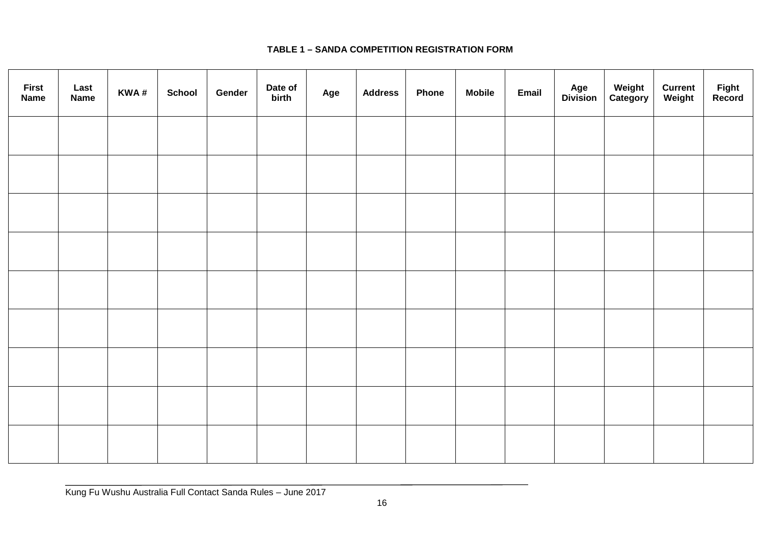**TABLE 1 – SANDA COMPETITION REGISTRATION FORM**

| First Name | Last Name | KWA # | School | Gender | Date of birth | Age | Address | Phone | Mobile | Email | Age Division | Weight Category | Current Weight | Fight Record |
|---|---|---|---|---|---|---|---|---|---|---|---|---|---|---|
| | | | | | | | | | | | | | | |
| | | | | | | | | | | | | | | |
| | | | | | | | | | | | | | | |
| | | | | | | | | | | | | | | |
| | | | | | | | | | | | | | | |
| | | | | | | | | | | | | | | |
| | | | | | | | | | | | | | | |
| | | | | | | | | | | | | | | |
| | | | | | | | | | | | | | | |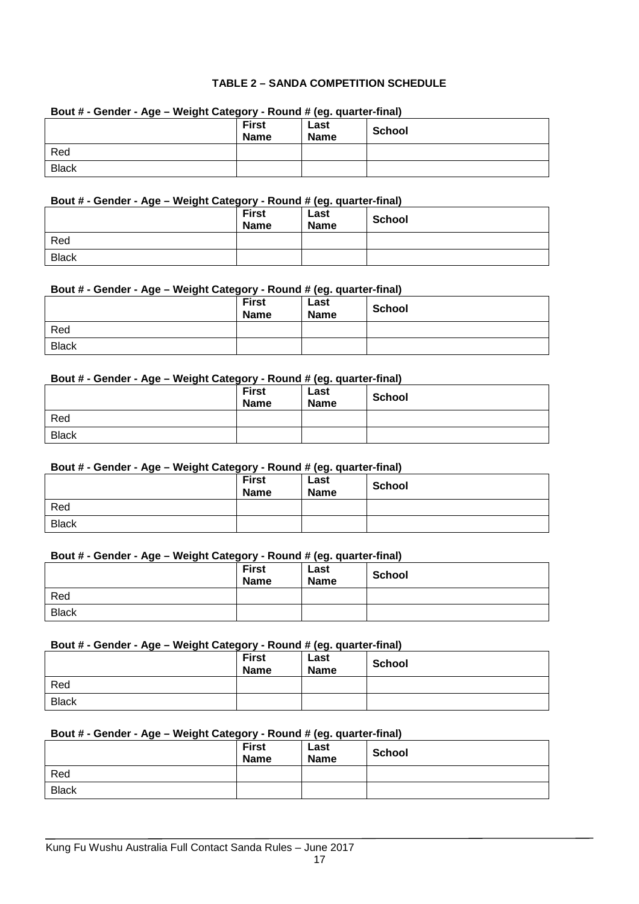**TABLE 2 – SANDA COMPETITION SCHEDULE**

**Bout # - Gender - Age – Weight Category - Round # (eg. quarter-final)**

| | First Name | Last Name | School |
|---|---|---|---|
| Red | | | |
| Black | | | |

**Bout # - Gender - Age – Weight Category - Round # (eg. quarter-final)**

| | First Name | Last Name | School |
|---|---|---|---|
| Red | | | |
| Black | | | |

**Bout # - Gender - Age – Weight Category - Round # (eg. quarter-final)**

| | First Name | Last Name | School |
|---|---|---|---|
| Red | | | |
| Black | | | |

**Bout # - Gender - Age – Weight Category - Round # (eg. quarter-final)**

| | First Name | Last Name | School |
|---|---|---|---|
| Red | | | |
| Black | | | |

**Bout # - Gender - Age – Weight Category - Round # (eg. quarter-final)**

| | First Name | Last Name | School |
|---|---|---|---|
| Red | | | |
| Black | | | |

**Bout # - Gender - Age – Weight Category - Round # (eg. quarter-final)**

| | First Name | Last Name | School |
|---|---|---|---|
| Red | | | |
| Black | | | |

**Bout # - Gender - Age – Weight Category - Round # (eg. quarter-final)**

| | First Name | Last Name | School |
|---|---|---|---|
| Red | | | |
| Black | | | |

**Bout # - Gender - Age – Weight Category - Round # (eg. quarter-final)**

| | First Name | Last Name | School |
|---|---|---|---|
| Red | | | |
| Black | | | |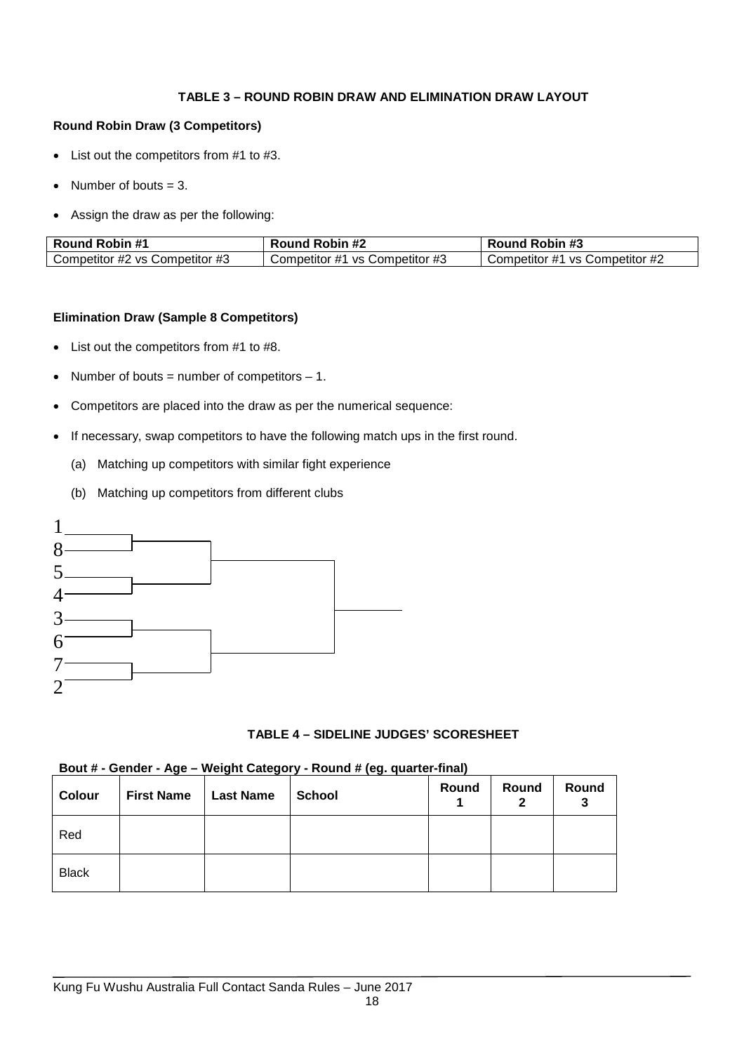### TABLE 3 – ROUND ROBIN DRAW AND ELIMINATION DRAW LAYOUT

**Round Robin Draw (3 Competitors)**

- List out the competitors from #1 to #3.
- Number of bouts = 3.
- Assign the draw as per the following:

| Round Robin #1 | Round Robin #2 | Round Robin #3 |
|---|---|---|
| Competitor #2 vs Competitor #3 | Competitor #1 vs Competitor #3 | Competitor #1 vs Competitor #2 |

**Elimination Draw (Sample 8 Competitors)**

- List out the competitors from #1 to #8.
- Number of bouts = number of competitors – 1.
- Competitors are placed into the draw as per the numerical sequence:
- If necessary, swap competitors to have the following match ups in the first round.
  - (a) Matching up competitors with similar fight experience
  - (b) Matching up competitors from different clubs

1
8
5
4
3
6
7
2

### TABLE 4 – SIDELINE JUDGES' SCORESHEET

**Bout # - Gender - Age – Weight Category - Round # (eg. quarter-final)**

| Colour | First Name | Last Name | School | Round 1 | Round 2 | Round 3 |
|---|---|---|---|---|---|---|
| Red | | | | | | |
| Black | | | | | | |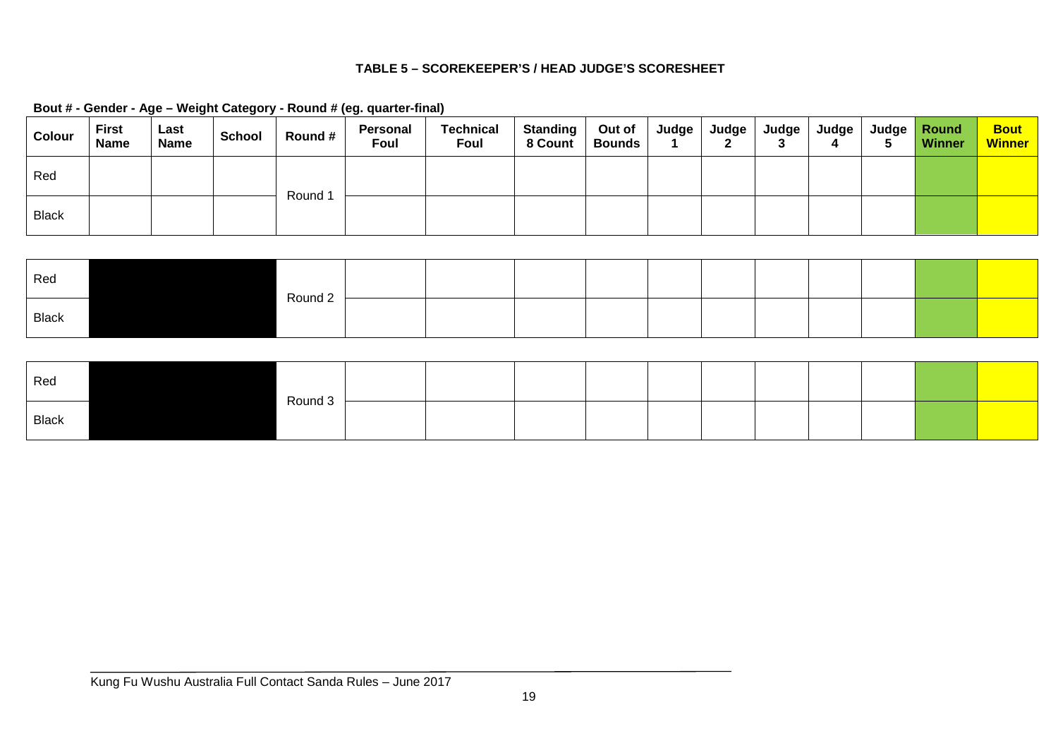**TABLE 5 – SCOREKEEPER'S / HEAD JUDGE'S SCORESHEET**

**Bout # - Gender - Age – Weight Category - Round # (eg. quarter-final)**

| Colour | First Name | Last Name | School | Round # | Personal Foul | Technical Foul | Standing 8 Count | Out of Bounds | Judge 1 | Judge 2 | Judge 3 | Judge 4 | Judge 5 | Round Winner | Bout Winner |
|---|---|---|---|---|---|---|---|---|---|---|---|---|---|---|---|
| Red | | | | Round 1 | | | | | | | | | | | |
| Black | | | | | | | | | | | | | | | |

| | | | | | | | | | | | | | | | |
|---|---|---|---|---|---|---|---|---|---|---|---|---|---|---|---|
| Red | | | | Round 2 | | | | | | | | | | | |
| Black | | | | | | | | | | | | | | | |

| | | | | | | | | | | | | | | | |
|---|---|---|---|---|---|---|---|---|---|---|---|---|---|---|---|
| Red | | | | Round 3 | | | | | | | | | | | |
| Black | | | | | | | | | | | | | | | |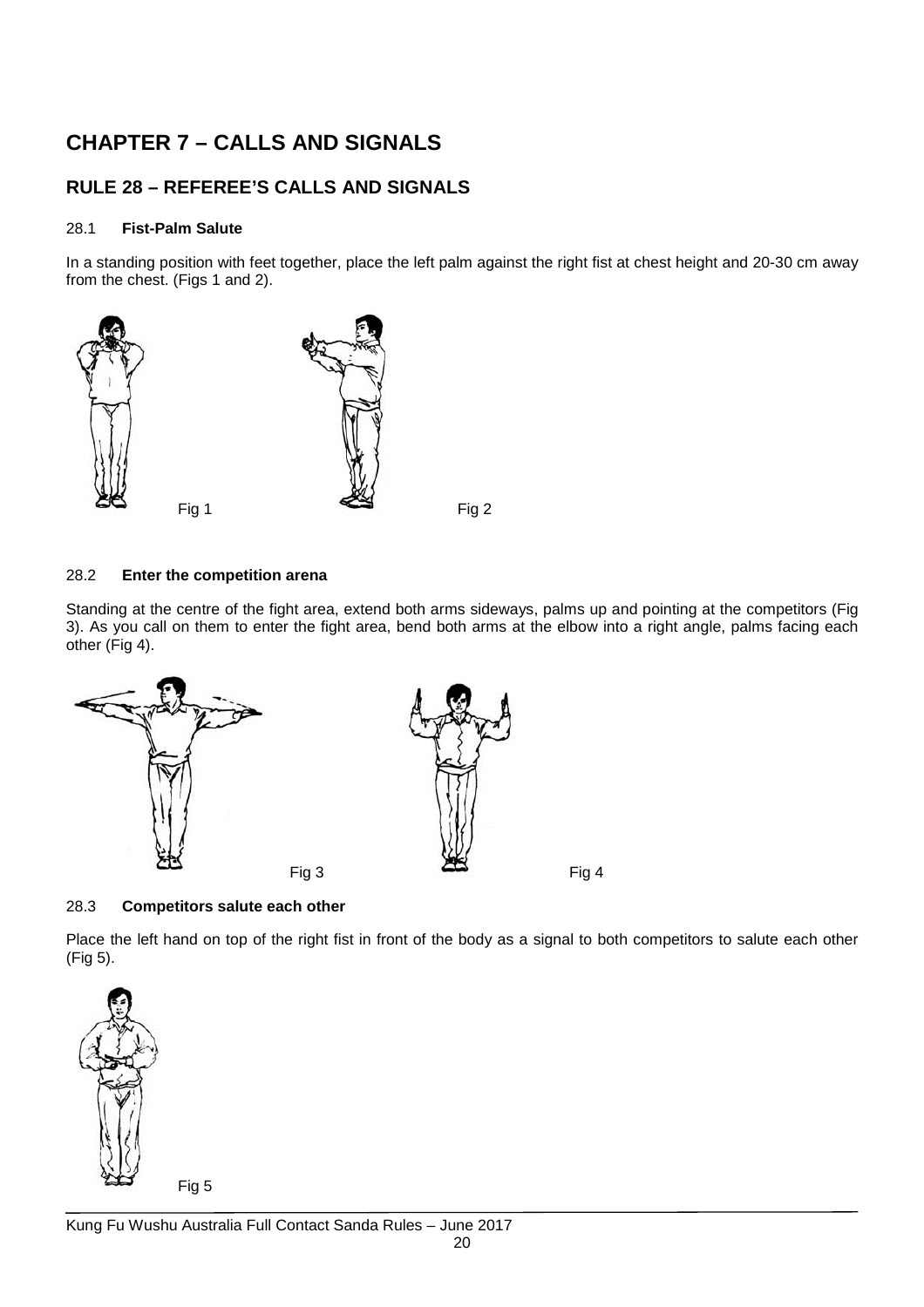# CHAPTER 7 – CALLS AND SIGNALS

## RULE 28 – REFEREE'S CALLS AND SIGNALS

### 28.1 **Fist-Palm Salute**

In a standing position with feet together, place the left palm against the right fist at chest height and 20-30 cm away from the chest. (Figs 1 and 2).

Fig 1

Fig 2

### 28.2 **Enter the competition arena**

Standing at the centre of the fight area, extend both arms sideways, palms up and pointing at the competitors (Fig 3). As you call on them to enter the fight area, bend both arms at the elbow into a right angle, palms facing each other (Fig 4).

Fig 3

Fig 4

### 28.3 **Competitors salute each other**

Place the left hand on top of the right fist in front of the body as a signal to both competitors to salute each other (Fig 5).

Fig 5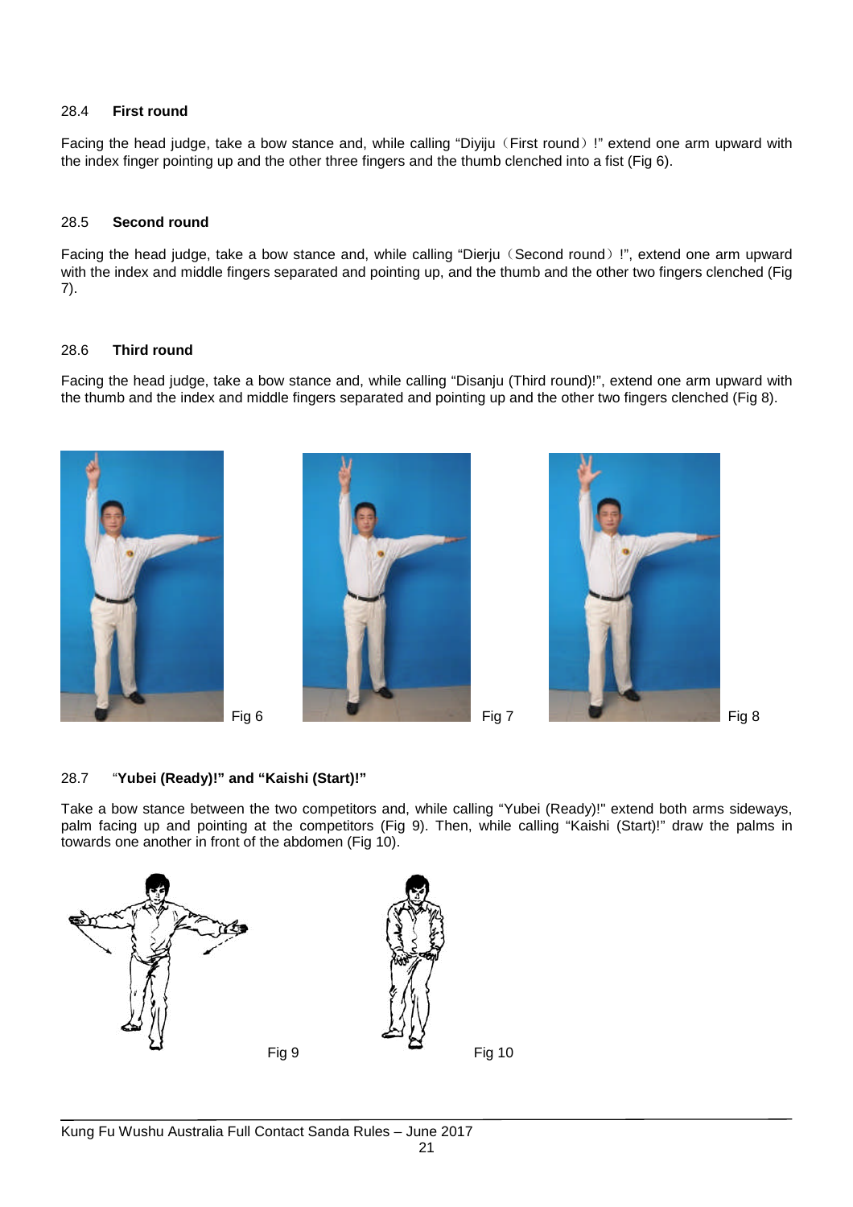### 28.4 First round

Facing the head judge, take a bow stance and, while calling “Diyiju（First round）!” extend one arm upward with the index finger pointing up and the other three fingers and the thumb clenched into a fist (Fig 6).

### 28.5 Second round

Facing the head judge, take a bow stance and, while calling “Dierju（Second round）!”, extend one arm upward with the index and middle fingers separated and pointing up, and the thumb and the other two fingers clenched (Fig 7).

### 28.6 Third round

Facing the head judge, take a bow stance and, while calling “Disanju (Third round)!”, extend one arm upward with the thumb and the index and middle fingers separated and pointing up and the other two fingers clenched (Fig 8).

Fig 6

Fig 7

Fig 8

### 28.7 “Yubei (Ready)!” and “Kaishi (Start)!”

Take a bow stance between the two competitors and, while calling “Yubei (Ready)!" extend both arms sideways, palm facing up and pointing at the competitors (Fig 9). Then, while calling “Kaishi (Start)!” draw the palms in towards one another in front of the abdomen (Fig 10).

Fig 9

Fig 10

Kung Fu Wushu Australia Full Contact Sanda Rules – June 2017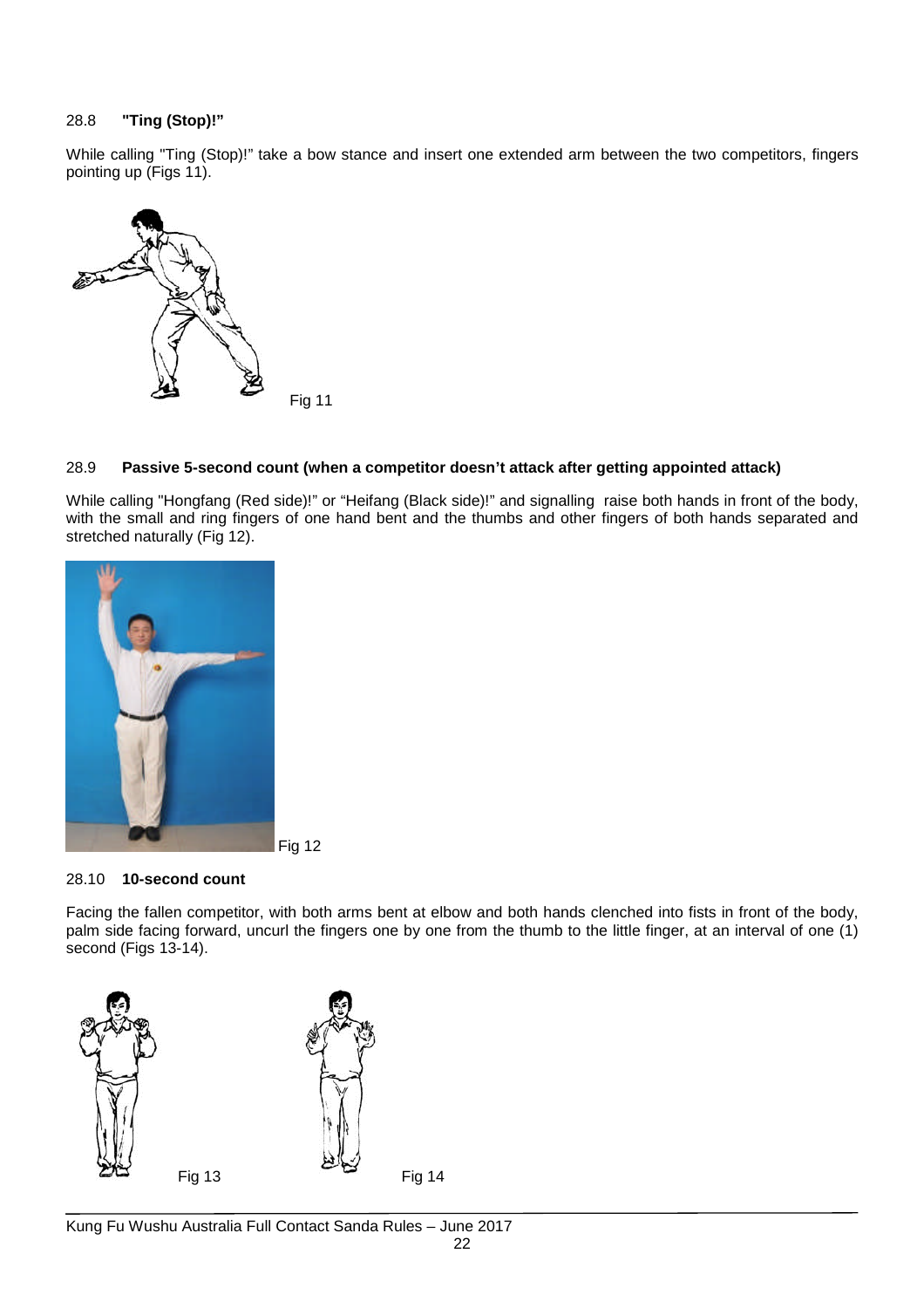### 28.8 **"Ting (Stop)!"**

While calling "Ting (Stop)!" take a bow stance and insert one extended arm between the two competitors, fingers pointing up (Figs 11).

Fig 11

### 28.9 **Passive 5-second count (when a competitor doesn't attack after getting appointed attack)**

While calling "Hongfang (Red side)!" or "Heifang (Black side)!" and signalling raise both hands in front of the body, with the small and ring fingers of one hand bent and the thumbs and other fingers of both hands separated and stretched naturally (Fig 12).

Fig 12

### 28.10 **10-second count**

Facing the fallen competitor, with both arms bent at elbow and both hands clenched into fists in front of the body, palm side facing forward, uncurl the fingers one by one from the thumb to the little finger, at an interval of one (1) second (Figs 13-14).

Fig 13

Fig 14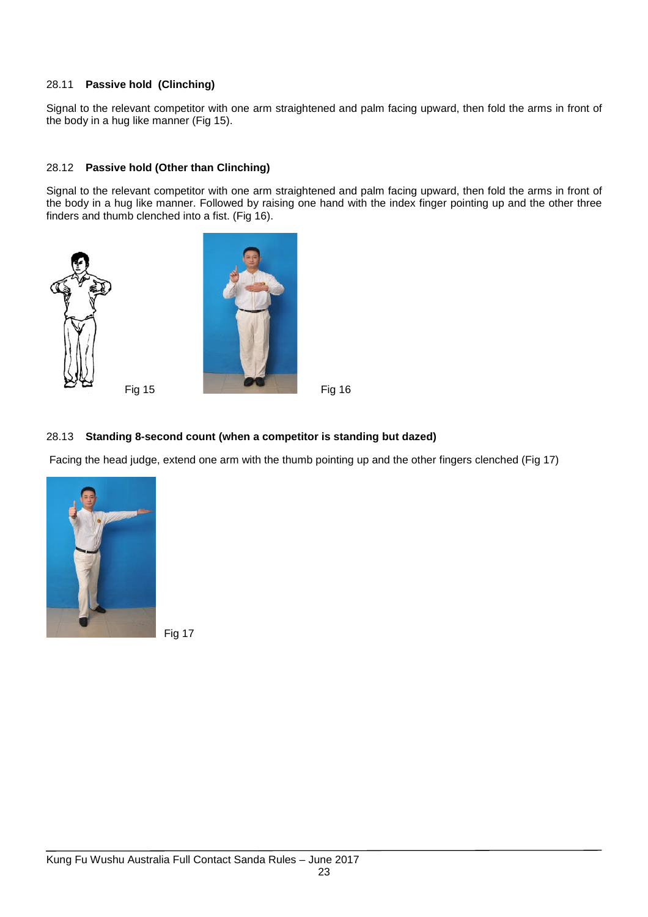### 28.11 Passive hold (Clinching)

Signal to the relevant competitor with one arm straightened and palm facing upward, then fold the arms in front of the body in a hug like manner (Fig 15).

### 28.12 Passive hold (Other than Clinching)

Signal to the relevant competitor with one arm straightened and palm facing upward, then fold the arms in front of the body in a hug like manner. Followed by raising one hand with the index finger pointing up and the other three finders and thumb clenched into a fist. (Fig 16).

Fig 15

Fig 16

### 28.13 Standing 8-second count (when a competitor is standing but dazed)

Facing the head judge, extend one arm with the thumb pointing up and the other fingers clenched (Fig 17)

Fig 17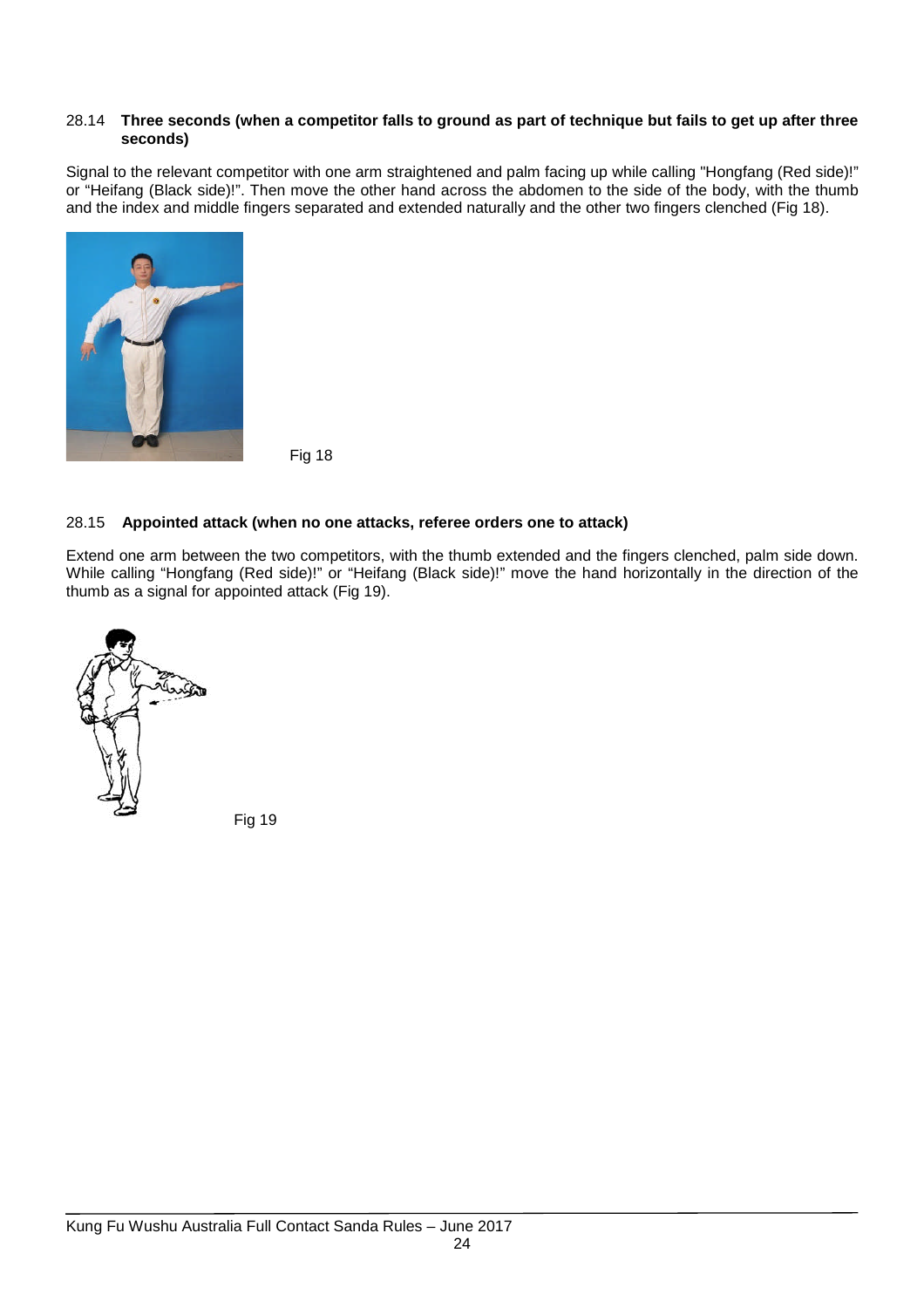### 28.14 **Three seconds (when a competitor falls to ground as part of technique but fails to get up after three seconds)**

Signal to the relevant competitor with one arm straightened and palm facing up while calling "Hongfang (Red side)!" or "Heifang (Black side)!". Then move the other hand across the abdomen to the side of the body, with the thumb and the index and middle fingers separated and extended naturally and the other two fingers clenched (Fig 18).

Fig 18

### 28.15 **Appointed attack (when no one attacks, referee orders one to attack)**

Extend one arm between the two competitors, with the thumb extended and the fingers clenched, palm side down. While calling "Hongfang (Red side)!" or "Heifang (Black side)!" move the hand horizontally in the direction of the thumb as a signal for appointed attack (Fig 19).

Fig 19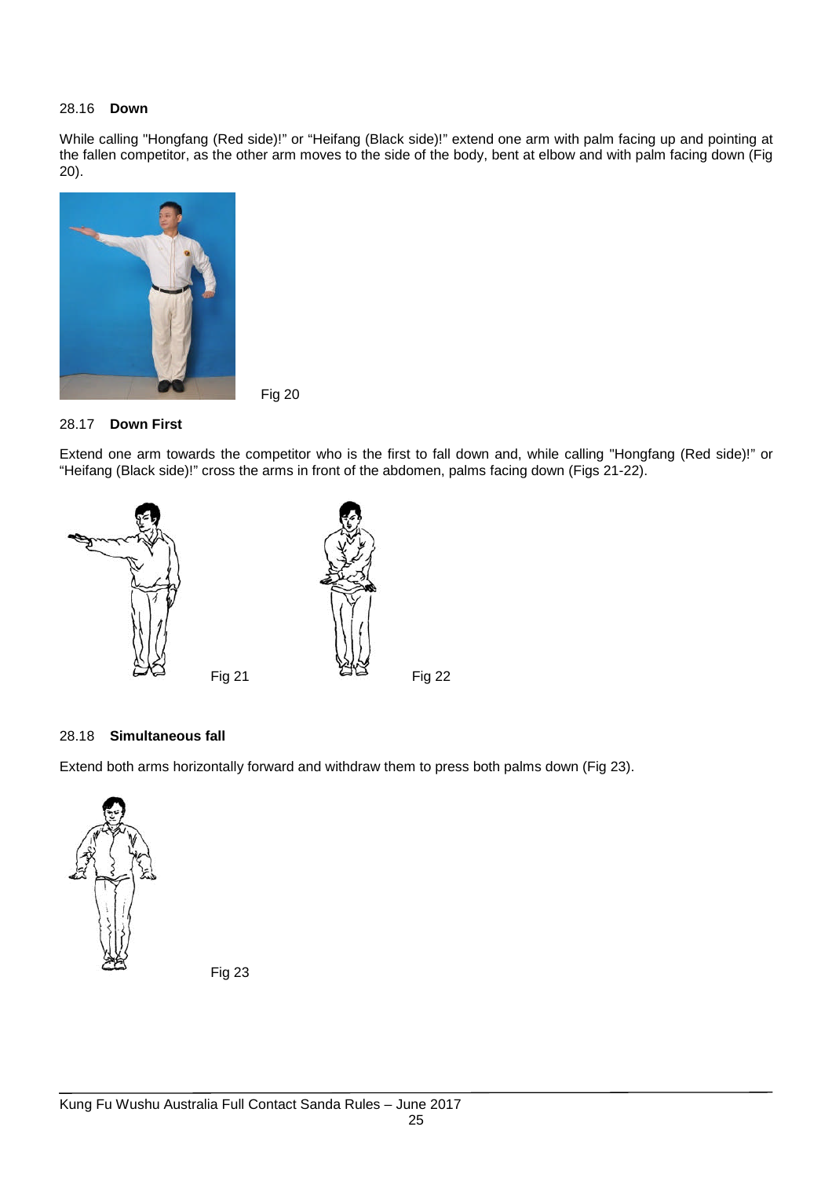28.16 **Down**

While calling "Hongfang (Red side)!" or "Heifang (Black side)!" extend one arm with palm facing up and pointing at the fallen competitor, as the other arm moves to the side of the body, bent at elbow and with palm facing down (Fig 20).

Fig 20

28.17 **Down First**

Extend one arm towards the competitor who is the first to fall down and, while calling "Hongfang (Red side)!" or "Heifang (Black side)!" cross the arms in front of the abdomen, palms facing down (Figs 21-22).

Fig 21

Fig 22

28.18 **Simultaneous fall**

Extend both arms horizontally forward and withdraw them to press both palms down (Fig 23).

Fig 23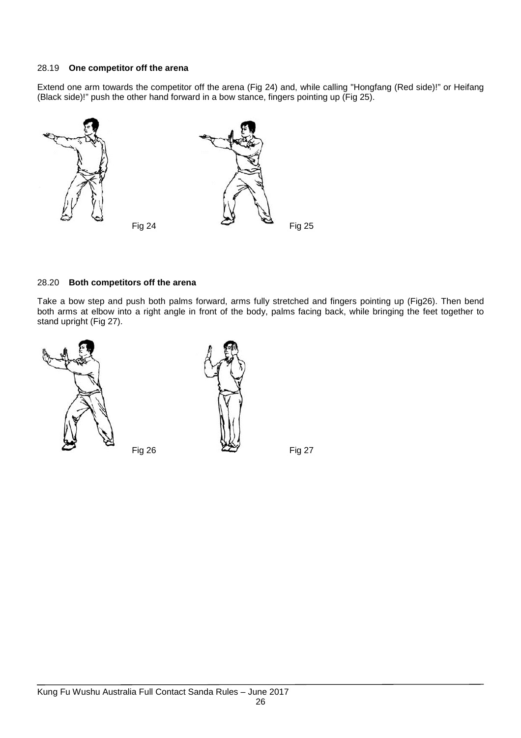### 28.19 **One competitor off the arena**

Extend one arm towards the competitor off the arena (Fig 24) and, while calling "Hongfang (Red side)!" or Heifang (Black side)!" push the other hand forward in a bow stance, fingers pointing up (Fig 25).

Fig 24

Fig 25

### 28.20 **Both competitors off the arena**

Take a bow step and push both palms forward, arms fully stretched and fingers pointing up (Fig26). Then bend both arms at elbow into a right angle in front of the body, palms facing back, while bringing the feet together to stand upright (Fig 27).

Fig 26

Fig 27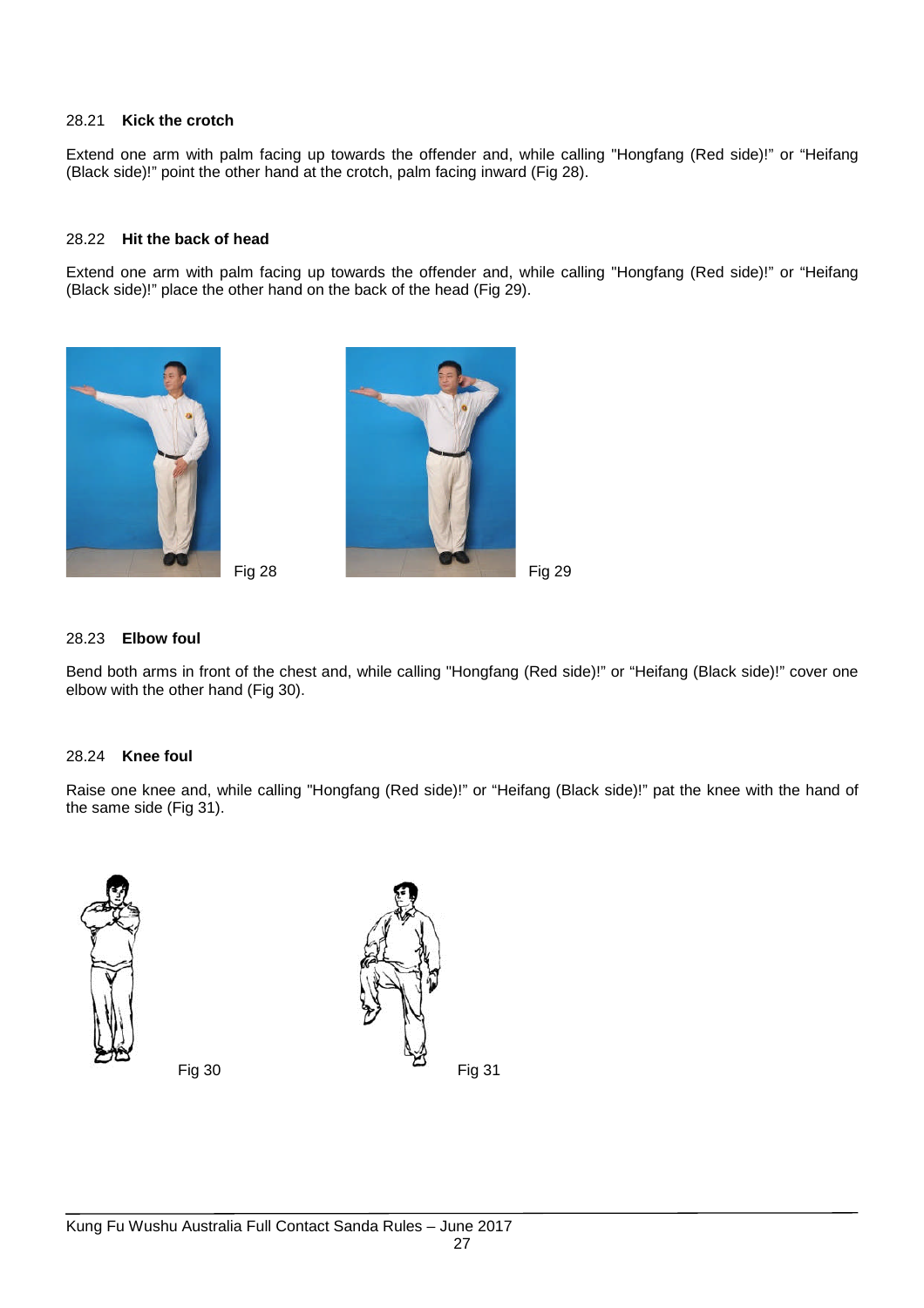28.21 **Kick the crotch**

Extend one arm with palm facing up towards the offender and, while calling "Hongfang (Red side)!" or "Heifang (Black side)!" point the other hand at the crotch, palm facing inward (Fig 28).

28.22 **Hit the back of head**

Extend one arm with palm facing up towards the offender and, while calling "Hongfang (Red side)!" or "Heifang (Black side)!" place the other hand on the back of the head (Fig 29).

Fig 28

Fig 29

28.23 **Elbow foul**

Bend both arms in front of the chest and, while calling "Hongfang (Red side)!" or "Heifang (Black side)!" cover one elbow with the other hand (Fig 30).

28.24 **Knee foul**

Raise one knee and, while calling "Hongfang (Red side)!" or "Heifang (Black side)!" pat the knee with the hand of the same side (Fig 31).

Fig 30

Fig 31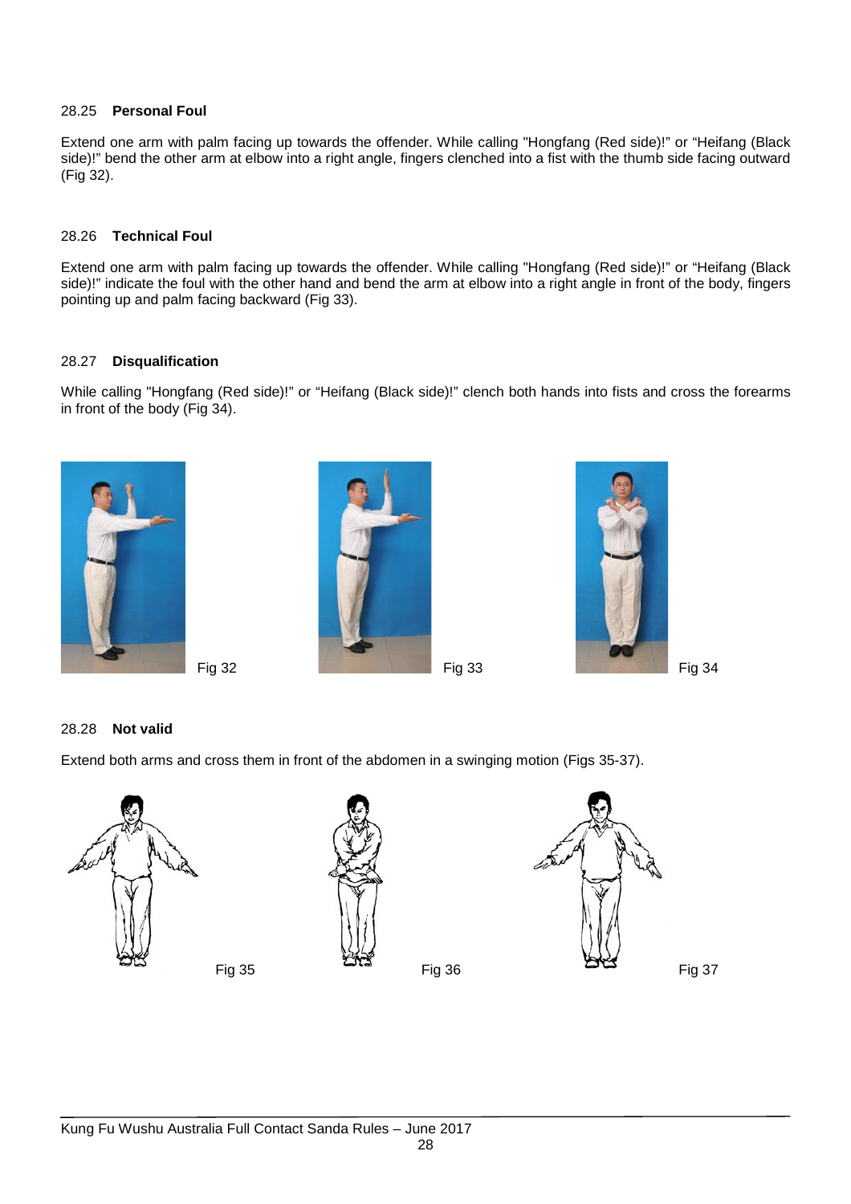### 28.25 **Personal Foul**

Extend one arm with palm facing up towards the offender. While calling "Hongfang (Red side)!" or "Heifang (Black side)!" bend the other arm at elbow into a right angle, fingers clenched into a fist with the thumb side facing outward (Fig 32).

### 28.26 **Technical Foul**

Extend one arm with palm facing up towards the offender. While calling "Hongfang (Red side)!" or "Heifang (Black side)!" indicate the foul with the other hand and bend the arm at elbow into a right angle in front of the body, fingers pointing up and palm facing backward (Fig 33).

### 28.27 **Disqualification**

While calling "Hongfang (Red side)!" or "Heifang (Black side)!" clench both hands into fists and cross the forearms in front of the body (Fig 34).

Fig 32

Fig 33

Fig 34

### 28.28 **Not valid**

Extend both arms and cross them in front of the abdomen in a swinging motion (Figs 35-37).

Fig 35

Fig 36

Fig 37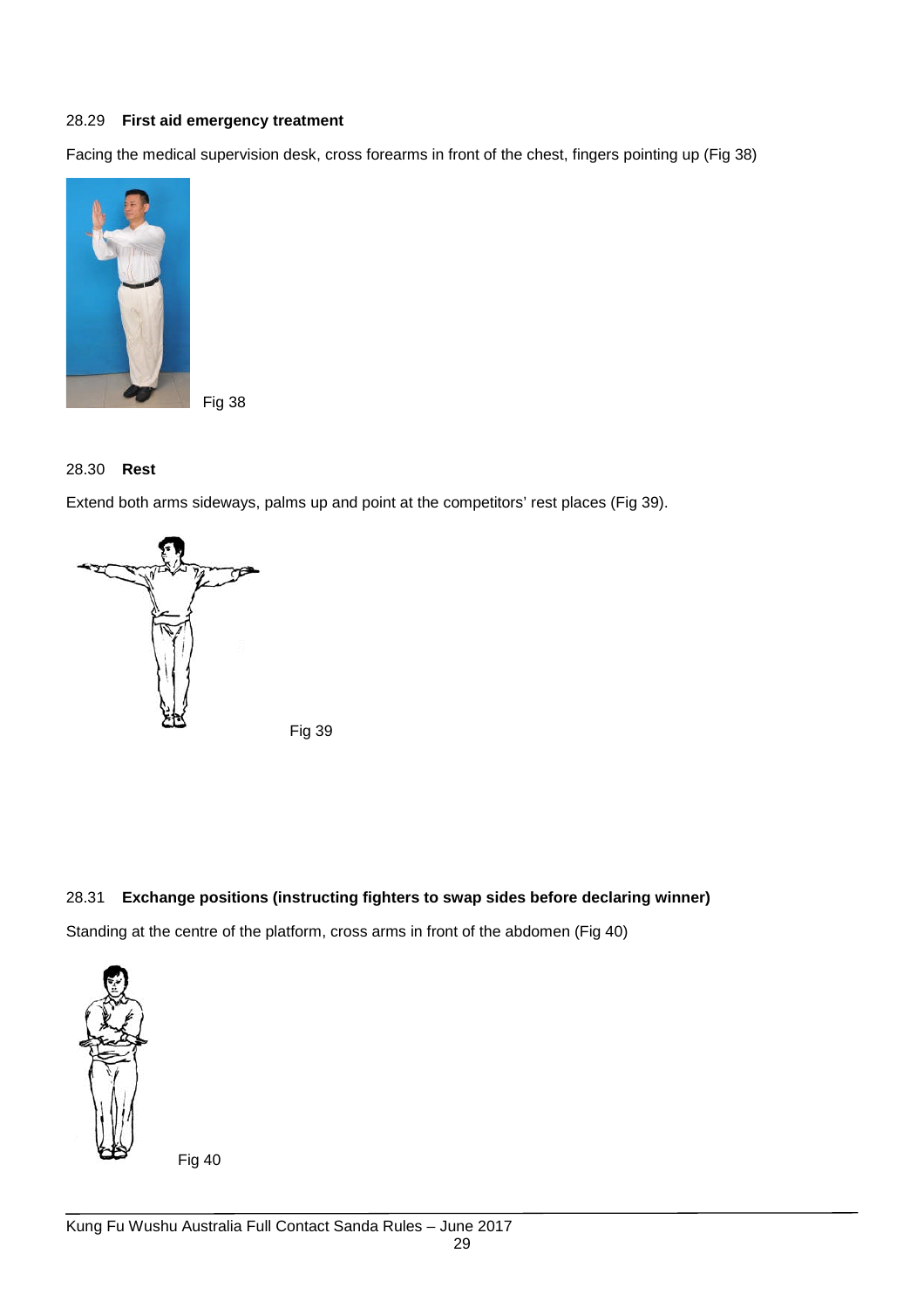### 28.29 **First aid emergency treatment**

Facing the medical supervision desk, cross forearms in front of the chest, fingers pointing up (Fig 38)

Fig 38

### 28.30 **Rest**

Extend both arms sideways, palms up and point at the competitors' rest places (Fig 39).

Fig 39

### 28.31 **Exchange positions (instructing fighters to swap sides before declaring winner)**

Standing at the centre of the platform, cross arms in front of the abdomen (Fig 40)

Fig 40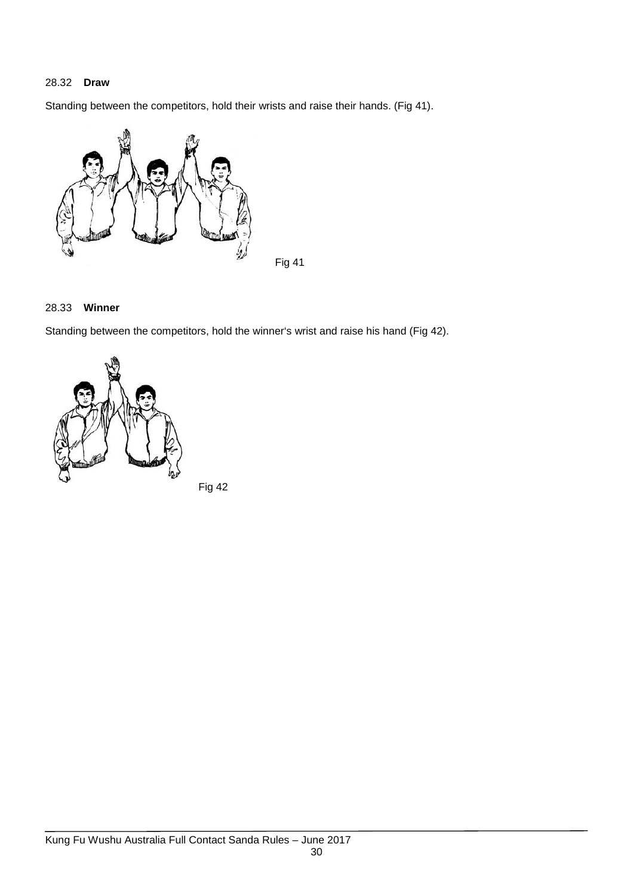28.32 **Draw**

Standing between the competitors, hold their wrists and raise their hands. (Fig 41).

Fig 41

28.33 **Winner**

Standing between the competitors, hold the winner's wrist and raise his hand (Fig 42).

Fig 42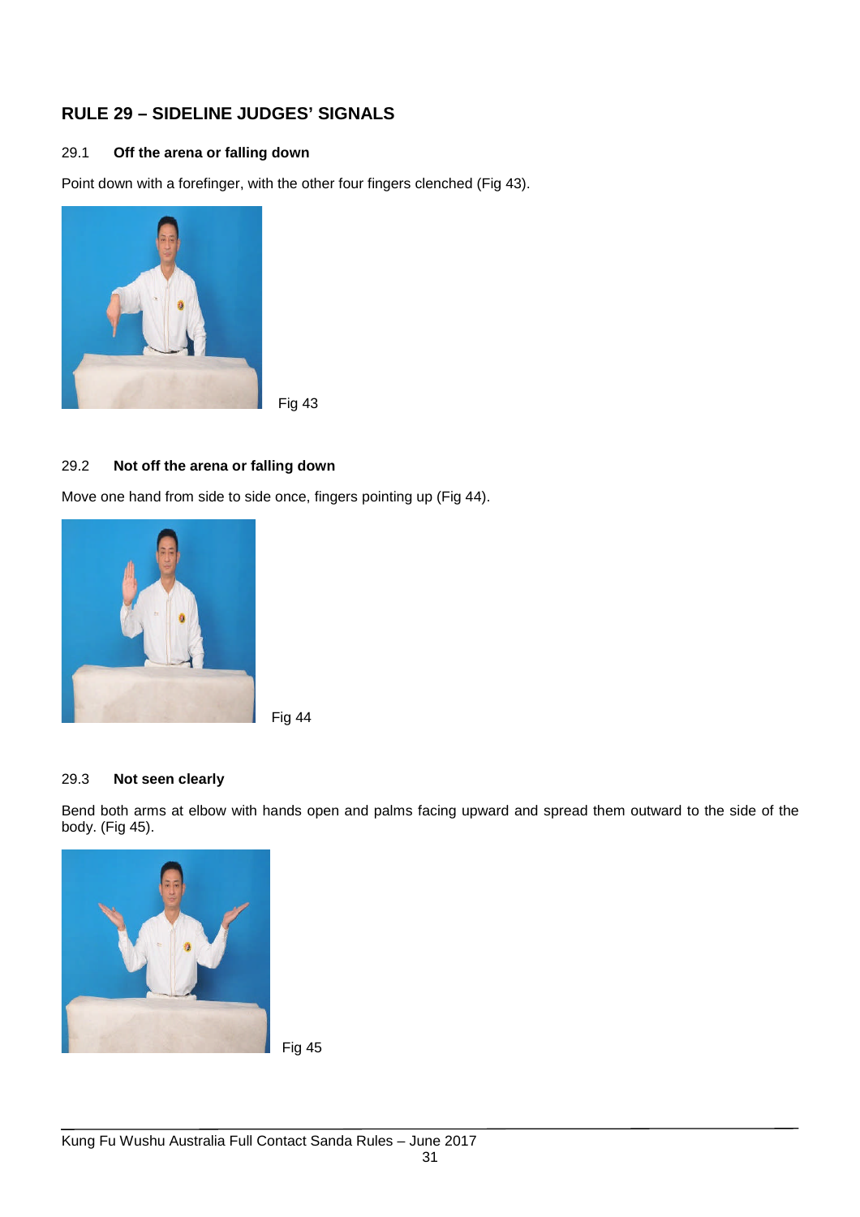## RULE 29 – SIDELINE JUDGES' SIGNALS

### 29.1 Off the arena or falling down

Point down with a forefinger, with the other four fingers clenched (Fig 43).

Fig 43

### 29.2 Not off the arena or falling down

Move one hand from side to side once, fingers pointing up (Fig 44).

Fig 44

### 29.3 Not seen clearly

Bend both arms at elbow with hands open and palms facing upward and spread them outward to the side of the body. (Fig 45).

Fig 45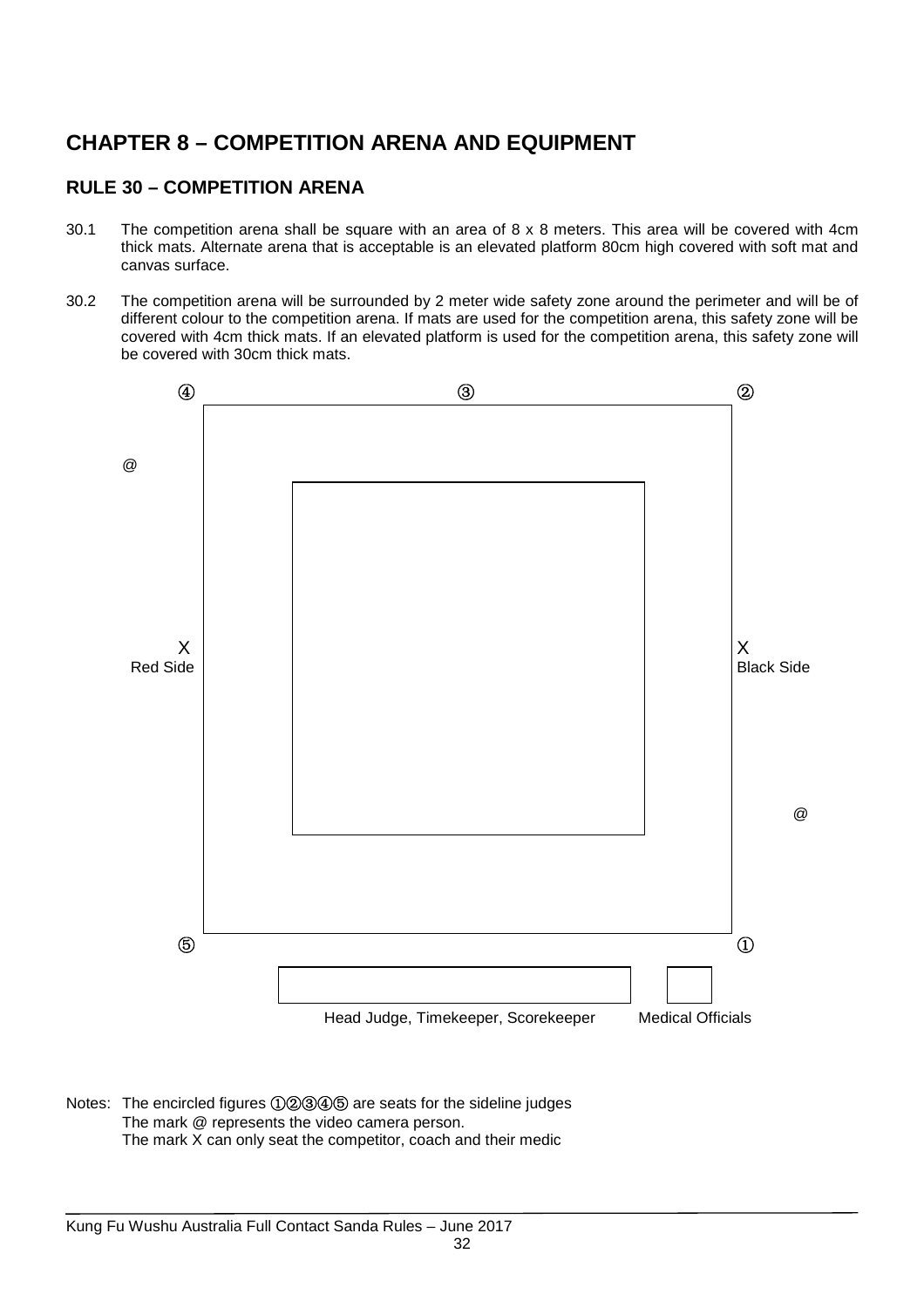# CHAPTER 8 – COMPETITION ARENA AND EQUIPMENT

## RULE 30 – COMPETITION ARENA

30.1 The competition arena shall be square with an area of 8 x 8 meters. This area will be covered with 4cm thick mats. Alternate arena that is acceptable is an elevated platform 80cm high covered with soft mat and canvas surface.

30.2 The competition arena will be surrounded by 2 meter wide safety zone around the perimeter and will be of different colour to the competition arena. If mats are used for the competition arena, this safety zone will be covered with 4cm thick mats. If an elevated platform is used for the competition arena, this safety zone will be covered with 30cm thick mats.

④ ③ ②

@

X Red Side

X Black Side

@

⑤ ①

Head Judge, Timekeeper, Scorekeeper

Medical Officials

Notes: The encircled figures ①②③④⑤ are seats for the sideline judges
The mark @ represents the video camera person.
The mark X can only seat the competitor, coach and their medic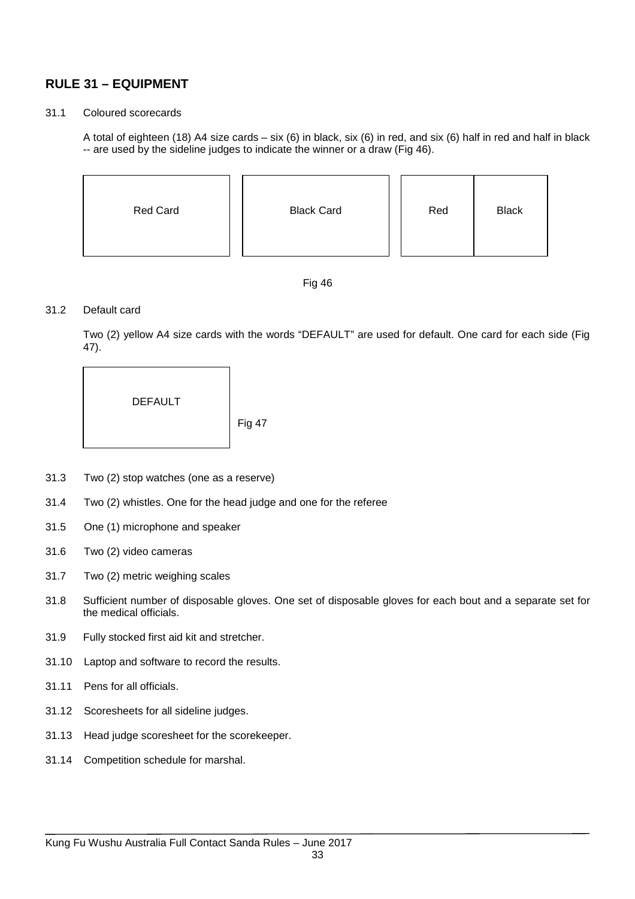## RULE 31 – EQUIPMENT

31.1 Coloured scorecards

A total of eighteen (18) A4 size cards – six (6) in black, six (6) in red, and six (6) half in red and half in black -- are used by the sideline judges to indicate the winner or a draw (Fig 46).

| Red Card | Black Card | Red | Black |
|---|---|---|---|

Fig 46

31.2 Default card

Two (2) yellow A4 size cards with the words "DEFAULT" are used for default. One card for each side (Fig 47).

| DEFAULT |
|---|

Fig 47

31.3 Two (2) stop watches (one as a reserve)

31.4 Two (2) whistles. One for the head judge and one for the referee

31.5 One (1) microphone and speaker

31.6 Two (2) video cameras

31.7 Two (2) metric weighing scales

31.8 Sufficient number of disposable gloves. One set of disposable gloves for each bout and a separate set for the medical officials.

31.9 Fully stocked first aid kit and stretcher.

31.10 Laptop and software to record the results.

31.11 Pens for all officials.

31.12 Scoresheets for all sideline judges.

31.13 Head judge scoresheet for the scorekeeper.

31.14 Competition schedule for marshal.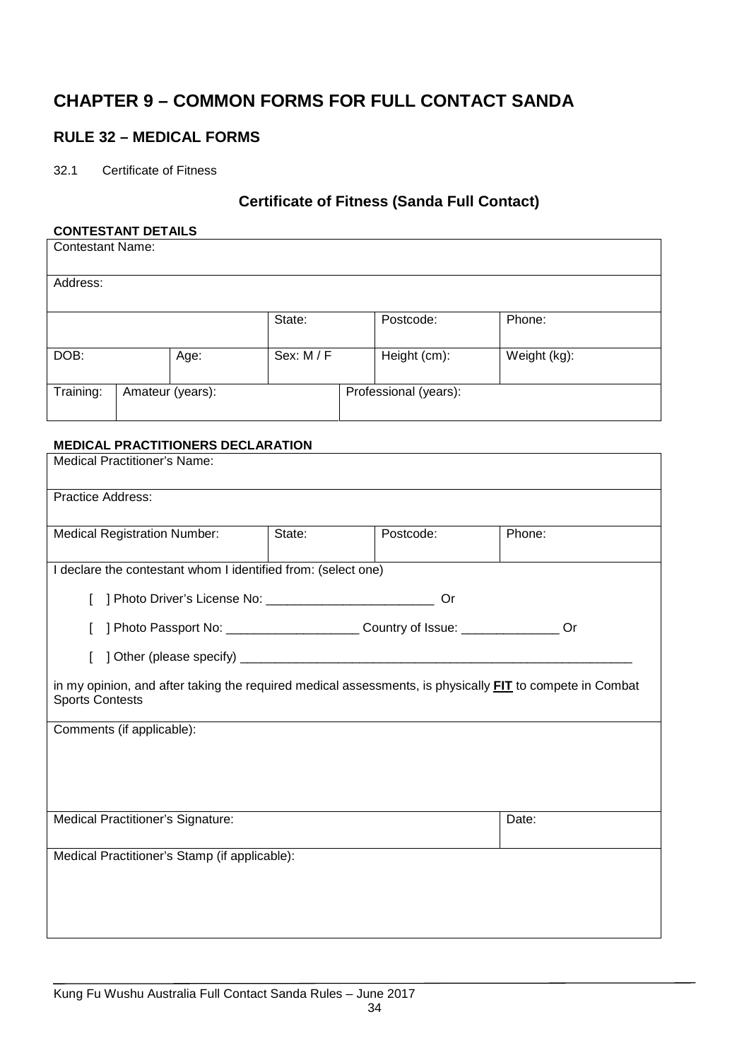# CHAPTER 9 – COMMON FORMS FOR FULL CONTACT SANDA

## RULE 32 – MEDICAL FORMS

32.1 Certificate of Fitness

### Certificate of Fitness (Sanda Full Contact)

**CONTESTANT DETAILS**

| Contestant Name: | | | | | |
|---|---|---|---|---|---|
| Address: | | | | | |
| | | State: | | Postcode: | Phone: |
| DOB: | Age: | Sex: M / F | | Height (cm): | Weight (kg): |
| Training: | Amateur (years): | | Professional (years): | | |

**MEDICAL PRACTITIONERS DECLARATION**

| Medical Practitioner's Name: | | | |
|---|---|---|---|
| Practice Address: | | | |
| Medical Registration Number: | State: | Postcode: | Phone: |

I declare the contestant whom I identified from: (select one)

[ ] Photo Driver's License No: ________________________ Or

[ ] Photo Passport No: ___________________ Country of Issue: ______________ Or

[ ] Other (please specify) __________________________________________________________

in my opinion, and after taking the required medical assessments, is physically **FIT** to compete in Combat Sports Contests

Comments (if applicable):

| Medical Practitioner's Signature: | Date: |
|---|---|

Medical Practitioner's Stamp (if applicable):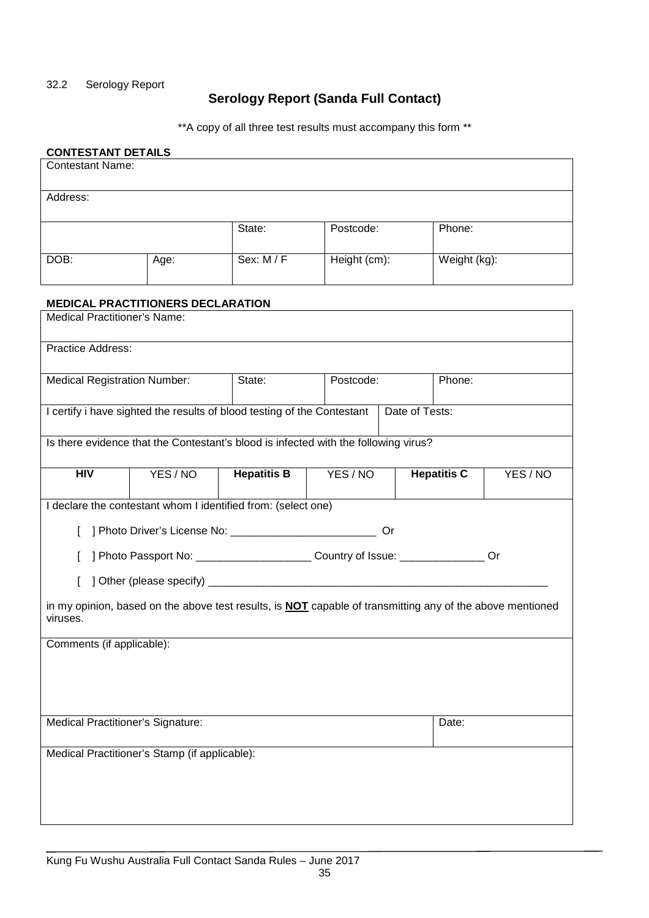32.2 Serology Report

## Serology Report (Sanda Full Contact)

**A copy of all three test results must accompany this form**

**CONTESTANT DETAILS**

| | | | | |
|---|---|---|---|---|
| Contestant Name: | | | | |
| Address: | | | | |
| | | State: | Postcode: | Phone: |
| DOB: | Age: | Sex: M / F | Height (cm): | Weight (kg): |

**MEDICAL PRACTITIONERS DECLARATION**

| | | | | | |
|---|---|---|---|---|---|
| Medical Practitioner's Name: | | | | | |
| Practice Address: | | | | | |
| Medical Registration Number: | | State: | Postcode: | Phone: | |
| I certify i have sighted the results of blood testing of the Contestant | | | | Date of Tests: | |
| Is there evidence that the Contestant's blood is infected with the following virus? | | | | | |
| **HIV** | YES / NO | **Hepatitis B** | YES / NO | **Hepatitis C** | YES / NO |

I declare the contestant whom I identified from: (select one)

[ ] Photo Driver's License No: ________________________ Or

[ ] Photo Passport No: ___________________ Country of Issue: ______________ Or

[ ] Other (please specify) ___________________________________________________________

in my opinion, based on the above test results, is **NOT** capable of transmitting any of the above mentioned viruses.

| | |
|---|---|
| Comments (if applicable): | |
| Medical Practitioner's Signature: | Date: |
| Medical Practitioner's Stamp (if applicable): | |